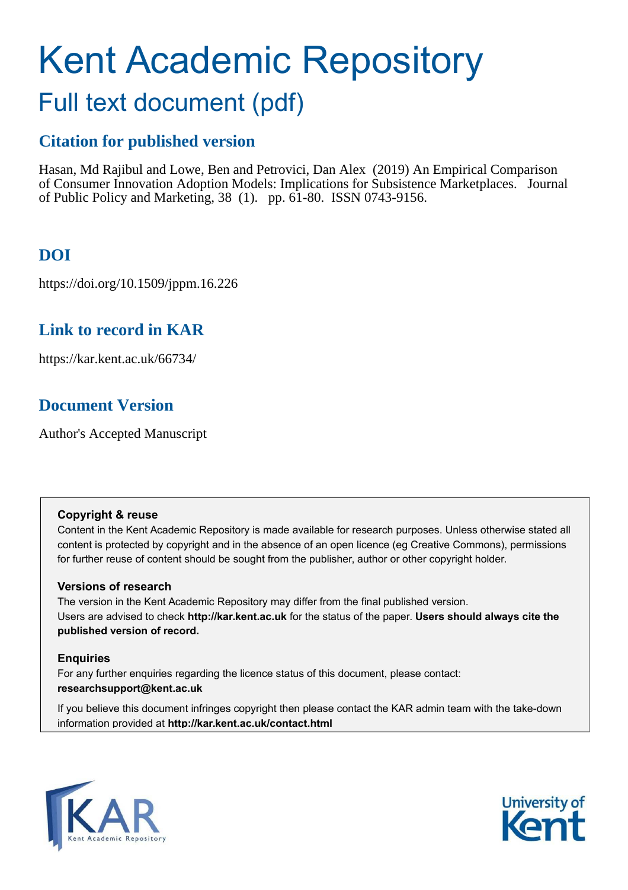# Kent Academic Repository

## Full text document (pdf)

### Citation for published version

Hasan, Md Rajibul and Lowe, Ben and Petrovici, Dan Alex (2019) An Empirical Comparison of Consumer Innovation Adoption Models: Implications for Subsistence Marketplaces. Journal of Public Policy and Marketing, 38 (1). pp. 61-80. ISSN 0743-9156.

### DOI

https://doi.org/10.1509/jppm.16.226

### Link to record in KAR

https://kar.kent.ac.uk/66734/

### Document Version

Author's Accepted Manuscript

**Copyright & reuse**

Content in the Kent Academic Repository is made available for research purposes. Unless otherwise stated all content is protected by copyright and in the absence of an open licence (eg Creative Commons), permissions for further reuse of content should be sought from the publisher, author or other copyright holder.

**Versions of research**

The version in the Kent Academic Repository may differ from the final published version. Users are advised to check **http://kar.kent.ac.uk** for the status of the paper. **Users should always cite the published version of record.**

**Enquiries**

For any further enquiries regarding the licence status of this document, please contact: **researchsupport@kent.ac.uk**

If you believe this document infringes copyright then please contact the KAR admin team with the take-down information provided at **http://kar.kent.ac.uk/contact.html**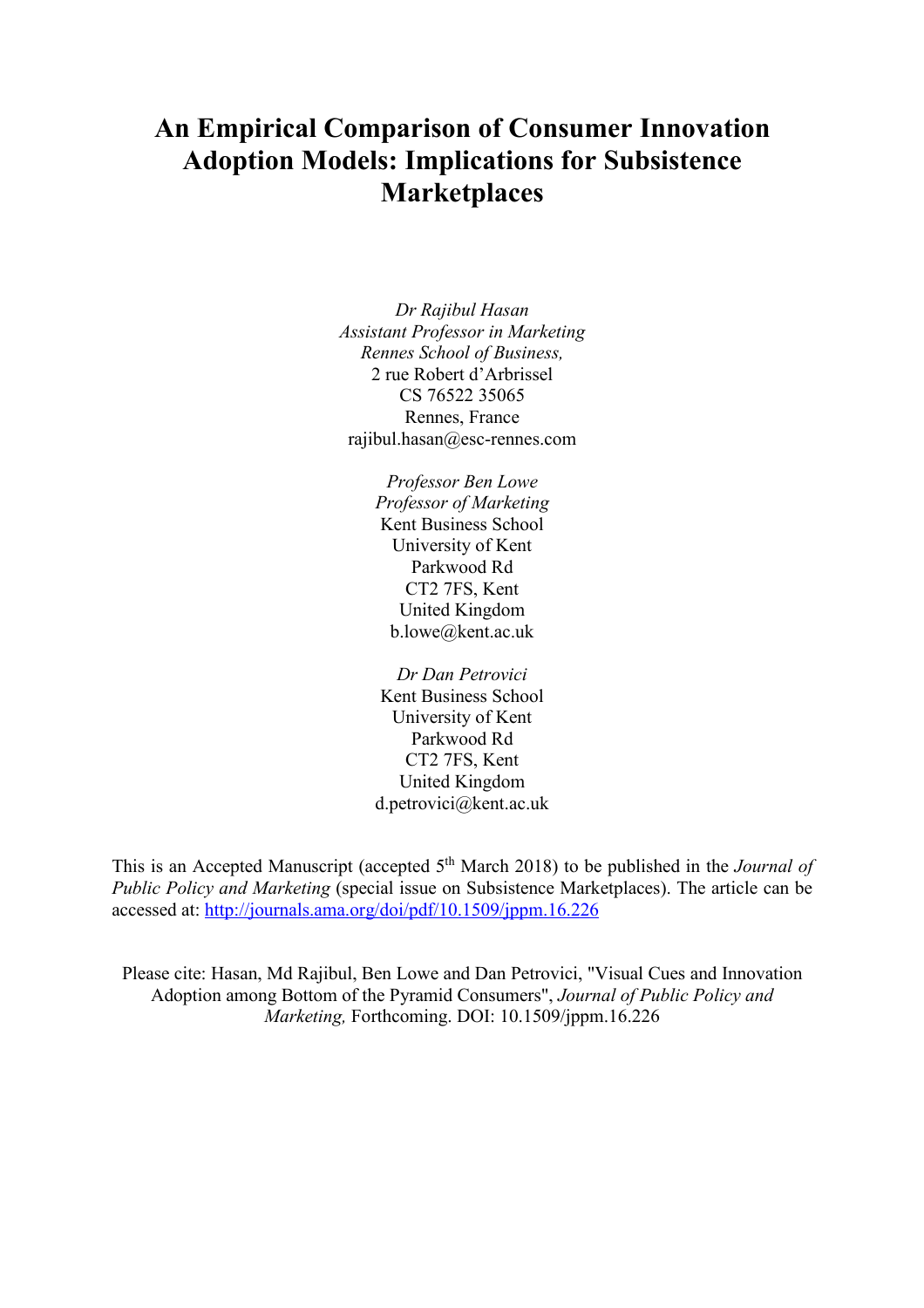# An Empirical Comparison of Consumer Innovation Adoption Models: Implications for Subsistence Marketplaces

*Dr Rajibul Hasan*
*Assistant Professor in Marketing*
*Rennes School of Business,*
2 rue Robert d'Arbrissel
CS 76522 35065
Rennes, France
rajibul.hasan@esc-rennes.com

*Professor Ben Lowe*
*Professor of Marketing*
Kent Business School
University of Kent
Parkwood Rd
CT2 7FS, Kent
United Kingdom
b.lowe@kent.ac.uk

*Dr Dan Petrovici*
Kent Business School
University of Kent
Parkwood Rd
CT2 7FS, Kent
United Kingdom
d.petrovici@kent.ac.uk

This is an Accepted Manuscript (accepted 5$^{th}$ March 2018) to be published in the *Journal of Public Policy and Marketing* (special issue on Subsistence Marketplaces). The article can be accessed at: http://journals.ama.org/doi/pdf/10.1509/jppm.16.226

Please cite: Hasan, Md Rajibul, Ben Lowe and Dan Petrovici, "Visual Cues and Innovation Adoption among Bottom of the Pyramid Consumers", *Journal of Public Policy and Marketing,* Forthcoming. DOI: 10.1509/jppm.16.226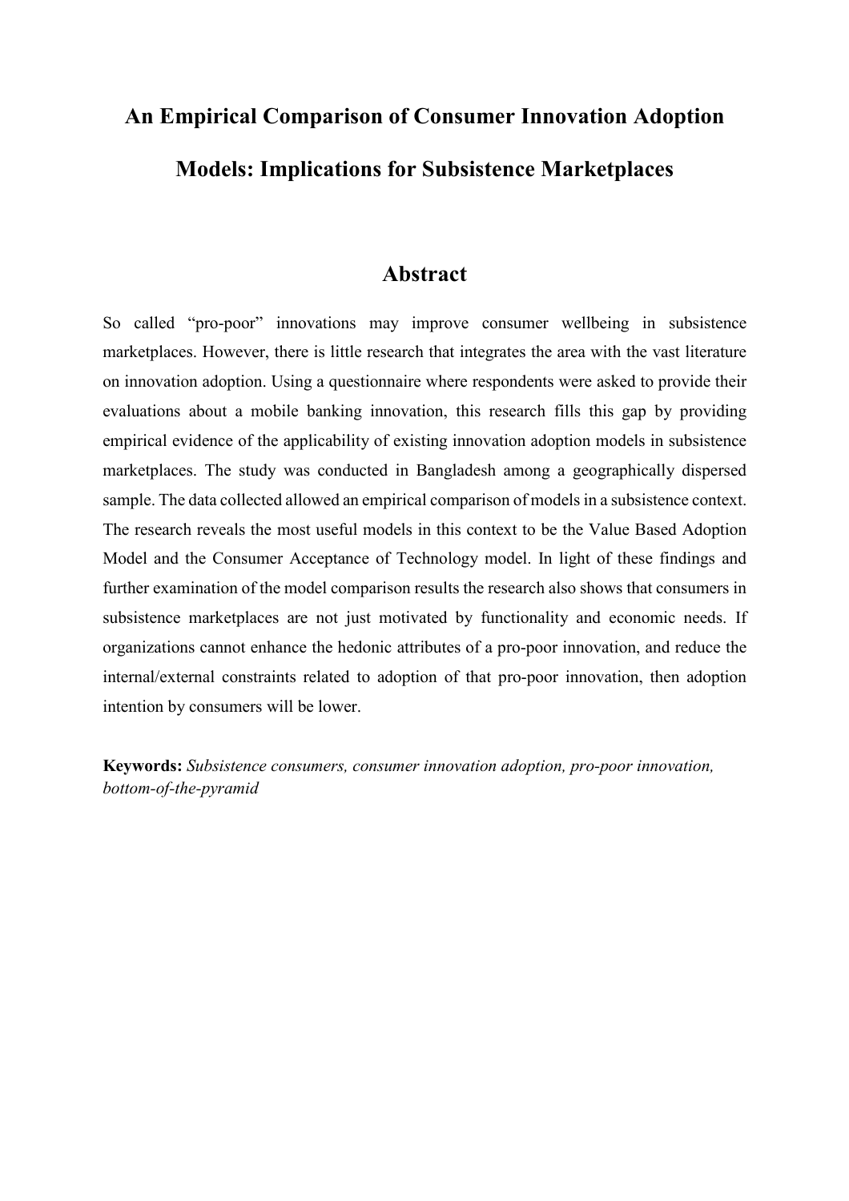# An Empirical Comparison of Consumer Innovation Adoption Models: Implications for Subsistence Marketplaces

## Abstract

So called "pro-poor" innovations may improve consumer wellbeing in subsistence marketplaces. However, there is little research that integrates the area with the vast literature on innovation adoption. Using a questionnaire where respondents were asked to provide their evaluations about a mobile banking innovation, this research fills this gap by providing empirical evidence of the applicability of existing innovation adoption models in subsistence marketplaces. The study was conducted in Bangladesh among a geographically dispersed sample. The data collected allowed an empirical comparison of models in a subsistence context. The research reveals the most useful models in this context to be the Value Based Adoption Model and the Consumer Acceptance of Technology model. In light of these findings and further examination of the model comparison results the research also shows that consumers in subsistence marketplaces are not just motivated by functionality and economic needs. If organizations cannot enhance the hedonic attributes of a pro-poor innovation, and reduce the internal/external constraints related to adoption of that pro-poor innovation, then adoption intention by consumers will be lower.

**Keywords:** *Subsistence consumers, consumer innovation adoption, pro-poor innovation, bottom-of-the-pyramid*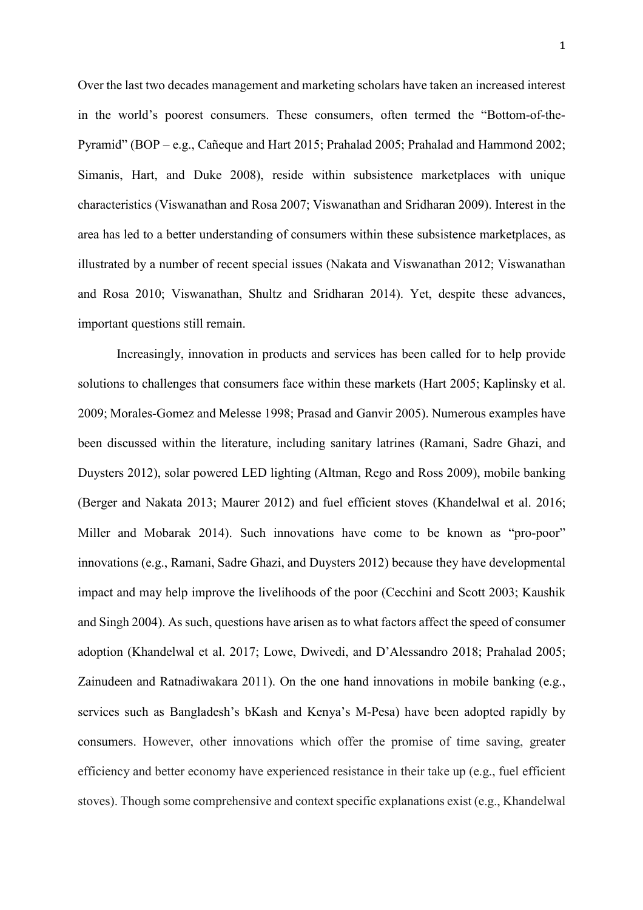Over the last two decades management and marketing scholars have taken an increased interest in the world's poorest consumers. These consumers, often termed the "Bottom-of-the-Pyramid" (BOP – e.g., Cañeque and Hart 2015; Prahalad 2005; Prahalad and Hammond 2002; Simanis, Hart, and Duke 2008), reside within subsistence marketplaces with unique characteristics (Viswanathan and Rosa 2007; Viswanathan and Sridharan 2009). Interest in the area has led to a better understanding of consumers within these subsistence marketplaces, as illustrated by a number of recent special issues (Nakata and Viswanathan 2012; Viswanathan and Rosa 2010; Viswanathan, Shultz and Sridharan 2014). Yet, despite these advances, important questions still remain.

Increasingly, innovation in products and services has been called for to help provide solutions to challenges that consumers face within these markets (Hart 2005; Kaplinsky et al. 2009; Morales-Gomez and Melesse 1998; Prasad and Ganvir 2005). Numerous examples have been discussed within the literature, including sanitary latrines (Ramani, Sadre Ghazi, and Duysters 2012), solar powered LED lighting (Altman, Rego and Ross 2009), mobile banking (Berger and Nakata 2013; Maurer 2012) and fuel efficient stoves (Khandelwal et al. 2016; Miller and Mobarak 2014). Such innovations have come to be known as "pro-poor" innovations (e.g., Ramani, Sadre Ghazi, and Duysters 2012) because they have developmental impact and may help improve the livelihoods of the poor (Cecchini and Scott 2003; Kaushik and Singh 2004). As such, questions have arisen as to what factors affect the speed of consumer adoption (Khandelwal et al. 2017; Lowe, Dwivedi, and D'Alessandro 2018; Prahalad 2005; Zainudeen and Ratnadiwakara 2011). On the one hand innovations in mobile banking (e.g., services such as Bangladesh's bKash and Kenya's M-Pesa) have been adopted rapidly by consumers. However, other innovations which offer the promise of time saving, greater efficiency and better economy have experienced resistance in their take up (e.g., fuel efficient stoves). Though some comprehensive and context specific explanations exist (e.g., Khandelwal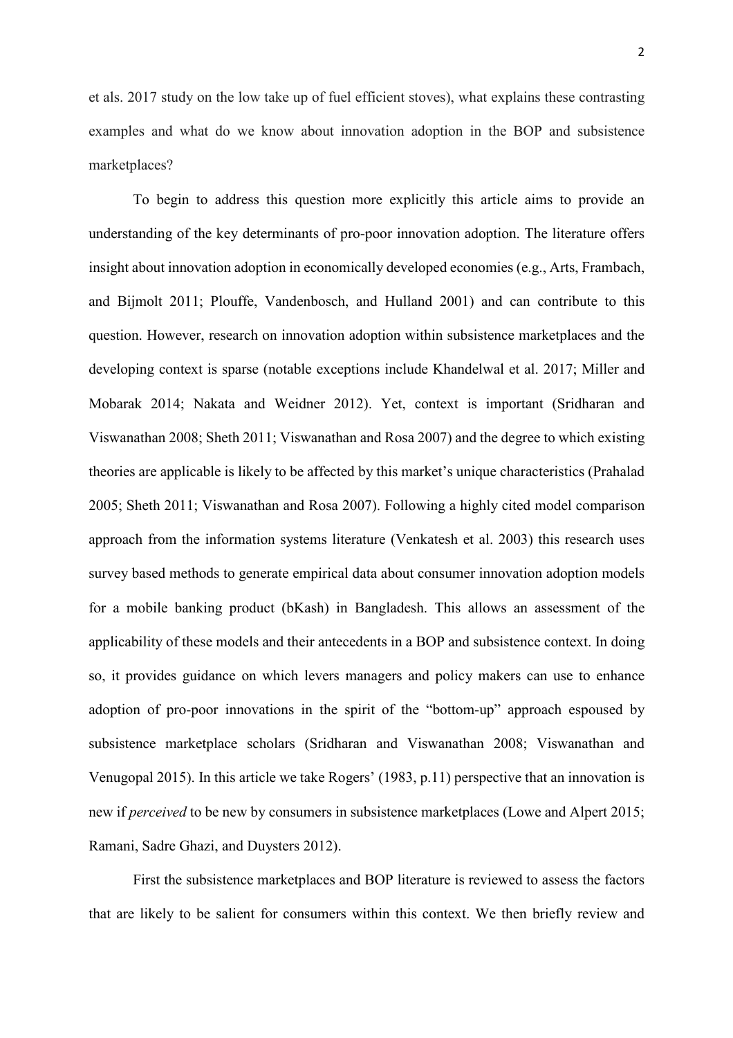et als. 2017 study on the low take up of fuel efficient stoves), what explains these contrasting examples and what do we know about innovation adoption in the BOP and subsistence marketplaces?

To begin to address this question more explicitly this article aims to provide an understanding of the key determinants of pro-poor innovation adoption. The literature offers insight about innovation adoption in economically developed economies (e.g., Arts, Frambach, and Bijmolt 2011; Plouffe, Vandenbosch, and Hulland 2001) and can contribute to this question. However, research on innovation adoption within subsistence marketplaces and the developing context is sparse (notable exceptions include Khandelwal et al. 2017; Miller and Mobarak 2014; Nakata and Weidner 2012). Yet, context is important (Sridharan and Viswanathan 2008; Sheth 2011; Viswanathan and Rosa 2007) and the degree to which existing theories are applicable is likely to be affected by this market's unique characteristics (Prahalad 2005; Sheth 2011; Viswanathan and Rosa 2007). Following a highly cited model comparison approach from the information systems literature (Venkatesh et al. 2003) this research uses survey based methods to generate empirical data about consumer innovation adoption models for a mobile banking product (bKash) in Bangladesh. This allows an assessment of the applicability of these models and their antecedents in a BOP and subsistence context. In doing so, it provides guidance on which levers managers and policy makers can use to enhance adoption of pro-poor innovations in the spirit of the "bottom-up" approach espoused by subsistence marketplace scholars (Sridharan and Viswanathan 2008; Viswanathan and Venugopal 2015). In this article we take Rogers' (1983, p.11) perspective that an innovation is new if *perceived* to be new by consumers in subsistence marketplaces (Lowe and Alpert 2015; Ramani, Sadre Ghazi, and Duysters 2012).

First the subsistence marketplaces and BOP literature is reviewed to assess the factors that are likely to be salient for consumers within this context. We then briefly review and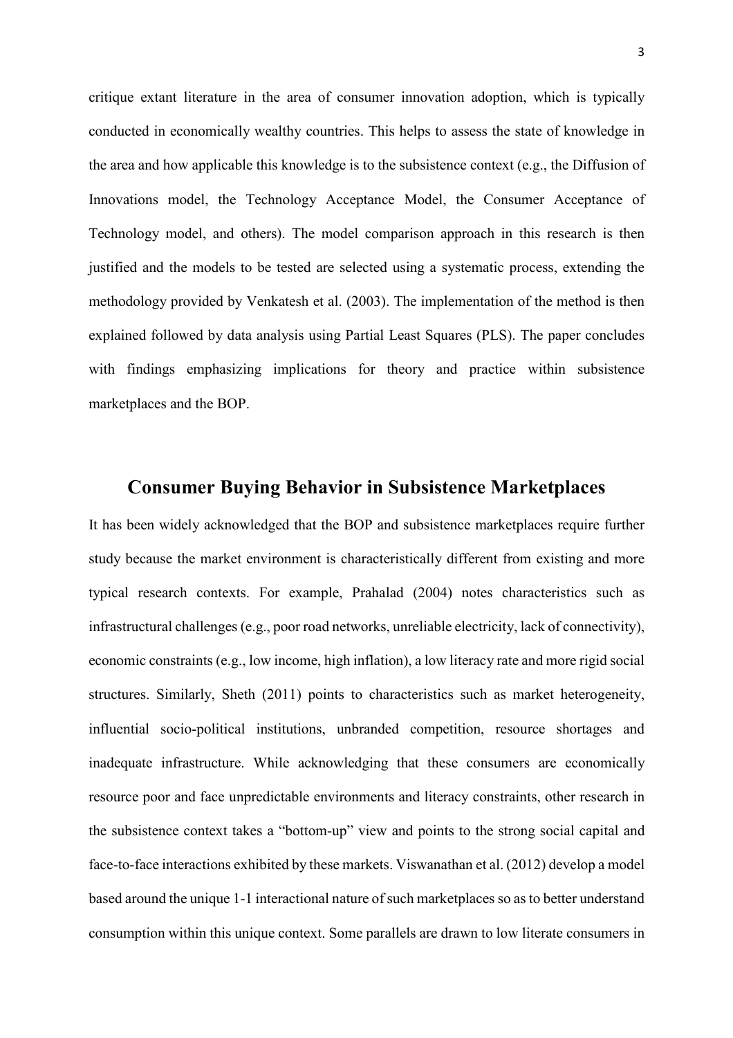critique extant literature in the area of consumer innovation adoption, which is typically conducted in economically wealthy countries. This helps to assess the state of knowledge in the area and how applicable this knowledge is to the subsistence context (e.g., the Diffusion of Innovations model, the Technology Acceptance Model, the Consumer Acceptance of Technology model, and others). The model comparison approach in this research is then justified and the models to be tested are selected using a systematic process, extending the methodology provided by Venkatesh et al. (2003). The implementation of the method is then explained followed by data analysis using Partial Least Squares (PLS). The paper concludes with findings emphasizing implications for theory and practice within subsistence marketplaces and the BOP.

## Consumer Buying Behavior in Subsistence Marketplaces

It has been widely acknowledged that the BOP and subsistence marketplaces require further study because the market environment is characteristically different from existing and more typical research contexts. For example, Prahalad (2004) notes characteristics such as infrastructural challenges (e.g., poor road networks, unreliable electricity, lack of connectivity), economic constraints (e.g., low income, high inflation), a low literacy rate and more rigid social structures. Similarly, Sheth (2011) points to characteristics such as market heterogeneity, influential socio-political institutions, unbranded competition, resource shortages and inadequate infrastructure. While acknowledging that these consumers are economically resource poor and face unpredictable environments and literacy constraints, other research in the subsistence context takes a "bottom-up" view and points to the strong social capital and face-to-face interactions exhibited by these markets. Viswanathan et al. (2012) develop a model based around the unique 1-1 interactional nature of such marketplaces so as to better understand consumption within this unique context. Some parallels are drawn to low literate consumers in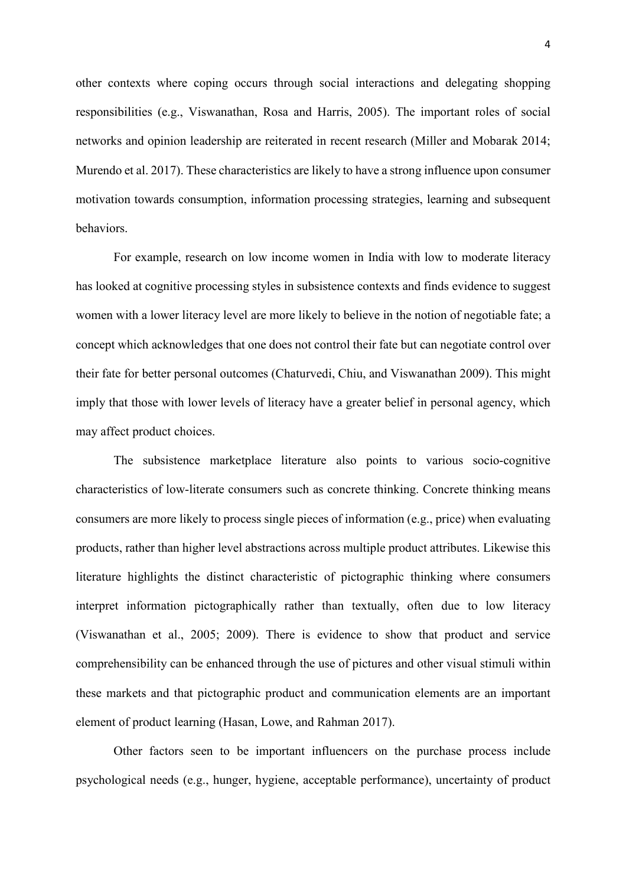other contexts where coping occurs through social interactions and delegating shopping responsibilities (e.g., Viswanathan, Rosa and Harris, 2005). The important roles of social networks and opinion leadership are reiterated in recent research (Miller and Mobarak 2014; Murendo et al. 2017). These characteristics are likely to have a strong influence upon consumer motivation towards consumption, information processing strategies, learning and subsequent behaviors.

For example, research on low income women in India with low to moderate literacy has looked at cognitive processing styles in subsistence contexts and finds evidence to suggest women with a lower literacy level are more likely to believe in the notion of negotiable fate; a concept which acknowledges that one does not control their fate but can negotiate control over their fate for better personal outcomes (Chaturvedi, Chiu, and Viswanathan 2009). This might imply that those with lower levels of literacy have a greater belief in personal agency, which may affect product choices.

The subsistence marketplace literature also points to various socio-cognitive characteristics of low-literate consumers such as concrete thinking. Concrete thinking means consumers are more likely to process single pieces of information (e.g., price) when evaluating products, rather than higher level abstractions across multiple product attributes. Likewise this literature highlights the distinct characteristic of pictographic thinking where consumers interpret information pictographically rather than textually, often due to low literacy (Viswanathan et al., 2005; 2009). There is evidence to show that product and service comprehensibility can be enhanced through the use of pictures and other visual stimuli within these markets and that pictographic product and communication elements are an important element of product learning (Hasan, Lowe, and Rahman 2017).

Other factors seen to be important influencers on the purchase process include psychological needs (e.g., hunger, hygiene, acceptable performance), uncertainty of product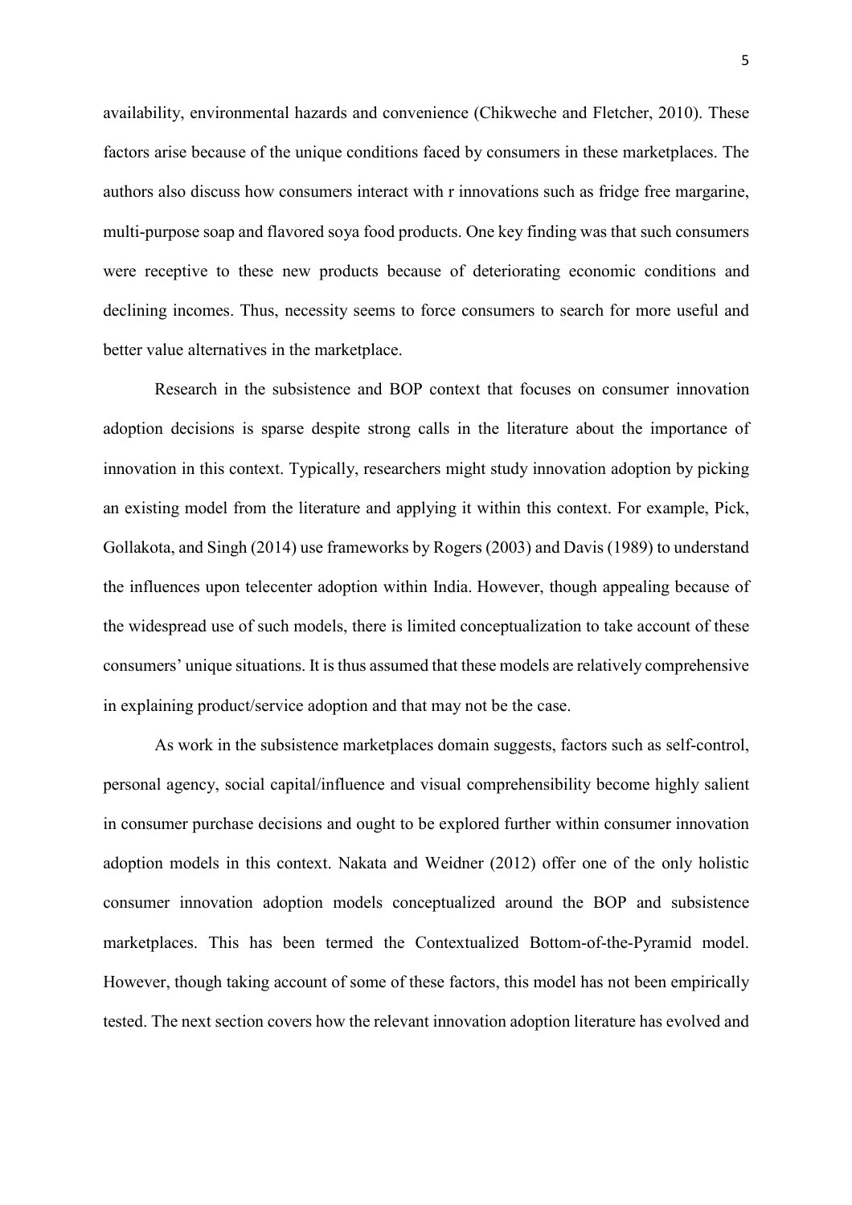availability, environmental hazards and convenience (Chikweche and Fletcher, 2010). These factors arise because of the unique conditions faced by consumers in these marketplaces. The authors also discuss how consumers interact with r innovations such as fridge free margarine, multi-purpose soap and flavored soya food products. One key finding was that such consumers were receptive to these new products because of deteriorating economic conditions and declining incomes. Thus, necessity seems to force consumers to search for more useful and better value alternatives in the marketplace.

Research in the subsistence and BOP context that focuses on consumer innovation adoption decisions is sparse despite strong calls in the literature about the importance of innovation in this context. Typically, researchers might study innovation adoption by picking an existing model from the literature and applying it within this context. For example, Pick, Gollakota, and Singh (2014) use frameworks by Rogers (2003) and Davis (1989) to understand the influences upon telecenter adoption within India. However, though appealing because of the widespread use of such models, there is limited conceptualization to take account of these consumers' unique situations. It is thus assumed that these models are relatively comprehensive in explaining product/service adoption and that may not be the case.

As work in the subsistence marketplaces domain suggests, factors such as self-control, personal agency, social capital/influence and visual comprehensibility become highly salient in consumer purchase decisions and ought to be explored further within consumer innovation adoption models in this context. Nakata and Weidner (2012) offer one of the only holistic consumer innovation adoption models conceptualized around the BOP and subsistence marketplaces. This has been termed the Contextualized Bottom-of-the-Pyramid model. However, though taking account of some of these factors, this model has not been empirically tested. The next section covers how the relevant innovation adoption literature has evolved and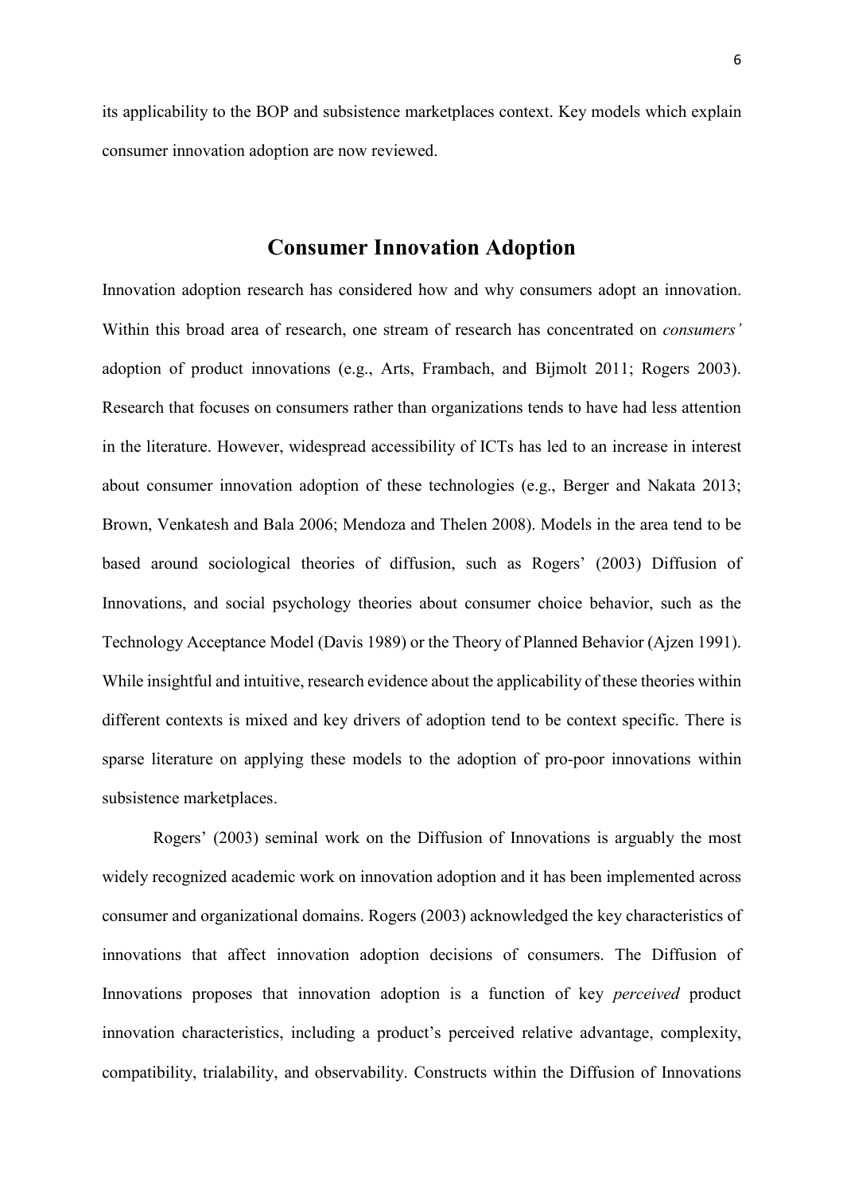its applicability to the BOP and subsistence marketplaces context. Key models which explain consumer innovation adoption are now reviewed.

## Consumer Innovation Adoption

Innovation adoption research has considered how and why consumers adopt an innovation. Within this broad area of research, one stream of research has concentrated on *consumers'* adoption of product innovations (e.g., Arts, Frambach, and Bijmolt 2011; Rogers 2003). Research that focuses on consumers rather than organizations tends to have had less attention in the literature. However, widespread accessibility of ICTs has led to an increase in interest about consumer innovation adoption of these technologies (e.g., Berger and Nakata 2013; Brown, Venkatesh and Bala 2006; Mendoza and Thelen 2008). Models in the area tend to be based around sociological theories of diffusion, such as Rogers' (2003) Diffusion of Innovations, and social psychology theories about consumer choice behavior, such as the Technology Acceptance Model (Davis 1989) or the Theory of Planned Behavior (Ajzen 1991). While insightful and intuitive, research evidence about the applicability of these theories within different contexts is mixed and key drivers of adoption tend to be context specific. There is sparse literature on applying these models to the adoption of pro-poor innovations within subsistence marketplaces.

Rogers' (2003) seminal work on the Diffusion of Innovations is arguably the most widely recognized academic work on innovation adoption and it has been implemented across consumer and organizational domains. Rogers (2003) acknowledged the key characteristics of innovations that affect innovation adoption decisions of consumers. The Diffusion of Innovations proposes that innovation adoption is a function of key *perceived* product innovation characteristics, including a product's perceived relative advantage, complexity, compatibility, trialability, and observability. Constructs within the Diffusion of Innovations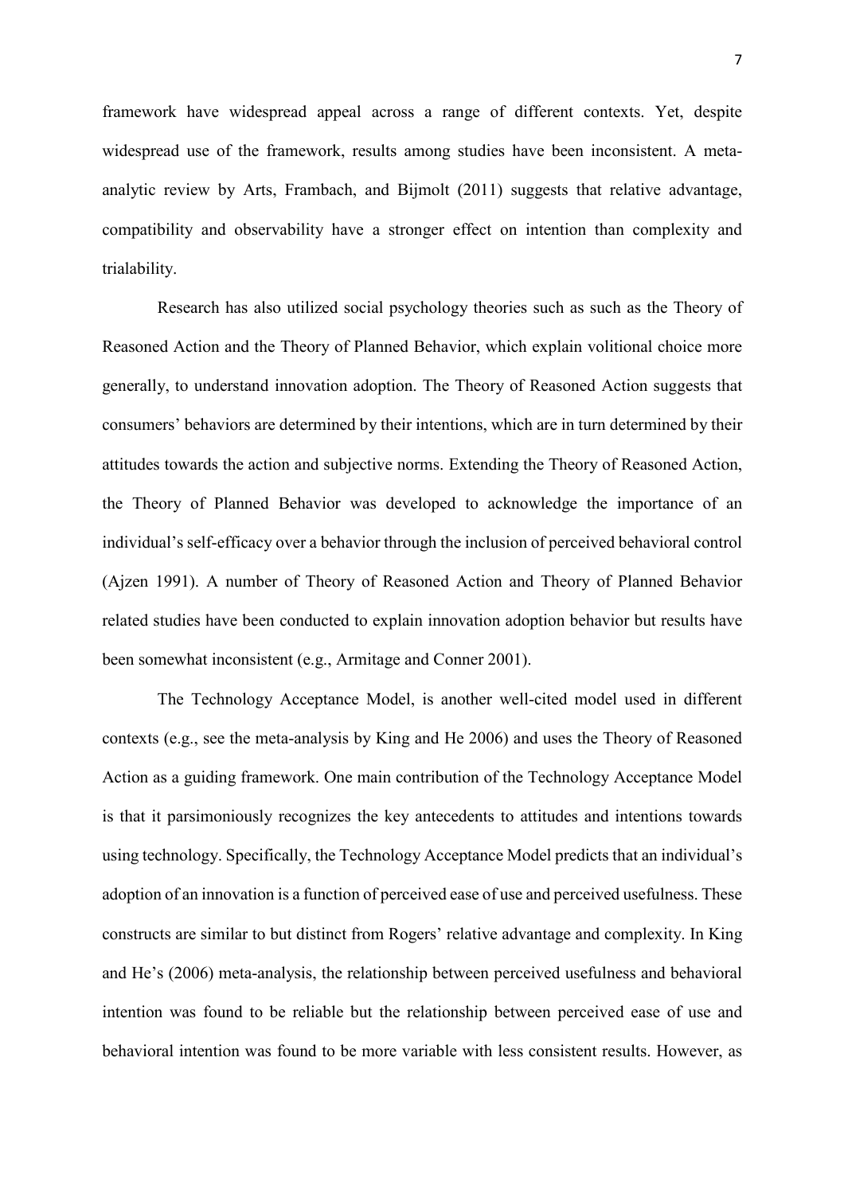framework have widespread appeal across a range of different contexts. Yet, despite widespread use of the framework, results among studies have been inconsistent. A meta-analytic review by Arts, Frambach, and Bijmolt (2011) suggests that relative advantage, compatibility and observability have a stronger effect on intention than complexity and trialability.

Research has also utilized social psychology theories such as such as the Theory of Reasoned Action and the Theory of Planned Behavior, which explain volitional choice more generally, to understand innovation adoption. The Theory of Reasoned Action suggests that consumers' behaviors are determined by their intentions, which are in turn determined by their attitudes towards the action and subjective norms. Extending the Theory of Reasoned Action, the Theory of Planned Behavior was developed to acknowledge the importance of an individual's self-efficacy over a behavior through the inclusion of perceived behavioral control (Ajzen 1991). A number of Theory of Reasoned Action and Theory of Planned Behavior related studies have been conducted to explain innovation adoption behavior but results have been somewhat inconsistent (e.g., Armitage and Conner 2001).

The Technology Acceptance Model, is another well-cited model used in different contexts (e.g., see the meta-analysis by King and He 2006) and uses the Theory of Reasoned Action as a guiding framework. One main contribution of the Technology Acceptance Model is that it parsimoniously recognizes the key antecedents to attitudes and intentions towards using technology. Specifically, the Technology Acceptance Model predicts that an individual's adoption of an innovation is a function of perceived ease of use and perceived usefulness. These constructs are similar to but distinct from Rogers' relative advantage and complexity. In King and He's (2006) meta-analysis, the relationship between perceived usefulness and behavioral intention was found to be reliable but the relationship between perceived ease of use and behavioral intention was found to be more variable with less consistent results. However, as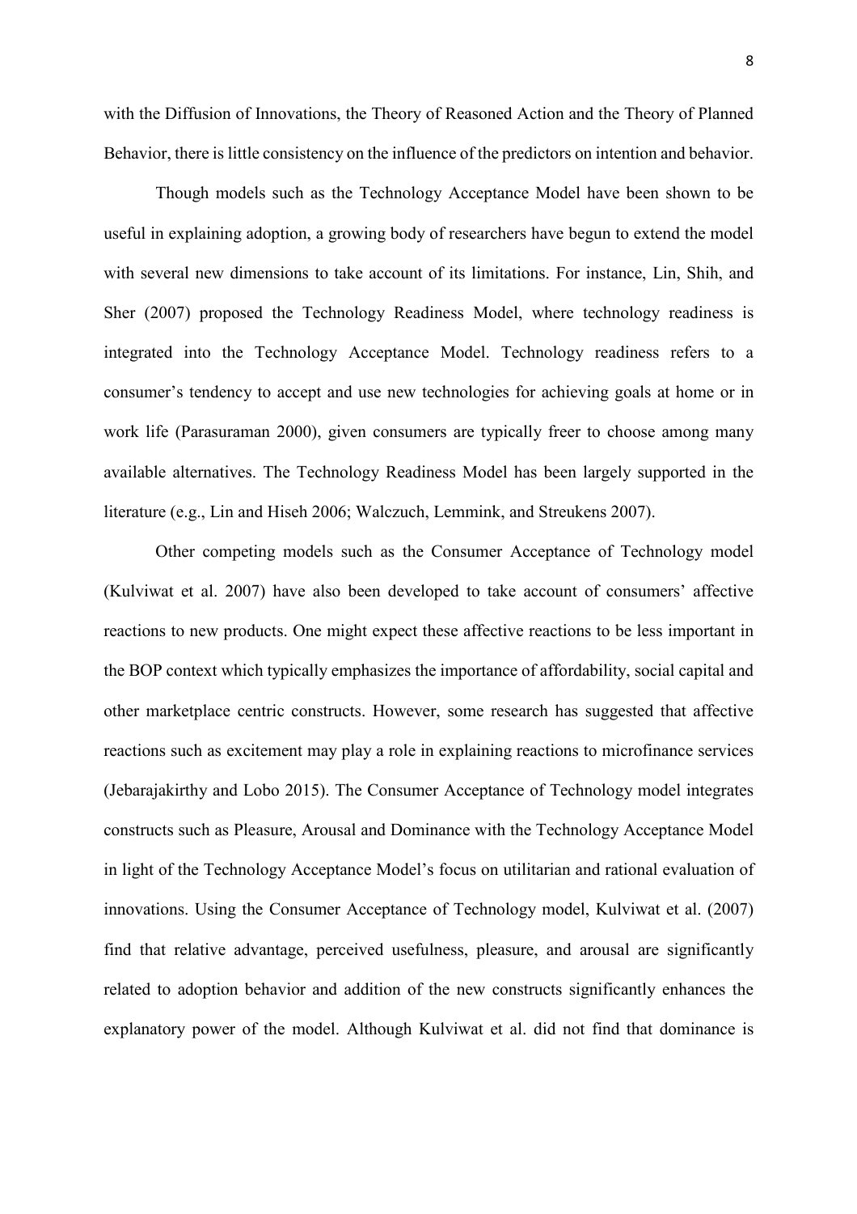with the Diffusion of Innovations, the Theory of Reasoned Action and the Theory of Planned Behavior, there is little consistency on the influence of the predictors on intention and behavior.

Though models such as the Technology Acceptance Model have been shown to be useful in explaining adoption, a growing body of researchers have begun to extend the model with several new dimensions to take account of its limitations. For instance, Lin, Shih, and Sher (2007) proposed the Technology Readiness Model, where technology readiness is integrated into the Technology Acceptance Model. Technology readiness refers to a consumer's tendency to accept and use new technologies for achieving goals at home or in work life (Parasuraman 2000), given consumers are typically freer to choose among many available alternatives. The Technology Readiness Model has been largely supported in the literature (e.g., Lin and Hiseh 2006; Walczuch, Lemmink, and Streukens 2007).

Other competing models such as the Consumer Acceptance of Technology model (Kulviwat et al. 2007) have also been developed to take account of consumers' affective reactions to new products. One might expect these affective reactions to be less important in the BOP context which typically emphasizes the importance of affordability, social capital and other marketplace centric constructs. However, some research has suggested that affective reactions such as excitement may play a role in explaining reactions to microfinance services (Jebarajakirthy and Lobo 2015). The Consumer Acceptance of Technology model integrates constructs such as Pleasure, Arousal and Dominance with the Technology Acceptance Model in light of the Technology Acceptance Model's focus on utilitarian and rational evaluation of innovations. Using the Consumer Acceptance of Technology model, Kulviwat et al. (2007) find that relative advantage, perceived usefulness, pleasure, and arousal are significantly related to adoption behavior and addition of the new constructs significantly enhances the explanatory power of the model. Although Kulviwat et al. did not find that dominance is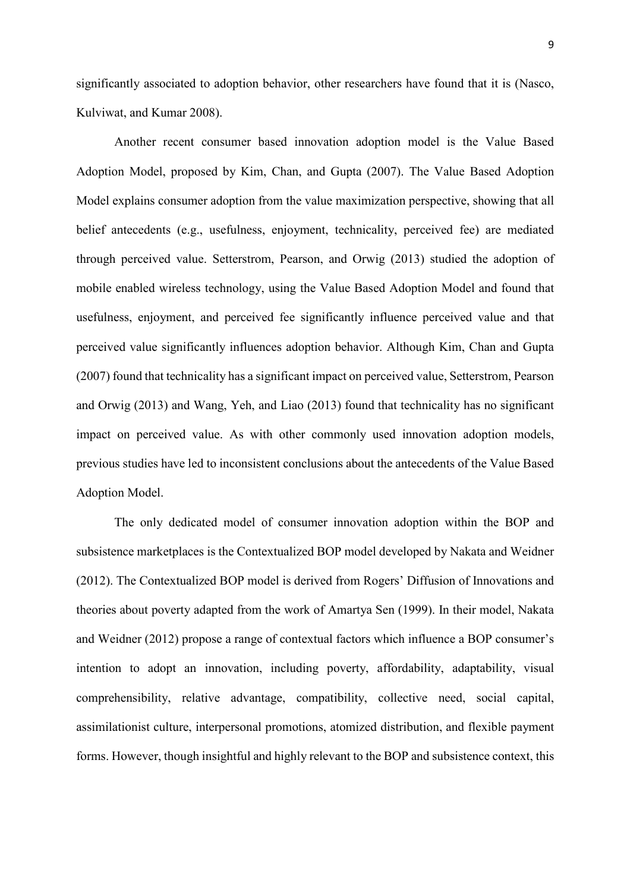significantly associated to adoption behavior, other researchers have found that it is (Nasco, Kulviwat, and Kumar 2008).

Another recent consumer based innovation adoption model is the Value Based Adoption Model, proposed by Kim, Chan, and Gupta (2007). The Value Based Adoption Model explains consumer adoption from the value maximization perspective, showing that all belief antecedents (e.g., usefulness, enjoyment, technicality, perceived fee) are mediated through perceived value. Setterstrom, Pearson, and Orwig (2013) studied the adoption of mobile enabled wireless technology, using the Value Based Adoption Model and found that usefulness, enjoyment, and perceived fee significantly influence perceived value and that perceived value significantly influences adoption behavior. Although Kim, Chan and Gupta (2007) found that technicality has a significant impact on perceived value, Setterstrom, Pearson and Orwig (2013) and Wang, Yeh, and Liao (2013) found that technicality has no significant impact on perceived value. As with other commonly used innovation adoption models, previous studies have led to inconsistent conclusions about the antecedents of the Value Based Adoption Model.

The only dedicated model of consumer innovation adoption within the BOP and subsistence marketplaces is the Contextualized BOP model developed by Nakata and Weidner (2012). The Contextualized BOP model is derived from Rogers' Diffusion of Innovations and theories about poverty adapted from the work of Amartya Sen (1999). In their model, Nakata and Weidner (2012) propose a range of contextual factors which influence a BOP consumer's intention to adopt an innovation, including poverty, affordability, adaptability, visual comprehensibility, relative advantage, compatibility, collective need, social capital, assimilationist culture, interpersonal promotions, atomized distribution, and flexible payment forms. However, though insightful and highly relevant to the BOP and subsistence context, this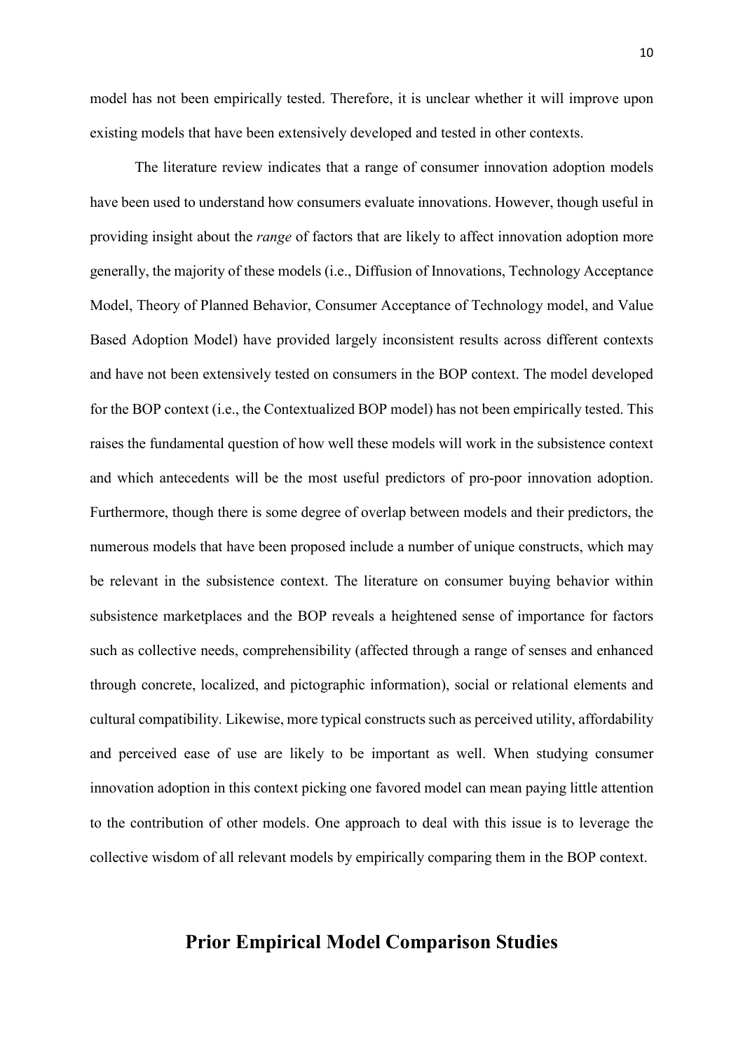model has not been empirically tested. Therefore, it is unclear whether it will improve upon existing models that have been extensively developed and tested in other contexts.

The literature review indicates that a range of consumer innovation adoption models have been used to understand how consumers evaluate innovations. However, though useful in providing insight about the *range* of factors that are likely to affect innovation adoption more generally, the majority of these models (i.e., Diffusion of Innovations, Technology Acceptance Model, Theory of Planned Behavior, Consumer Acceptance of Technology model, and Value Based Adoption Model) have provided largely inconsistent results across different contexts and have not been extensively tested on consumers in the BOP context. The model developed for the BOP context (i.e., the Contextualized BOP model) has not been empirically tested. This raises the fundamental question of how well these models will work in the subsistence context and which antecedents will be the most useful predictors of pro-poor innovation adoption. Furthermore, though there is some degree of overlap between models and their predictors, the numerous models that have been proposed include a number of unique constructs, which may be relevant in the subsistence context. The literature on consumer buying behavior within subsistence marketplaces and the BOP reveals a heightened sense of importance for factors such as collective needs, comprehensibility (affected through a range of senses and enhanced through concrete, localized, and pictographic information), social or relational elements and cultural compatibility. Likewise, more typical constructs such as perceived utility, affordability and perceived ease of use are likely to be important as well. When studying consumer innovation adoption in this context picking one favored model can mean paying little attention to the contribution of other models. One approach to deal with this issue is to leverage the collective wisdom of all relevant models by empirically comparing them in the BOP context.

## Prior Empirical Model Comparison Studies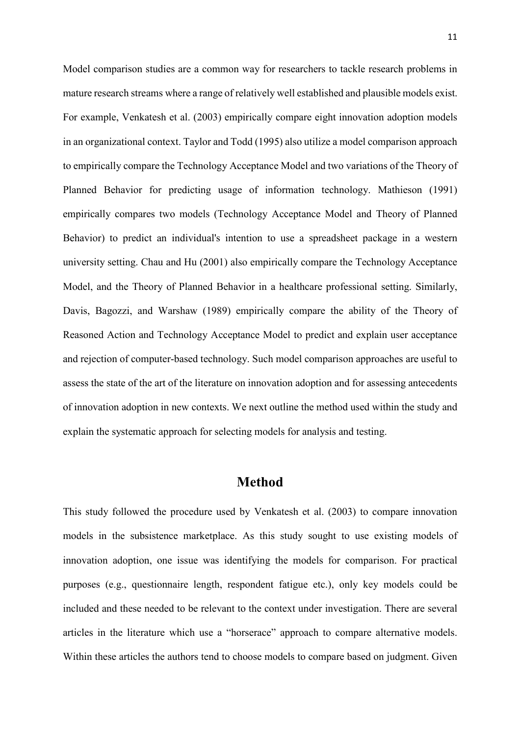Model comparison studies are a common way for researchers to tackle research problems in mature research streams where a range of relatively well established and plausible models exist. For example, Venkatesh et al. (2003) empirically compare eight innovation adoption models in an organizational context. Taylor and Todd (1995) also utilize a model comparison approach to empirically compare the Technology Acceptance Model and two variations of the Theory of Planned Behavior for predicting usage of information technology. Mathieson (1991) empirically compares two models (Technology Acceptance Model and Theory of Planned Behavior) to predict an individual's intention to use a spreadsheet package in a western university setting. Chau and Hu (2001) also empirically compare the Technology Acceptance Model, and the Theory of Planned Behavior in a healthcare professional setting. Similarly, Davis, Bagozzi, and Warshaw (1989) empirically compare the ability of the Theory of Reasoned Action and Technology Acceptance Model to predict and explain user acceptance and rejection of computer-based technology. Such model comparison approaches are useful to assess the state of the art of the literature on innovation adoption and for assessing antecedents of innovation adoption in new contexts. We next outline the method used within the study and explain the systematic approach for selecting models for analysis and testing.

# Method

This study followed the procedure used by Venkatesh et al. (2003) to compare innovation models in the subsistence marketplace. As this study sought to use existing models of innovation adoption, one issue was identifying the models for comparison. For practical purposes (e.g., questionnaire length, respondent fatigue etc.), only key models could be included and these needed to be relevant to the context under investigation. There are several articles in the literature which use a "horserace" approach to compare alternative models. Within these articles the authors tend to choose models to compare based on judgment. Given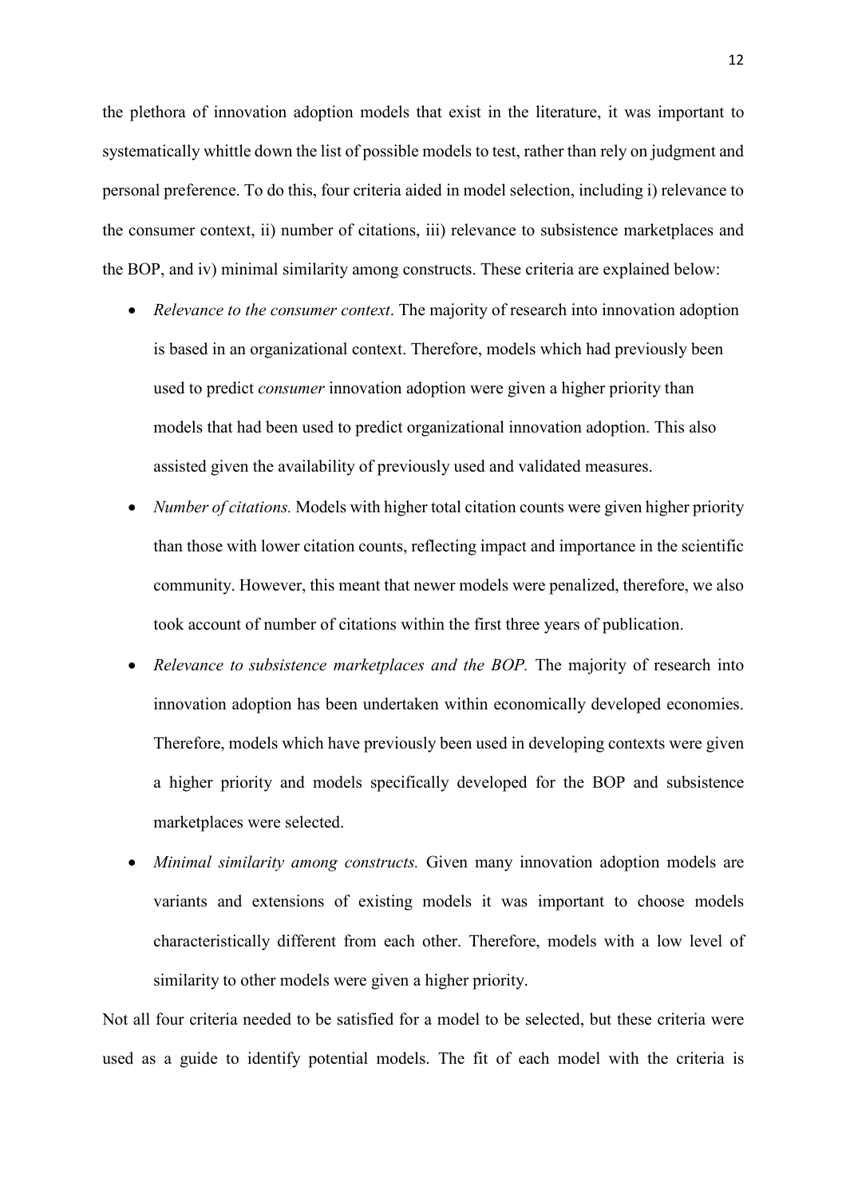the plethora of innovation adoption models that exist in the literature, it was important to systematically whittle down the list of possible models to test, rather than rely on judgment and personal preference. To do this, four criteria aided in model selection, including i) relevance to the consumer context, ii) number of citations, iii) relevance to subsistence marketplaces and the BOP, and iv) minimal similarity among constructs. These criteria are explained below:

- *Relevance to the consumer context*. The majority of research into innovation adoption is based in an organizational context. Therefore, models which had previously been used to predict *consumer* innovation adoption were given a higher priority than models that had been used to predict organizational innovation adoption. This also assisted given the availability of previously used and validated measures.
- *Number of citations.* Models with higher total citation counts were given higher priority than those with lower citation counts, reflecting impact and importance in the scientific community. However, this meant that newer models were penalized, therefore, we also took account of number of citations within the first three years of publication.
- *Relevance to subsistence marketplaces and the BOP.* The majority of research into innovation adoption has been undertaken within economically developed economies. Therefore, models which have previously been used in developing contexts were given a higher priority and models specifically developed for the BOP and subsistence marketplaces were selected.
- *Minimal similarity among constructs.* Given many innovation adoption models are variants and extensions of existing models it was important to choose models characteristically different from each other. Therefore, models with a low level of similarity to other models were given a higher priority.

Not all four criteria needed to be satisfied for a model to be selected, but these criteria were used as a guide to identify potential models. The fit of each model with the criteria is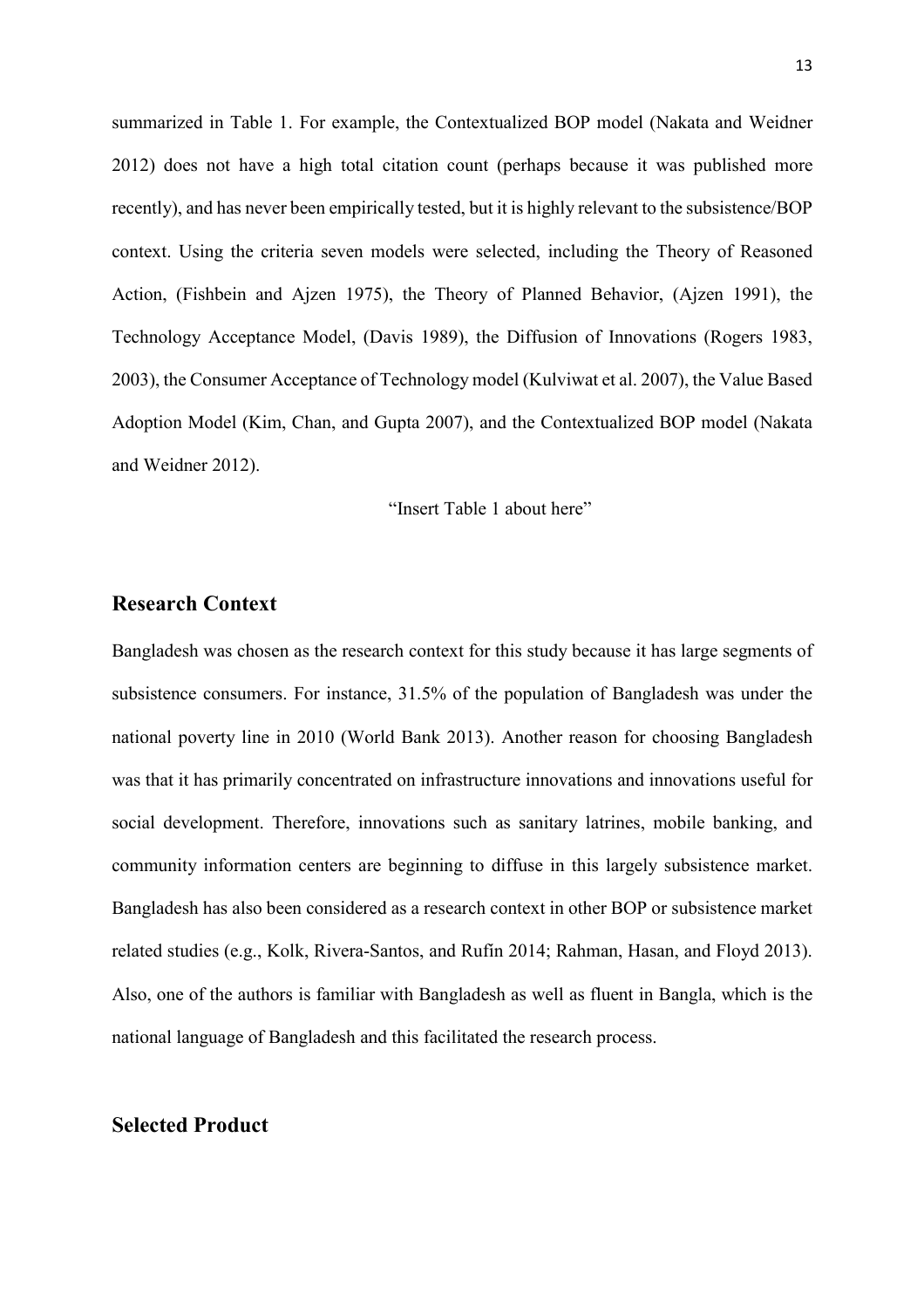summarized in Table 1. For example, the Contextualized BOP model (Nakata and Weidner 2012) does not have a high total citation count (perhaps because it was published more recently), and has never been empirically tested, but it is highly relevant to the subsistence/BOP context. Using the criteria seven models were selected, including the Theory of Reasoned Action, (Fishbein and Ajzen 1975), the Theory of Planned Behavior, (Ajzen 1991), the Technology Acceptance Model, (Davis 1989), the Diffusion of Innovations (Rogers 1983, 2003), the Consumer Acceptance of Technology model (Kulviwat et al. 2007), the Value Based Adoption Model (Kim, Chan, and Gupta 2007), and the Contextualized BOP model (Nakata and Weidner 2012).

"Insert Table 1 about here"

## Research Context

Bangladesh was chosen as the research context for this study because it has large segments of subsistence consumers. For instance, 31.5% of the population of Bangladesh was under the national poverty line in 2010 (World Bank 2013). Another reason for choosing Bangladesh was that it has primarily concentrated on infrastructure innovations and innovations useful for social development. Therefore, innovations such as sanitary latrines, mobile banking, and community information centers are beginning to diffuse in this largely subsistence market. Bangladesh has also been considered as a research context in other BOP or subsistence market related studies (e.g., Kolk, Rivera-Santos, and Rufín 2014; Rahman, Hasan, and Floyd 2013). Also, one of the authors is familiar with Bangladesh as well as fluent in Bangla, which is the national language of Bangladesh and this facilitated the research process.

## Selected Product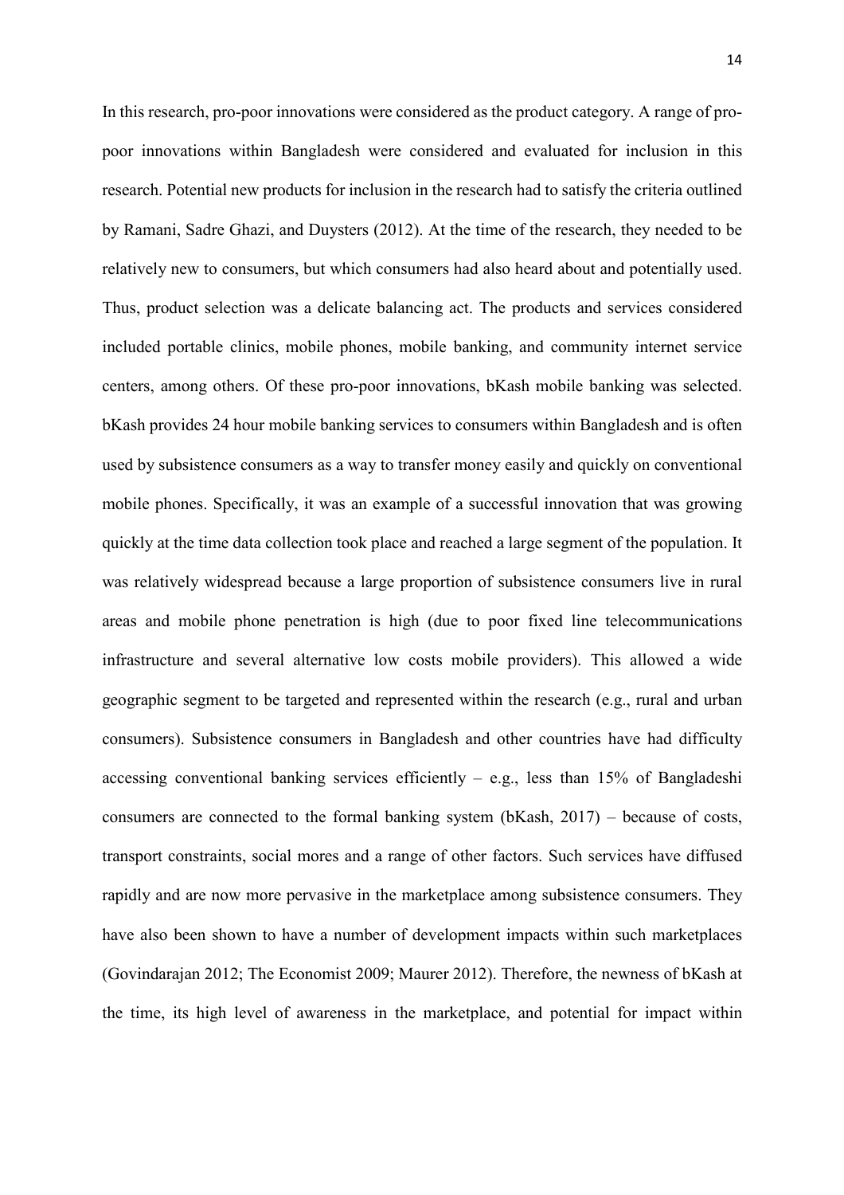In this research, pro-poor innovations were considered as the product category. A range of pro-poor innovations within Bangladesh were considered and evaluated for inclusion in this research. Potential new products for inclusion in the research had to satisfy the criteria outlined by Ramani, Sadre Ghazi, and Duysters (2012). At the time of the research, they needed to be relatively new to consumers, but which consumers had also heard about and potentially used. Thus, product selection was a delicate balancing act. The products and services considered included portable clinics, mobile phones, mobile banking, and community internet service centers, among others. Of these pro-poor innovations, bKash mobile banking was selected. bKash provides 24 hour mobile banking services to consumers within Bangladesh and is often used by subsistence consumers as a way to transfer money easily and quickly on conventional mobile phones. Specifically, it was an example of a successful innovation that was growing quickly at the time data collection took place and reached a large segment of the population. It was relatively widespread because a large proportion of subsistence consumers live in rural areas and mobile phone penetration is high (due to poor fixed line telecommunications infrastructure and several alternative low costs mobile providers). This allowed a wide geographic segment to be targeted and represented within the research (e.g., rural and urban consumers). Subsistence consumers in Bangladesh and other countries have had difficulty accessing conventional banking services efficiently – e.g., less than 15% of Bangladeshi consumers are connected to the formal banking system (bKash, 2017) – because of costs, transport constraints, social mores and a range of other factors. Such services have diffused rapidly and are now more pervasive in the marketplace among subsistence consumers. They have also been shown to have a number of development impacts within such marketplaces (Govindarajan 2012; The Economist 2009; Maurer 2012). Therefore, the newness of bKash at the time, its high level of awareness in the marketplace, and potential for impact within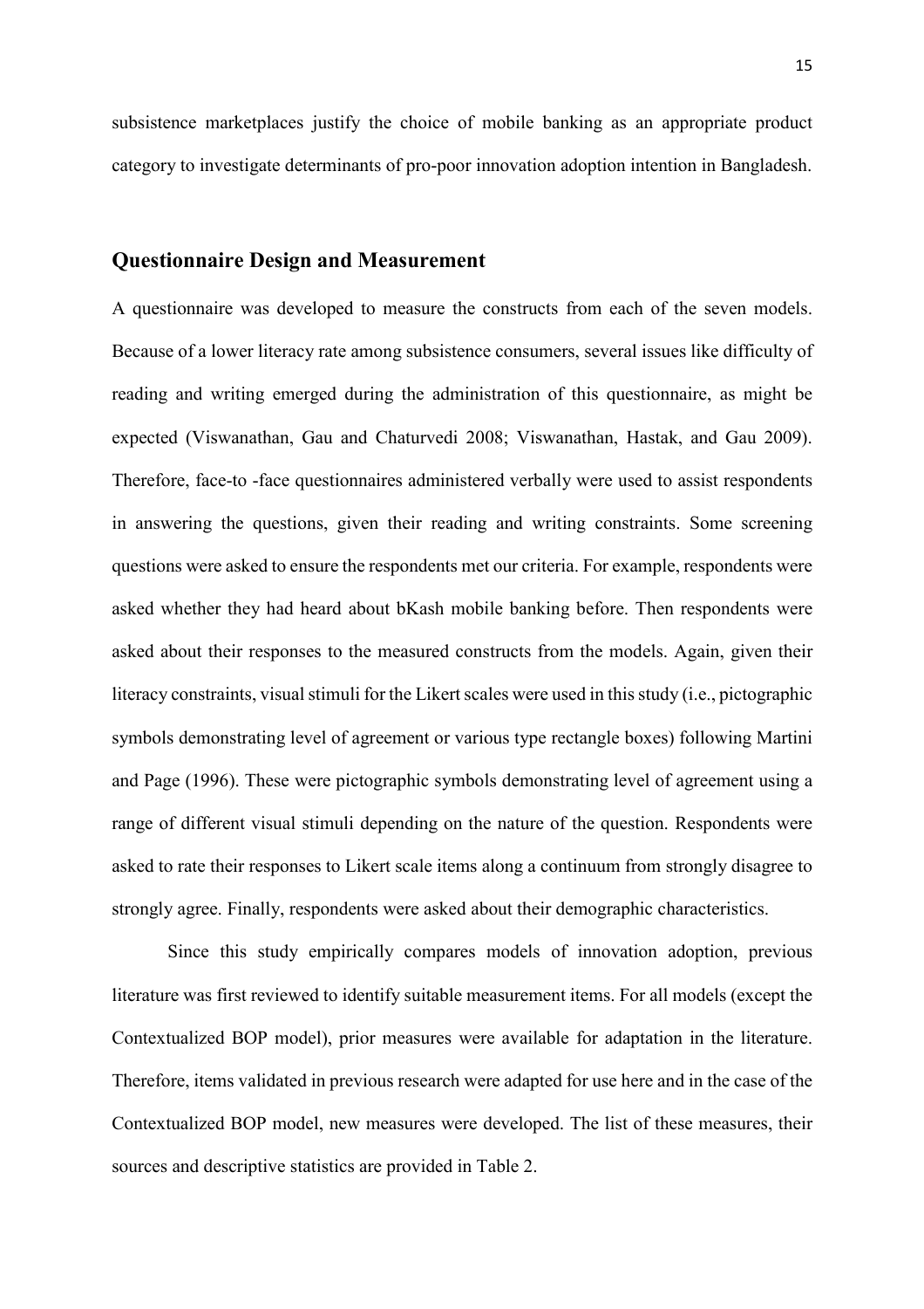subsistence marketplaces justify the choice of mobile banking as an appropriate product category to investigate determinants of pro-poor innovation adoption intention in Bangladesh.

## Questionnaire Design and Measurement

A questionnaire was developed to measure the constructs from each of the seven models. Because of a lower literacy rate among subsistence consumers, several issues like difficulty of reading and writing emerged during the administration of this questionnaire, as might be expected (Viswanathan, Gau and Chaturvedi 2008; Viswanathan, Hastak, and Gau 2009). Therefore, face-to -face questionnaires administered verbally were used to assist respondents in answering the questions, given their reading and writing constraints. Some screening questions were asked to ensure the respondents met our criteria. For example, respondents were asked whether they had heard about bKash mobile banking before. Then respondents were asked about their responses to the measured constructs from the models. Again, given their literacy constraints, visual stimuli for the Likert scales were used in this study (i.e., pictographic symbols demonstrating level of agreement or various type rectangle boxes) following Martini and Page (1996). These were pictographic symbols demonstrating level of agreement using a range of different visual stimuli depending on the nature of the question. Respondents were asked to rate their responses to Likert scale items along a continuum from strongly disagree to strongly agree. Finally, respondents were asked about their demographic characteristics.

Since this study empirically compares models of innovation adoption, previous literature was first reviewed to identify suitable measurement items. For all models (except the Contextualized BOP model), prior measures were available for adaptation in the literature. Therefore, items validated in previous research were adapted for use here and in the case of the Contextualized BOP model, new measures were developed. The list of these measures, their sources and descriptive statistics are provided in Table 2.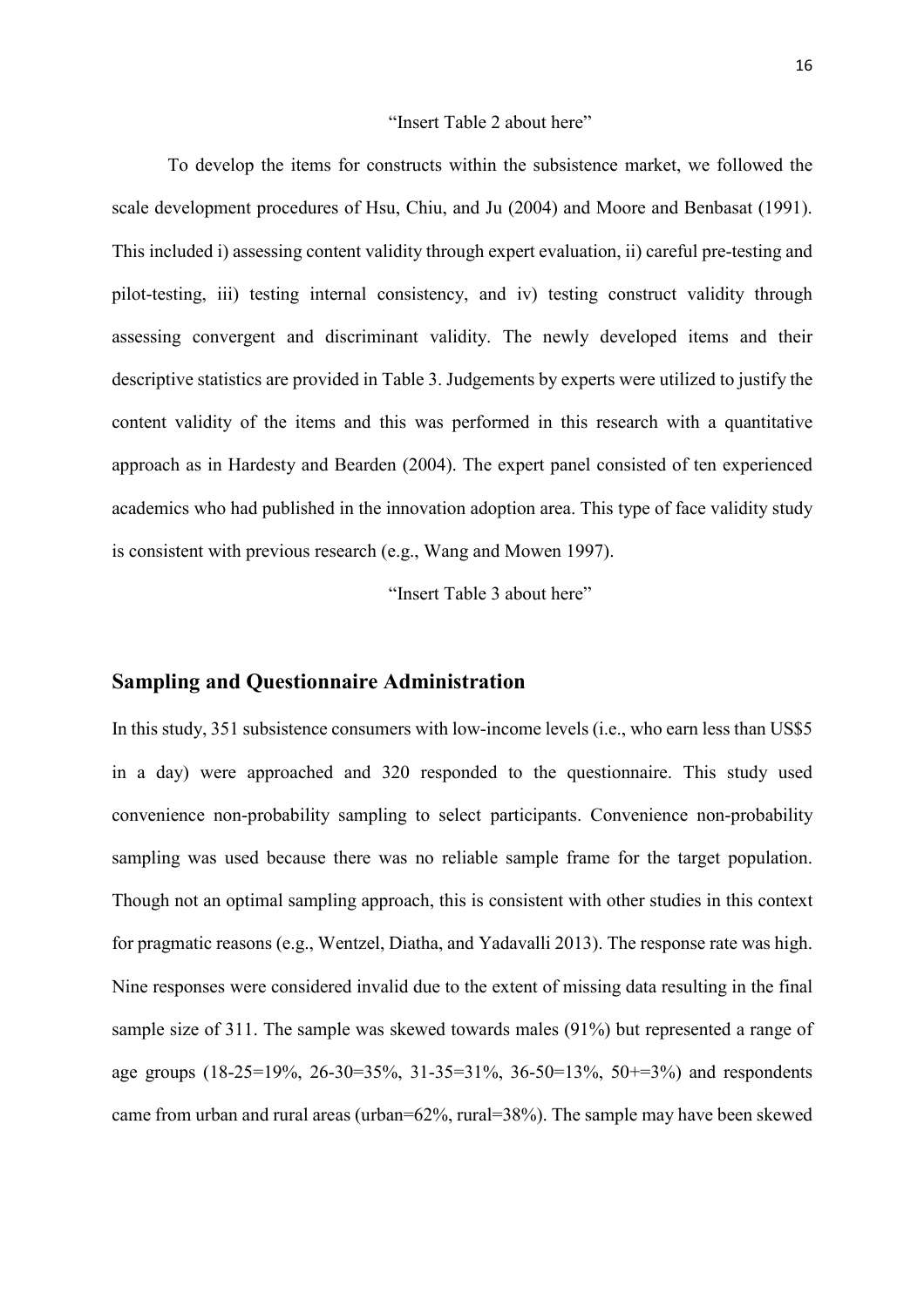"Insert Table 2 about here"

To develop the items for constructs within the subsistence market, we followed the scale development procedures of Hsu, Chiu, and Ju (2004) and Moore and Benbasat (1991). This included i) assessing content validity through expert evaluation, ii) careful pre-testing and pilot-testing, iii) testing internal consistency, and iv) testing construct validity through assessing convergent and discriminant validity. The newly developed items and their descriptive statistics are provided in Table 3. Judgements by experts were utilized to justify the content validity of the items and this was performed in this research with a quantitative approach as in Hardesty and Bearden (2004). The expert panel consisted of ten experienced academics who had published in the innovation adoption area. This type of face validity study is consistent with previous research (e.g., Wang and Mowen 1997).

"Insert Table 3 about here"

## Sampling and Questionnaire Administration

In this study, 351 subsistence consumers with low-income levels (i.e., who earn less than US$5 in a day) were approached and 320 responded to the questionnaire. This study used convenience non-probability sampling to select participants. Convenience non-probability sampling was used because there was no reliable sample frame for the target population. Though not an optimal sampling approach, this is consistent with other studies in this context for pragmatic reasons (e.g., Wentzel, Diatha, and Yadavalli 2013). The response rate was high. Nine responses were considered invalid due to the extent of missing data resulting in the final sample size of 311. The sample was skewed towards males (91%) but represented a range of age groups (18-25=19%, 26-30=35%, 31-35=31%, 36-50=13%, 50+=3%) and respondents came from urban and rural areas (urban=62%, rural=38%). The sample may have been skewed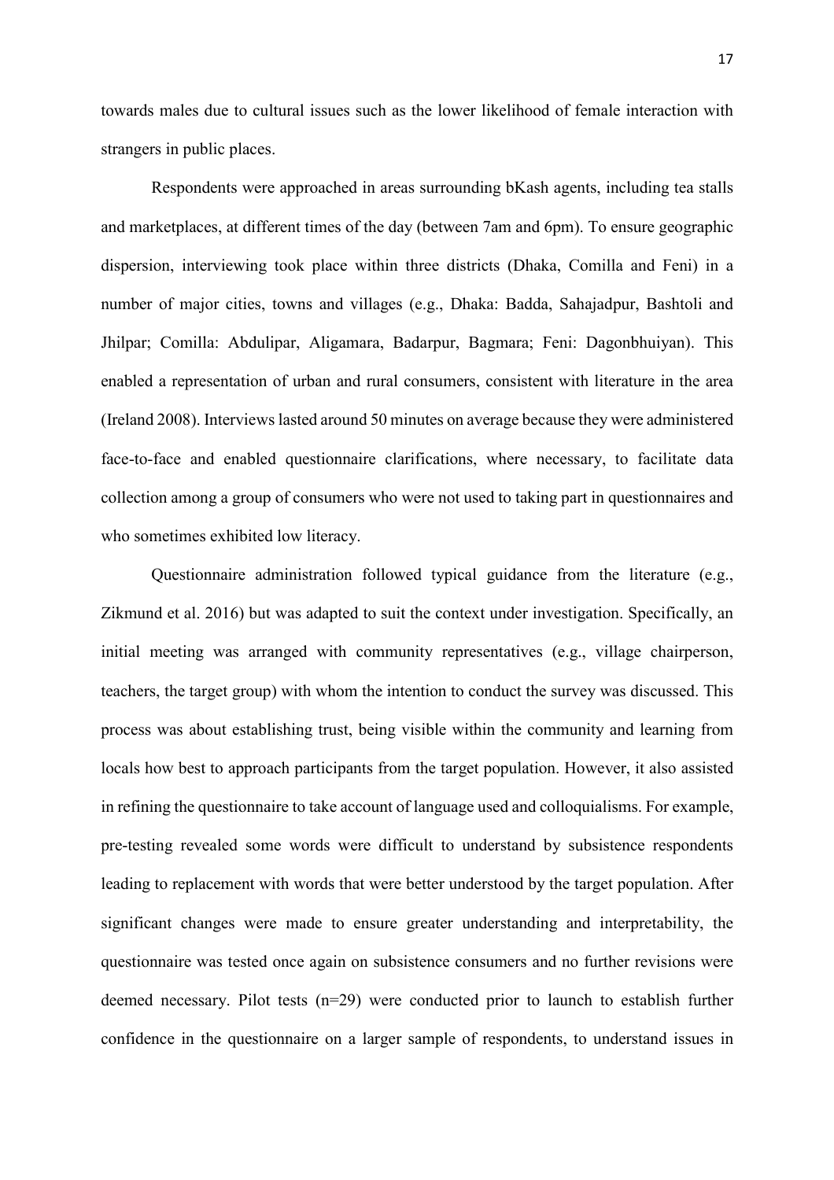towards males due to cultural issues such as the lower likelihood of female interaction with strangers in public places.

Respondents were approached in areas surrounding bKash agents, including tea stalls and marketplaces, at different times of the day (between 7am and 6pm). To ensure geographic dispersion, interviewing took place within three districts (Dhaka, Comilla and Feni) in a number of major cities, towns and villages (e.g., Dhaka: Badda, Sahajadpur, Bashtoli and Jhilpar; Comilla: Abdulipar, Aligamara, Badarpur, Bagmara; Feni: Dagonbhuiyan). This enabled a representation of urban and rural consumers, consistent with literature in the area (Ireland 2008). Interviews lasted around 50 minutes on average because they were administered face-to-face and enabled questionnaire clarifications, where necessary, to facilitate data collection among a group of consumers who were not used to taking part in questionnaires and who sometimes exhibited low literacy.

Questionnaire administration followed typical guidance from the literature (e.g., Zikmund et al. 2016) but was adapted to suit the context under investigation. Specifically, an initial meeting was arranged with community representatives (e.g., village chairperson, teachers, the target group) with whom the intention to conduct the survey was discussed. This process was about establishing trust, being visible within the community and learning from locals how best to approach participants from the target population. However, it also assisted in refining the questionnaire to take account of language used and colloquialisms. For example, pre-testing revealed some words were difficult to understand by subsistence respondents leading to replacement with words that were better understood by the target population. After significant changes were made to ensure greater understanding and interpretability, the questionnaire was tested once again on subsistence consumers and no further revisions were deemed necessary. Pilot tests (n=29) were conducted prior to launch to establish further confidence in the questionnaire on a larger sample of respondents, to understand issues in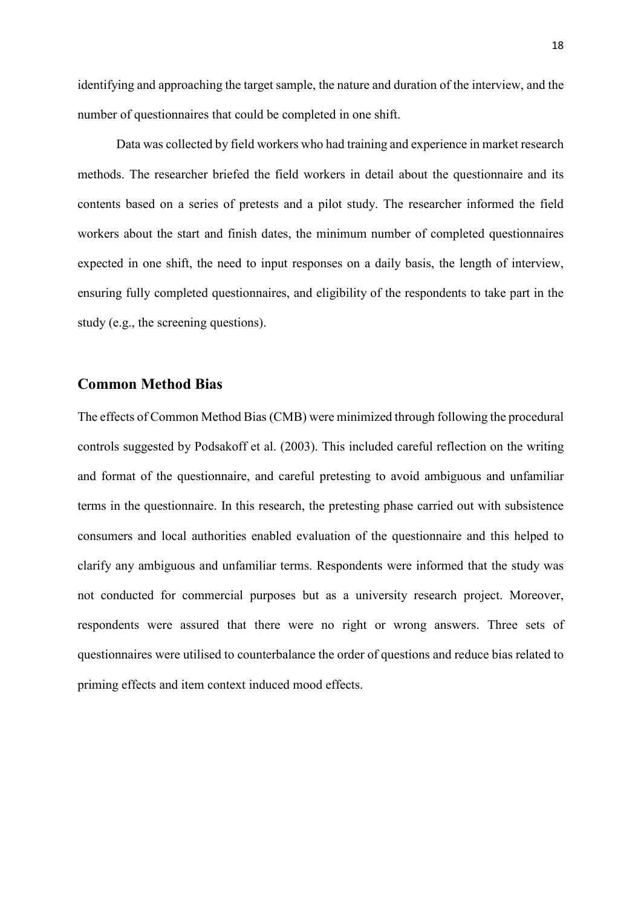identifying and approaching the target sample, the nature and duration of the interview, and the number of questionnaires that could be completed in one shift.

Data was collected by field workers who had training and experience in market research methods. The researcher briefed the field workers in detail about the questionnaire and its contents based on a series of pretests and a pilot study. The researcher informed the field workers about the start and finish dates, the minimum number of completed questionnaires expected in one shift, the need to input responses on a daily basis, the length of interview, ensuring fully completed questionnaires, and eligibility of the respondents to take part in the study (e.g., the screening questions).

## Common Method Bias

The effects of Common Method Bias (CMB) were minimized through following the procedural controls suggested by Podsakoff et al. (2003). This included careful reflection on the writing and format of the questionnaire, and careful pretesting to avoid ambiguous and unfamiliar terms in the questionnaire. In this research, the pretesting phase carried out with subsistence consumers and local authorities enabled evaluation of the questionnaire and this helped to clarify any ambiguous and unfamiliar terms. Respondents were informed that the study was not conducted for commercial purposes but as a university research project. Moreover, respondents were assured that there were no right or wrong answers. Three sets of questionnaires were utilised to counterbalance the order of questions and reduce bias related to priming effects and item context induced mood effects.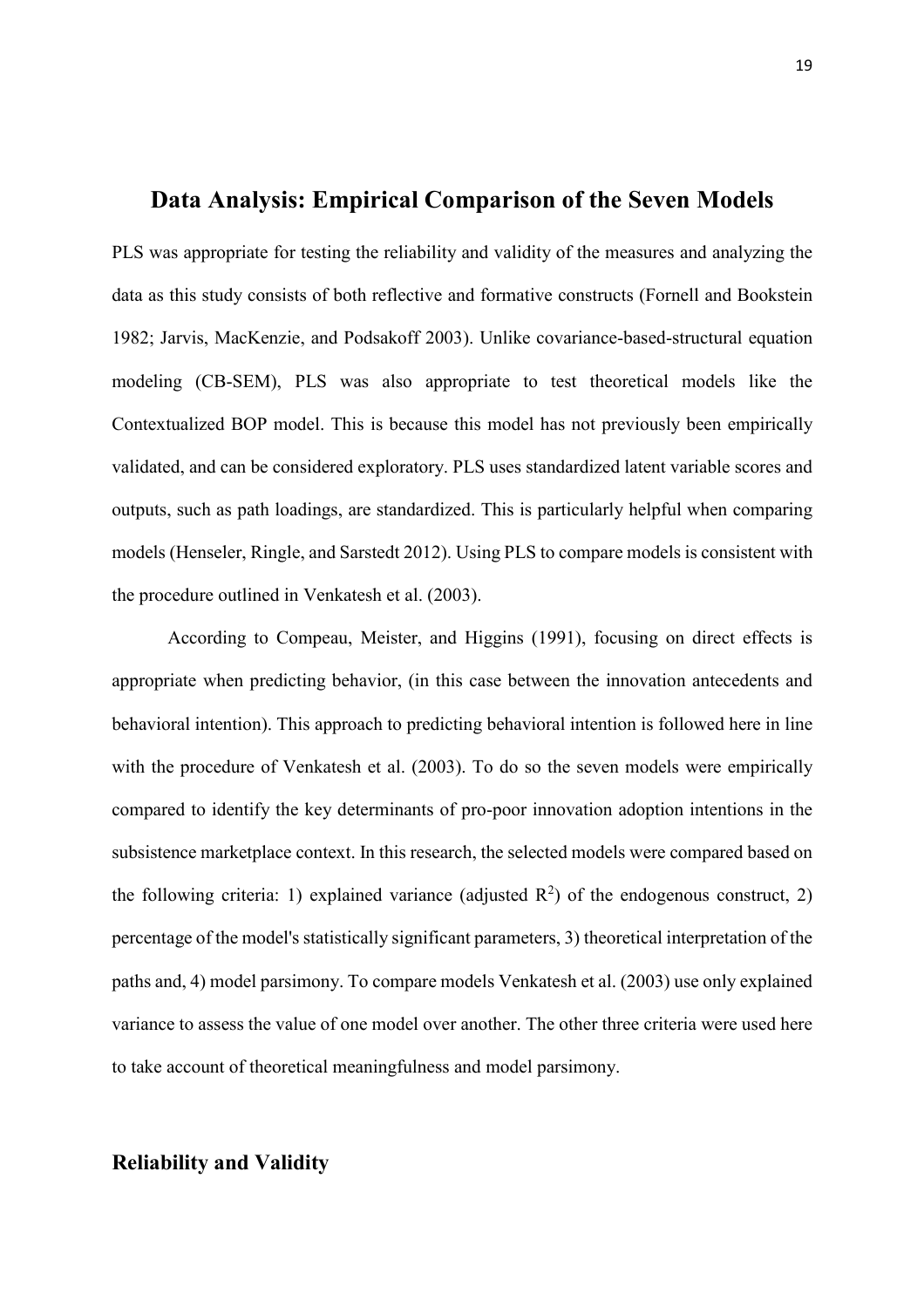## Data Analysis: Empirical Comparison of the Seven Models

PLS was appropriate for testing the reliability and validity of the measures and analyzing the data as this study consists of both reflective and formative constructs (Fornell and Bookstein 1982; Jarvis, MacKenzie, and Podsakoff 2003). Unlike covariance-based-structural equation modeling (CB-SEM), PLS was also appropriate to test theoretical models like the Contextualized BOP model. This is because this model has not previously been empirically validated, and can be considered exploratory. PLS uses standardized latent variable scores and outputs, such as path loadings, are standardized. This is particularly helpful when comparing models (Henseler, Ringle, and Sarstedt 2012). Using PLS to compare models is consistent with the procedure outlined in Venkatesh et al. (2003).

According to Compeau, Meister, and Higgins (1991), focusing on direct effects is appropriate when predicting behavior, (in this case between the innovation antecedents and behavioral intention). This approach to predicting behavioral intention is followed here in line with the procedure of Venkatesh et al. (2003). To do so the seven models were empirically compared to identify the key determinants of pro-poor innovation adoption intentions in the subsistence marketplace context. In this research, the selected models were compared based on the following criteria: 1) explained variance (adjusted $R^2$) of the endogenous construct, 2) percentage of the model's statistically significant parameters, 3) theoretical interpretation of the paths and, 4) model parsimony. To compare models Venkatesh et al. (2003) use only explained variance to assess the value of one model over another. The other three criteria were used here to take account of theoretical meaningfulness and model parsimony.

### Reliability and Validity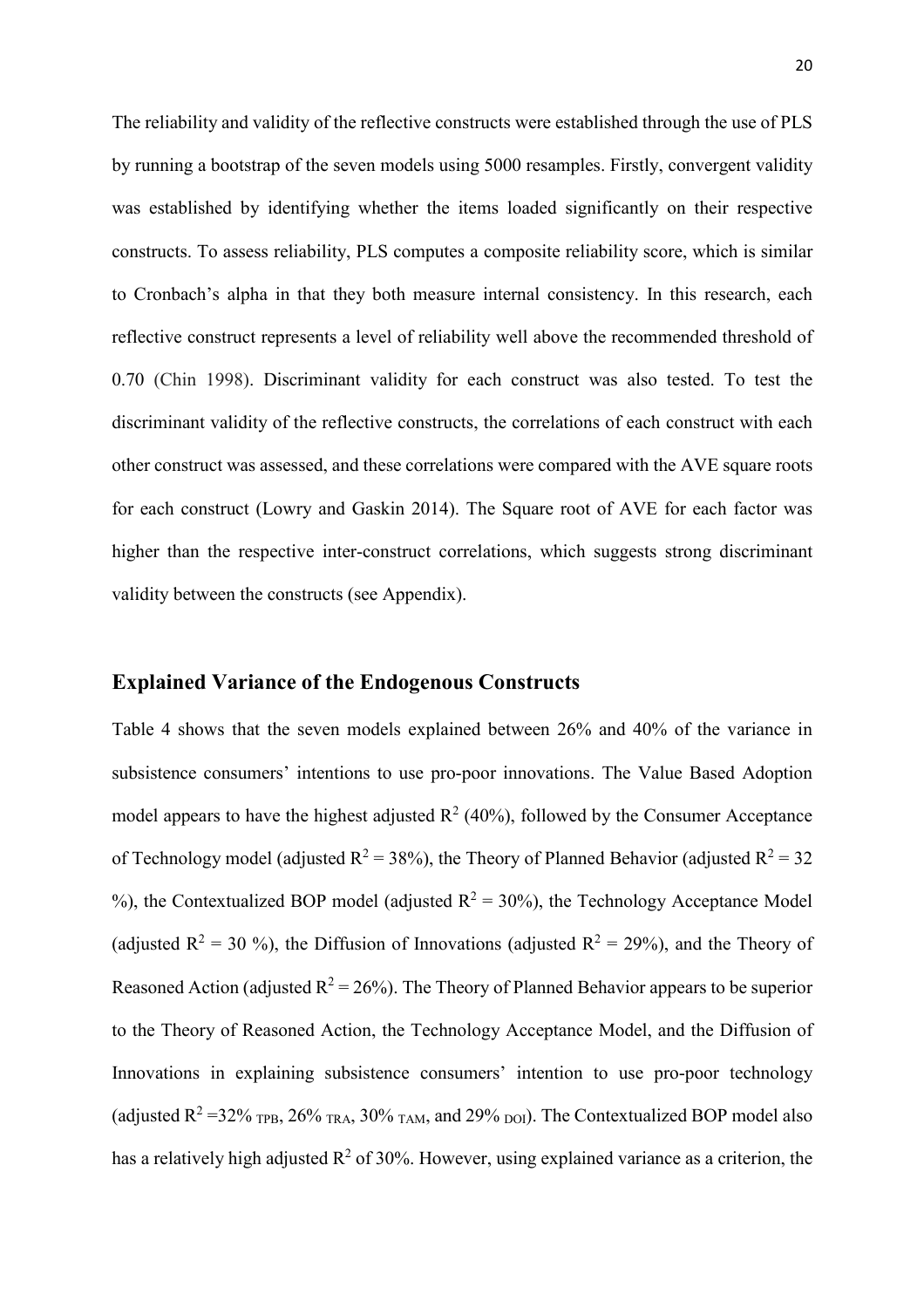The reliability and validity of the reflective constructs were established through the use of PLS by running a bootstrap of the seven models using 5000 resamples. Firstly, convergent validity was established by identifying whether the items loaded significantly on their respective constructs. To assess reliability, PLS computes a composite reliability score, which is similar to Cronbach's alpha in that they both measure internal consistency. In this research, each reflective construct represents a level of reliability well above the recommended threshold of 0.70 (Chin 1998). Discriminant validity for each construct was also tested. To test the discriminant validity of the reflective constructs, the correlations of each construct with each other construct was assessed, and these correlations were compared with the AVE square roots for each construct (Lowry and Gaskin 2014). The Square root of AVE for each factor was higher than the respective inter-construct correlations, which suggests strong discriminant validity between the constructs (see Appendix).

## Explained Variance of the Endogenous Constructs

Table 4 shows that the seven models explained between 26% and 40% of the variance in subsistence consumers' intentions to use pro-poor innovations. The Value Based Adoption model appears to have the highest adjusted $R^2$ (40%), followed by the Consumer Acceptance of Technology model (adjusted $R^2$ = 38%), the Theory of Planned Behavior (adjusted $R^2$ = 32 %), the Contextualized BOP model (adjusted $R^2$ = 30%), the Technology Acceptance Model (adjusted $R^2$ = 30 %), the Diffusion of Innovations (adjusted $R^2$ = 29%), and the Theory of Reasoned Action (adjusted $R^2$ = 26%). The Theory of Planned Behavior appears to be superior to the Theory of Reasoned Action, the Technology Acceptance Model, and the Diffusion of Innovations in explaining subsistence consumers' intention to use pro-poor technology (adjusted $R^2$ =32% $_{\text{TPB}}$, 26% $_{\text{TRA}}$, 30% $_{\text{TAM}}$, and 29% $_{\text{DOI}}$). The Contextualized BOP model also has a relatively high adjusted $R^2$ of 30%. However, using explained variance as a criterion, the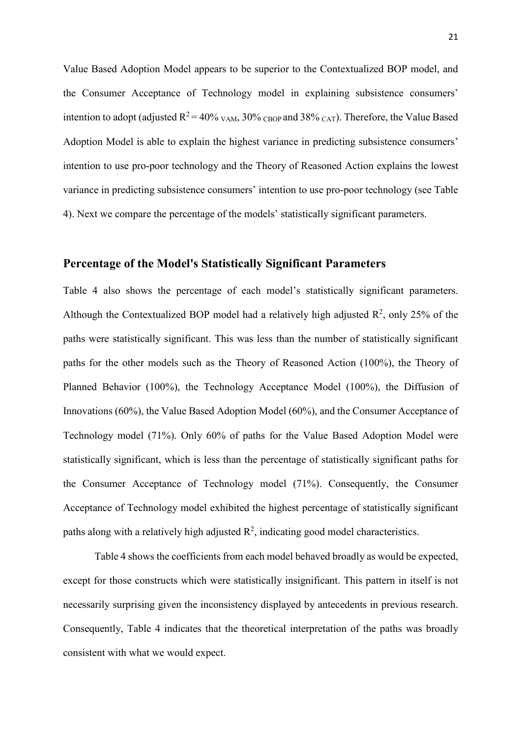Value Based Adoption Model appears to be superior to the Contextualized BOP model, and the Consumer Acceptance of Technology model in explaining subsistence consumers' intention to adopt (adjusted $R^2 = 40\%_{\text{VAM}}$, $30\%_{\text{CBOP}}$ and $38\%_{\text{CAT}}$). Therefore, the Value Based Adoption Model is able to explain the highest variance in predicting subsistence consumers' intention to use pro-poor technology and the Theory of Reasoned Action explains the lowest variance in predicting subsistence consumers' intention to use pro-poor technology (see Table 4). Next we compare the percentage of the models' statistically significant parameters.

## Percentage of the Model's Statistically Significant Parameters

Table 4 also shows the percentage of each model's statistically significant parameters. Although the Contextualized BOP model had a relatively high adjusted $R^2$, only 25% of the paths were statistically significant. This was less than the number of statistically significant paths for the other models such as the Theory of Reasoned Action (100%), the Theory of Planned Behavior (100%), the Technology Acceptance Model (100%), the Diffusion of Innovations (60%), the Value Based Adoption Model (60%), and the Consumer Acceptance of Technology model (71%). Only 60% of paths for the Value Based Adoption Model were statistically significant, which is less than the percentage of statistically significant paths for the Consumer Acceptance of Technology model (71%). Consequently, the Consumer Acceptance of Technology model exhibited the highest percentage of statistically significant paths along with a relatively high adjusted $R^2$, indicating good model characteristics.

Table 4 shows the coefficients from each model behaved broadly as would be expected, except for those constructs which were statistically insignificant. This pattern in itself is not necessarily surprising given the inconsistency displayed by antecedents in previous research. Consequently, Table 4 indicates that the theoretical interpretation of the paths was broadly consistent with what we would expect.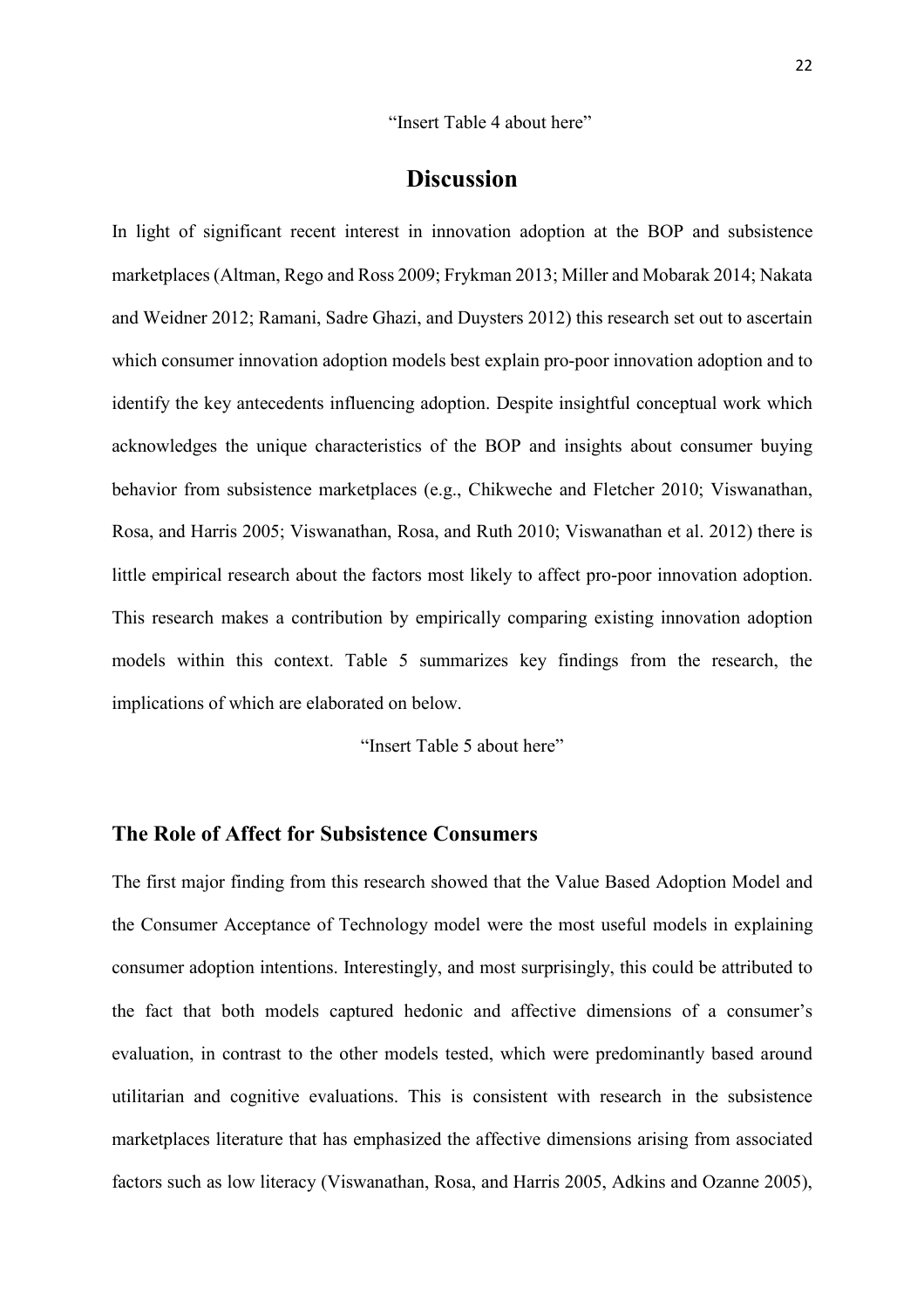"Insert Table 4 about here"

# Discussion

In light of significant recent interest in innovation adoption at the BOP and subsistence marketplaces (Altman, Rego and Ross 2009; Frykman 2013; Miller and Mobarak 2014; Nakata and Weidner 2012; Ramani, Sadre Ghazi, and Duysters 2012) this research set out to ascertain which consumer innovation adoption models best explain pro-poor innovation adoption and to identify the key antecedents influencing adoption. Despite insightful conceptual work which acknowledges the unique characteristics of the BOP and insights about consumer buying behavior from subsistence marketplaces (e.g., Chikweche and Fletcher 2010; Viswanathan, Rosa, and Harris 2005; Viswanathan, Rosa, and Ruth 2010; Viswanathan et al. 2012) there is little empirical research about the factors most likely to affect pro-poor innovation adoption. This research makes a contribution by empirically comparing existing innovation adoption models within this context. Table 5 summarizes key findings from the research, the implications of which are elaborated on below.

"Insert Table 5 about here"

## The Role of Affect for Subsistence Consumers

The first major finding from this research showed that the Value Based Adoption Model and the Consumer Acceptance of Technology model were the most useful models in explaining consumer adoption intentions. Interestingly, and most surprisingly, this could be attributed to the fact that both models captured hedonic and affective dimensions of a consumer's evaluation, in contrast to the other models tested, which were predominantly based around utilitarian and cognitive evaluations. This is consistent with research in the subsistence marketplaces literature that has emphasized the affective dimensions arising from associated factors such as low literacy (Viswanathan, Rosa, and Harris 2005, Adkins and Ozanne 2005),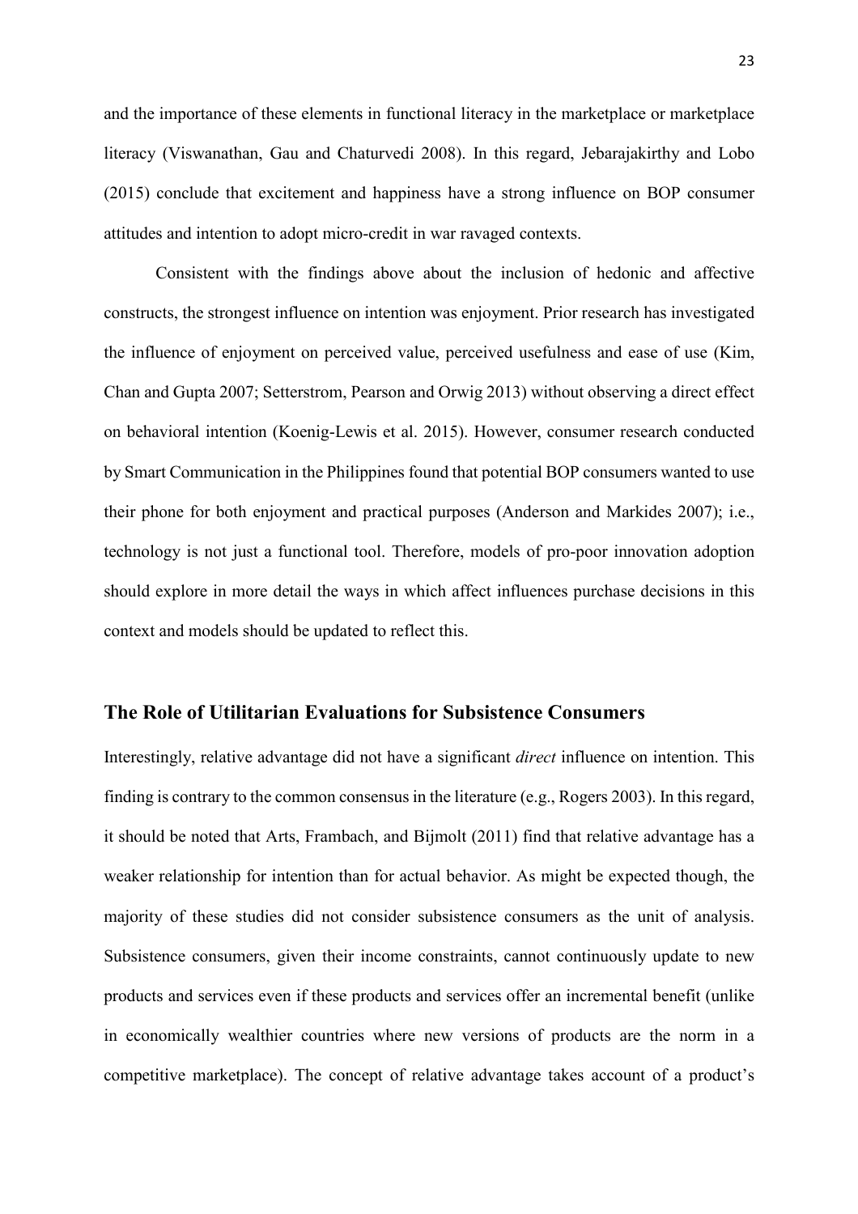and the importance of these elements in functional literacy in the marketplace or marketplace literacy (Viswanathan, Gau and Chaturvedi 2008). In this regard, Jebarajakirthy and Lobo (2015) conclude that excitement and happiness have a strong influence on BOP consumer attitudes and intention to adopt micro-credit in war ravaged contexts.

Consistent with the findings above about the inclusion of hedonic and affective constructs, the strongest influence on intention was enjoyment. Prior research has investigated the influence of enjoyment on perceived value, perceived usefulness and ease of use (Kim, Chan and Gupta 2007; Setterstrom, Pearson and Orwig 2013) without observing a direct effect on behavioral intention (Koenig-Lewis et al. 2015). However, consumer research conducted by Smart Communication in the Philippines found that potential BOP consumers wanted to use their phone for both enjoyment and practical purposes (Anderson and Markides 2007); i.e., technology is not just a functional tool. Therefore, models of pro-poor innovation adoption should explore in more detail the ways in which affect influences purchase decisions in this context and models should be updated to reflect this.

## The Role of Utilitarian Evaluations for Subsistence Consumers

Interestingly, relative advantage did not have a significant *direct* influence on intention. This finding is contrary to the common consensus in the literature (e.g., Rogers 2003). In this regard, it should be noted that Arts, Frambach, and Bijmolt (2011) find that relative advantage has a weaker relationship for intention than for actual behavior. As might be expected though, the majority of these studies did not consider subsistence consumers as the unit of analysis. Subsistence consumers, given their income constraints, cannot continuously update to new products and services even if these products and services offer an incremental benefit (unlike in economically wealthier countries where new versions of products are the norm in a competitive marketplace). The concept of relative advantage takes account of a product's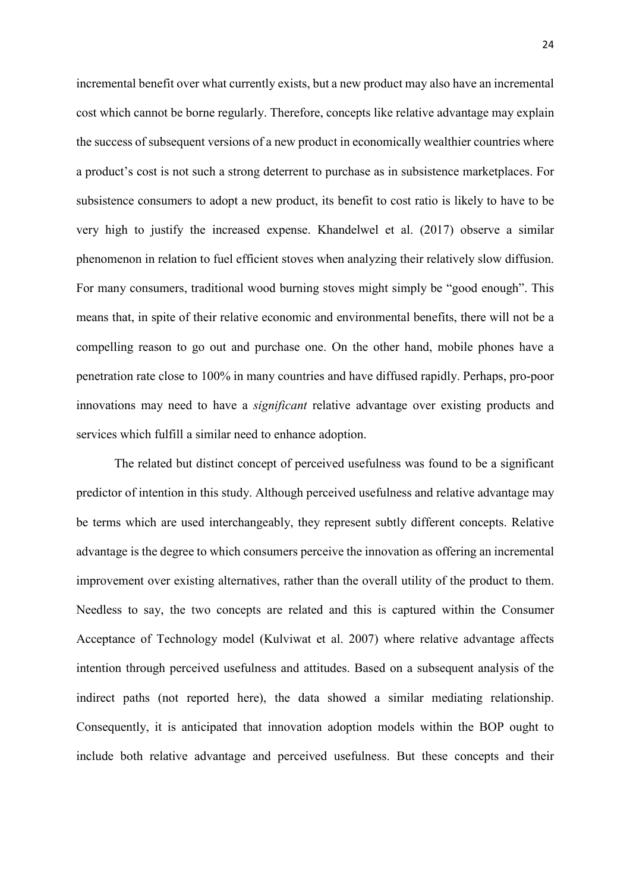incremental benefit over what currently exists, but a new product may also have an incremental cost which cannot be borne regularly. Therefore, concepts like relative advantage may explain the success of subsequent versions of a new product in economically wealthier countries where a product's cost is not such a strong deterrent to purchase as in subsistence marketplaces. For subsistence consumers to adopt a new product, its benefit to cost ratio is likely to have to be very high to justify the increased expense. Khandelwel et al. (2017) observe a similar phenomenon in relation to fuel efficient stoves when analyzing their relatively slow diffusion. For many consumers, traditional wood burning stoves might simply be "good enough". This means that, in spite of their relative economic and environmental benefits, there will not be a compelling reason to go out and purchase one. On the other hand, mobile phones have a penetration rate close to 100% in many countries and have diffused rapidly. Perhaps, pro-poor innovations may need to have a *significant* relative advantage over existing products and services which fulfill a similar need to enhance adoption.

The related but distinct concept of perceived usefulness was found to be a significant predictor of intention in this study. Although perceived usefulness and relative advantage may be terms which are used interchangeably, they represent subtly different concepts. Relative advantage is the degree to which consumers perceive the innovation as offering an incremental improvement over existing alternatives, rather than the overall utility of the product to them. Needless to say, the two concepts are related and this is captured within the Consumer Acceptance of Technology model (Kulviwat et al. 2007) where relative advantage affects intention through perceived usefulness and attitudes. Based on a subsequent analysis of the indirect paths (not reported here), the data showed a similar mediating relationship. Consequently, it is anticipated that innovation adoption models within the BOP ought to include both relative advantage and perceived usefulness. But these concepts and their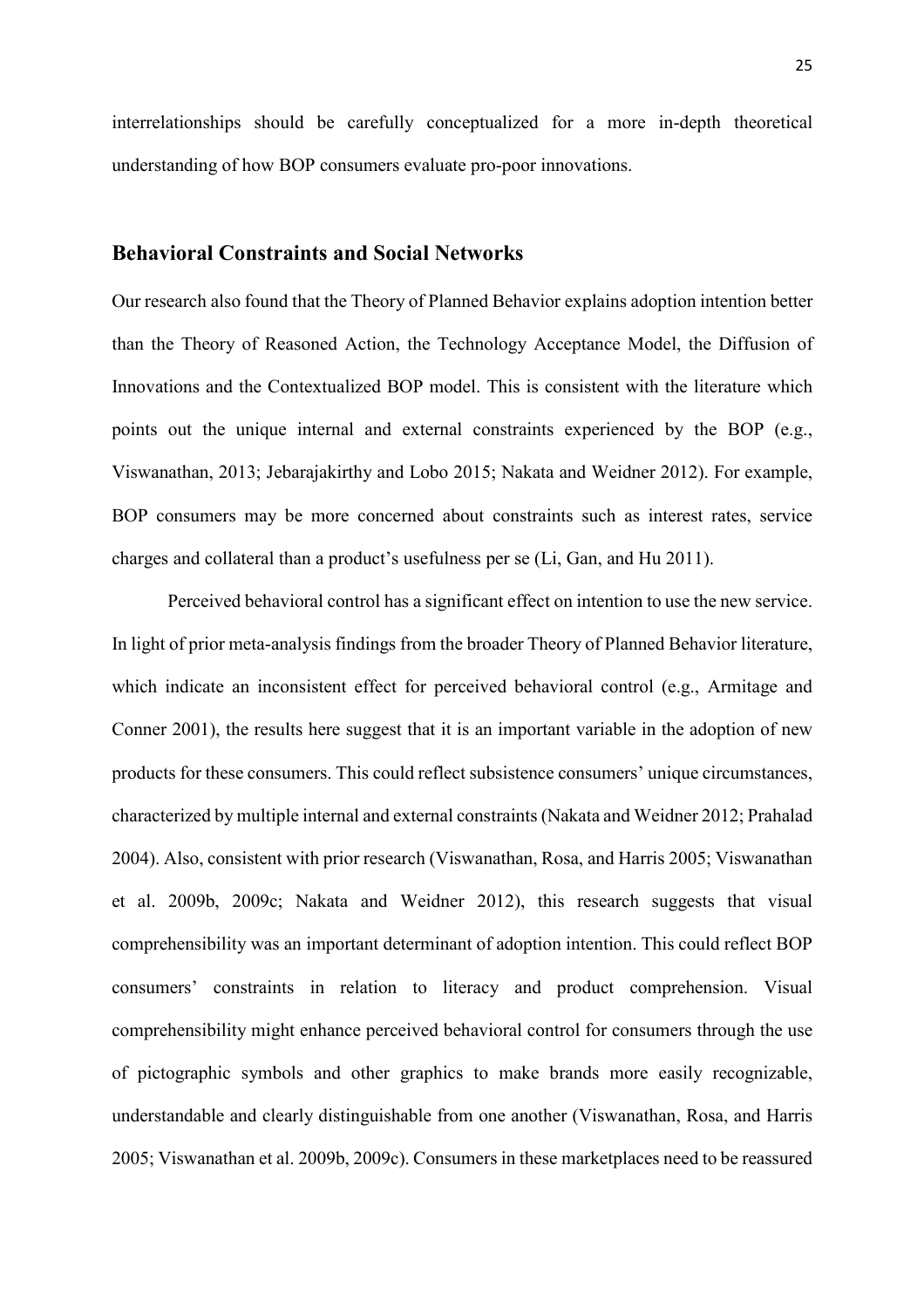interrelationships should be carefully conceptualized for a more in-depth theoretical understanding of how BOP consumers evaluate pro-poor innovations.

## Behavioral Constraints and Social Networks

Our research also found that the Theory of Planned Behavior explains adoption intention better than the Theory of Reasoned Action, the Technology Acceptance Model, the Diffusion of Innovations and the Contextualized BOP model. This is consistent with the literature which points out the unique internal and external constraints experienced by the BOP (e.g., Viswanathan, 2013; Jebarajakirthy and Lobo 2015; Nakata and Weidner 2012). For example, BOP consumers may be more concerned about constraints such as interest rates, service charges and collateral than a product's usefulness per se (Li, Gan, and Hu 2011).

Perceived behavioral control has a significant effect on intention to use the new service. In light of prior meta-analysis findings from the broader Theory of Planned Behavior literature, which indicate an inconsistent effect for perceived behavioral control (e.g., Armitage and Conner 2001), the results here suggest that it is an important variable in the adoption of new products for these consumers. This could reflect subsistence consumers' unique circumstances, characterized by multiple internal and external constraints (Nakata and Weidner 2012; Prahalad 2004). Also, consistent with prior research (Viswanathan, Rosa, and Harris 2005; Viswanathan et al. 2009b, 2009c; Nakata and Weidner 2012), this research suggests that visual comprehensibility was an important determinant of adoption intention. This could reflect BOP consumers' constraints in relation to literacy and product comprehension. Visual comprehensibility might enhance perceived behavioral control for consumers through the use of pictographic symbols and other graphics to make brands more easily recognizable, understandable and clearly distinguishable from one another (Viswanathan, Rosa, and Harris 2005; Viswanathan et al. 2009b, 2009c). Consumers in these marketplaces need to be reassured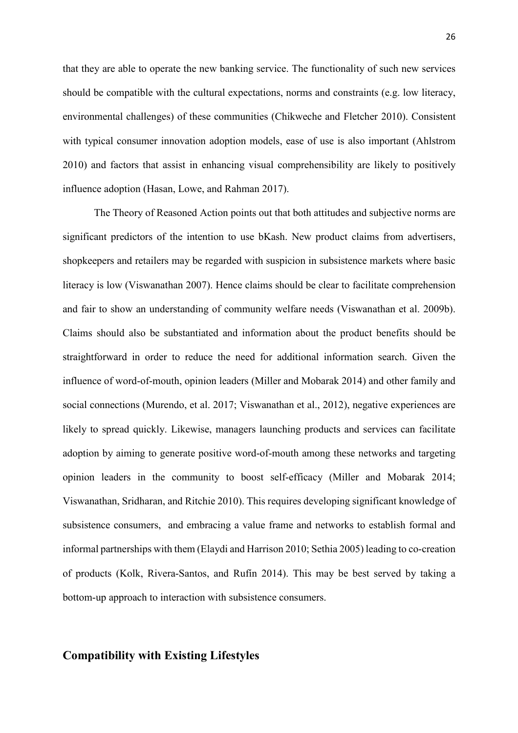that they are able to operate the new banking service. The functionality of such new services should be compatible with the cultural expectations, norms and constraints (e.g. low literacy, environmental challenges) of these communities (Chikweche and Fletcher 2010). Consistent with typical consumer innovation adoption models, ease of use is also important (Ahlstrom 2010) and factors that assist in enhancing visual comprehensibility are likely to positively influence adoption (Hasan, Lowe, and Rahman 2017).

The Theory of Reasoned Action points out that both attitudes and subjective norms are significant predictors of the intention to use bKash. New product claims from advertisers, shopkeepers and retailers may be regarded with suspicion in subsistence markets where basic literacy is low (Viswanathan 2007). Hence claims should be clear to facilitate comprehension and fair to show an understanding of community welfare needs (Viswanathan et al. 2009b). Claims should also be substantiated and information about the product benefits should be straightforward in order to reduce the need for additional information search. Given the influence of word-of-mouth, opinion leaders (Miller and Mobarak 2014) and other family and social connections (Murendo, et al. 2017; Viswanathan et al., 2012), negative experiences are likely to spread quickly. Likewise, managers launching products and services can facilitate adoption by aiming to generate positive word-of-mouth among these networks and targeting opinion leaders in the community to boost self-efficacy (Miller and Mobarak 2014; Viswanathan, Sridharan, and Ritchie 2010). This requires developing significant knowledge of subsistence consumers, and embracing a value frame and networks to establish formal and informal partnerships with them (Elaydi and Harrison 2010; Sethia 2005) leading to co-creation of products (Kolk, Rivera-Santos, and Rufín 2014). This may be best served by taking a bottom-up approach to interaction with subsistence consumers.

## Compatibility with Existing Lifestyles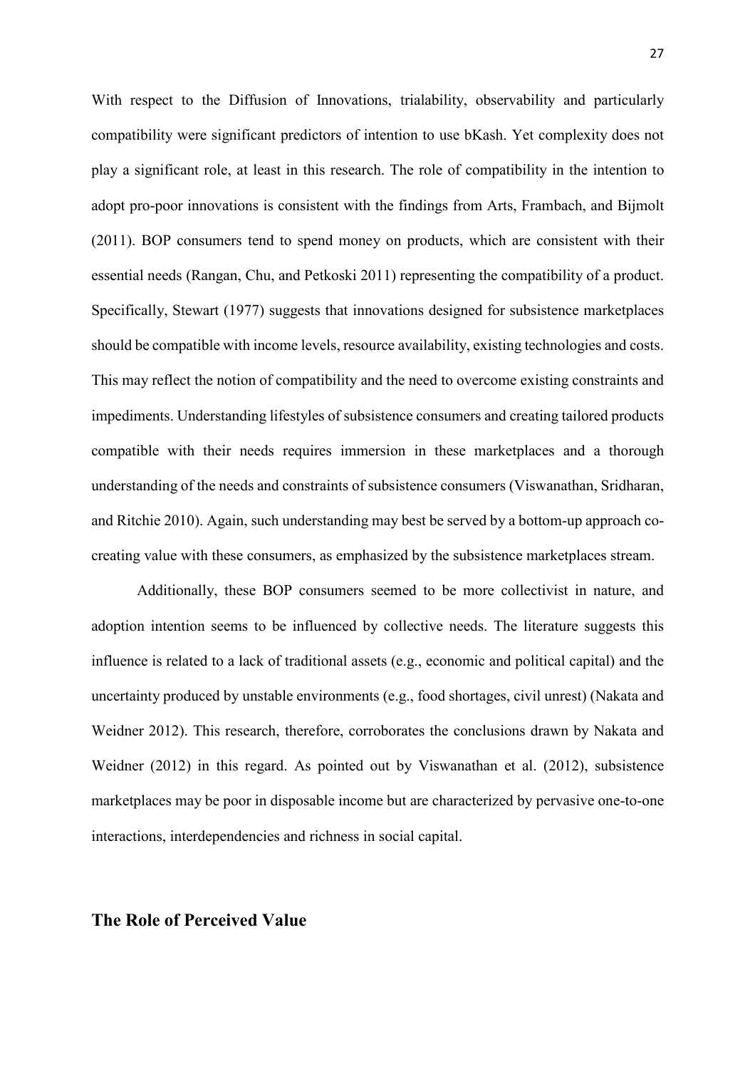With respect to the Diffusion of Innovations, trialability, observability and particularly compatibility were significant predictors of intention to use bKash. Yet complexity does not play a significant role, at least in this research. The role of compatibility in the intention to adopt pro-poor innovations is consistent with the findings from Arts, Frambach, and Bijmolt (2011). BOP consumers tend to spend money on products, which are consistent with their essential needs (Rangan, Chu, and Petkoski 2011) representing the compatibility of a product. Specifically, Stewart (1977) suggests that innovations designed for subsistence marketplaces should be compatible with income levels, resource availability, existing technologies and costs. This may reflect the notion of compatibility and the need to overcome existing constraints and impediments. Understanding lifestyles of subsistence consumers and creating tailored products compatible with their needs requires immersion in these marketplaces and a thorough understanding of the needs and constraints of subsistence consumers (Viswanathan, Sridharan, and Ritchie 2010). Again, such understanding may best be served by a bottom-up approach co-creating value with these consumers, as emphasized by the subsistence marketplaces stream.

Additionally, these BOP consumers seemed to be more collectivist in nature, and adoption intention seems to be influenced by collective needs. The literature suggests this influence is related to a lack of traditional assets (e.g., economic and political capital) and the uncertainty produced by unstable environments (e.g., food shortages, civil unrest) (Nakata and Weidner 2012). This research, therefore, corroborates the conclusions drawn by Nakata and Weidner (2012) in this regard. As pointed out by Viswanathan et al. (2012), subsistence marketplaces may be poor in disposable income but are characterized by pervasive one-to-one interactions, interdependencies and richness in social capital.

## The Role of Perceived Value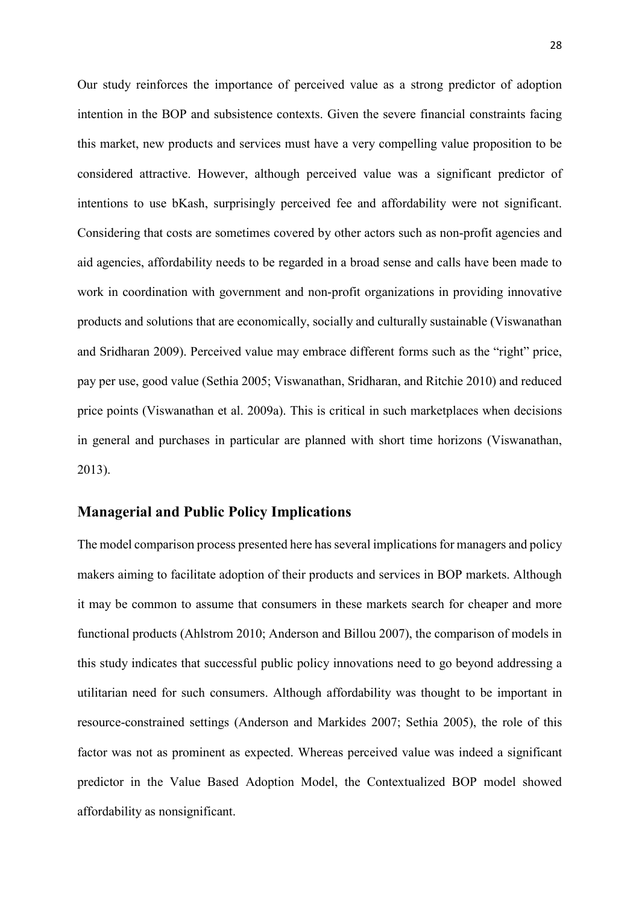Our study reinforces the importance of perceived value as a strong predictor of adoption intention in the BOP and subsistence contexts. Given the severe financial constraints facing this market, new products and services must have a very compelling value proposition to be considered attractive. However, although perceived value was a significant predictor of intentions to use bKash, surprisingly perceived fee and affordability were not significant. Considering that costs are sometimes covered by other actors such as non-profit agencies and aid agencies, affordability needs to be regarded in a broad sense and calls have been made to work in coordination with government and non-profit organizations in providing innovative products and solutions that are economically, socially and culturally sustainable (Viswanathan and Sridharan 2009). Perceived value may embrace different forms such as the "right" price, pay per use, good value (Sethia 2005; Viswanathan, Sridharan, and Ritchie 2010) and reduced price points (Viswanathan et al. 2009a). This is critical in such marketplaces when decisions in general and purchases in particular are planned with short time horizons (Viswanathan, 2013).

## Managerial and Public Policy Implications

The model comparison process presented here has several implications for managers and policy makers aiming to facilitate adoption of their products and services in BOP markets. Although it may be common to assume that consumers in these markets search for cheaper and more functional products (Ahlstrom 2010; Anderson and Billou 2007), the comparison of models in this study indicates that successful public policy innovations need to go beyond addressing a utilitarian need for such consumers. Although affordability was thought to be important in resource-constrained settings (Anderson and Markides 2007; Sethia 2005), the role of this factor was not as prominent as expected. Whereas perceived value was indeed a significant predictor in the Value Based Adoption Model, the Contextualized BOP model showed affordability as nonsignificant.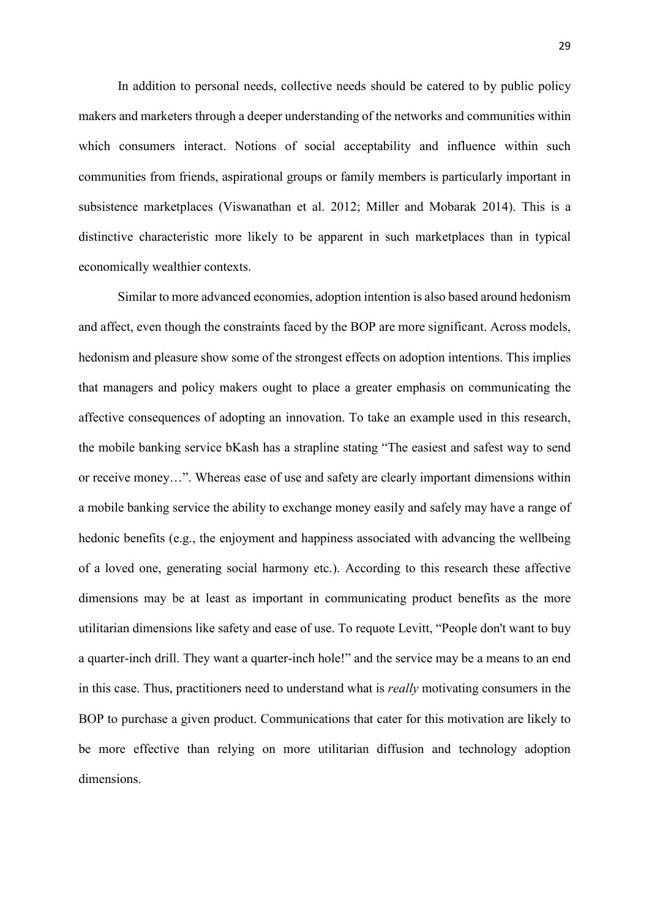In addition to personal needs, collective needs should be catered to by public policy makers and marketers through a deeper understanding of the networks and communities within which consumers interact. Notions of social acceptability and influence within such communities from friends, aspirational groups or family members is particularly important in subsistence marketplaces (Viswanathan et al. 2012; Miller and Mobarak 2014). This is a distinctive characteristic more likely to be apparent in such marketplaces than in typical economically wealthier contexts.

Similar to more advanced economies, adoption intention is also based around hedonism and affect, even though the constraints faced by the BOP are more significant. Across models, hedonism and pleasure show some of the strongest effects on adoption intentions. This implies that managers and policy makers ought to place a greater emphasis on communicating the affective consequences of adopting an innovation. To take an example used in this research, the mobile banking service bKash has a strapline stating "The easiest and safest way to send or receive money…". Whereas ease of use and safety are clearly important dimensions within a mobile banking service the ability to exchange money easily and safely may have a range of hedonic benefits (e.g., the enjoyment and happiness associated with advancing the wellbeing of a loved one, generating social harmony etc.). According to this research these affective dimensions may be at least as important in communicating product benefits as the more utilitarian dimensions like safety and ease of use. To requote Levitt, "People don't want to buy a quarter-inch drill. They want a quarter-inch hole!" and the service may be a means to an end in this case. Thus, practitioners need to understand what is *really* motivating consumers in the BOP to purchase a given product. Communications that cater for this motivation are likely to be more effective than relying on more utilitarian diffusion and technology adoption dimensions.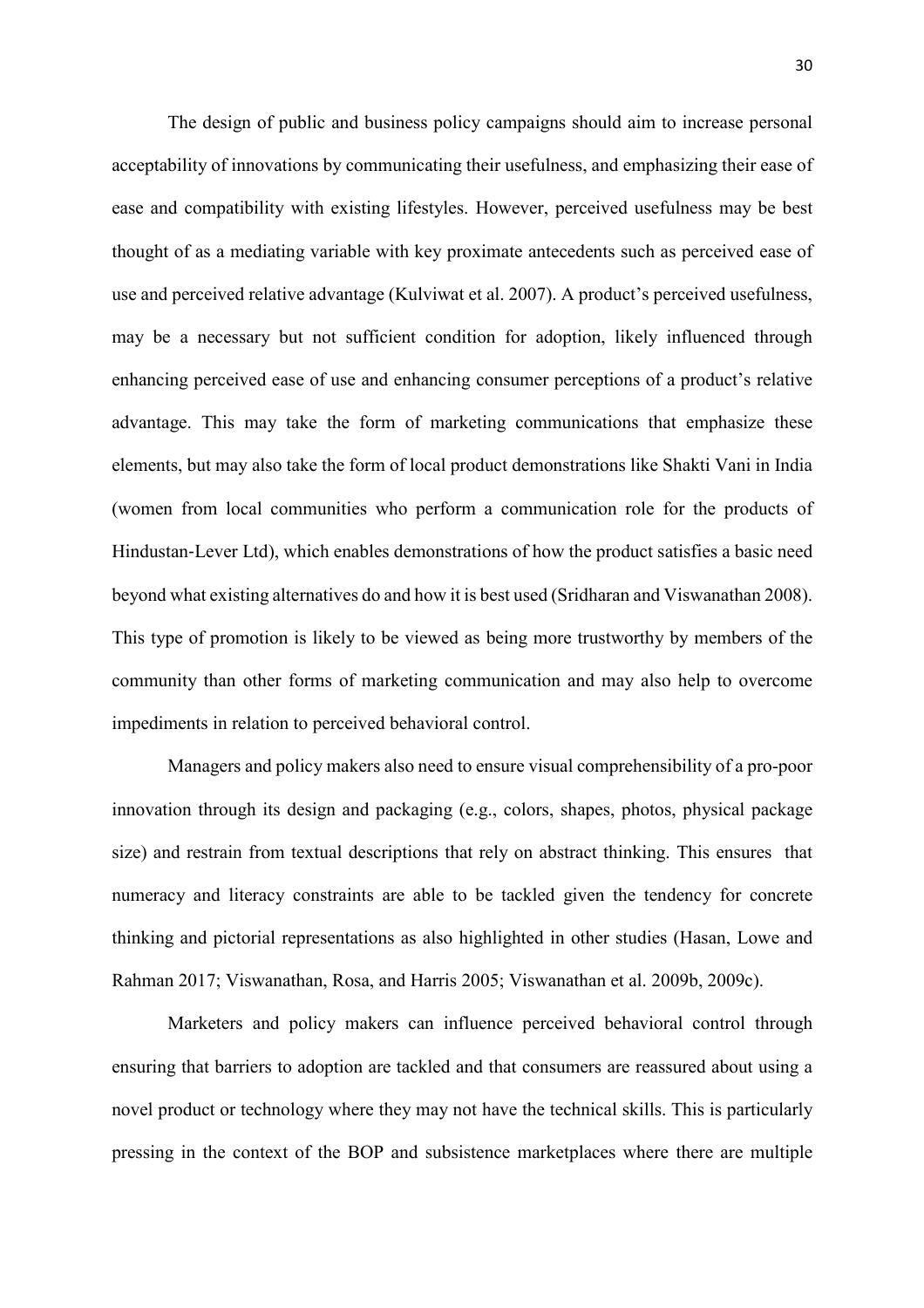The design of public and business policy campaigns should aim to increase personal acceptability of innovations by communicating their usefulness, and emphasizing their ease of ease and compatibility with existing lifestyles. However, perceived usefulness may be best thought of as a mediating variable with key proximate antecedents such as perceived ease of use and perceived relative advantage (Kulviwat et al. 2007). A product's perceived usefulness, may be a necessary but not sufficient condition for adoption, likely influenced through enhancing perceived ease of use and enhancing consumer perceptions of a product's relative advantage. This may take the form of marketing communications that emphasize these elements, but may also take the form of local product demonstrations like Shakti Vani in India (women from local communities who perform a communication role for the products of Hindustan-Lever Ltd), which enables demonstrations of how the product satisfies a basic need beyond what existing alternatives do and how it is best used (Sridharan and Viswanathan 2008). This type of promotion is likely to be viewed as being more trustworthy by members of the community than other forms of marketing communication and may also help to overcome impediments in relation to perceived behavioral control.

Managers and policy makers also need to ensure visual comprehensibility of a pro-poor innovation through its design and packaging (e.g., colors, shapes, photos, physical package size) and restrain from textual descriptions that rely on abstract thinking. This ensures that numeracy and literacy constraints are able to be tackled given the tendency for concrete thinking and pictorial representations as also highlighted in other studies (Hasan, Lowe and Rahman 2017; Viswanathan, Rosa, and Harris 2005; Viswanathan et al. 2009b, 2009c).

Marketers and policy makers can influence perceived behavioral control through ensuring that barriers to adoption are tackled and that consumers are reassured about using a novel product or technology where they may not have the technical skills. This is particularly pressing in the context of the BOP and subsistence marketplaces where there are multiple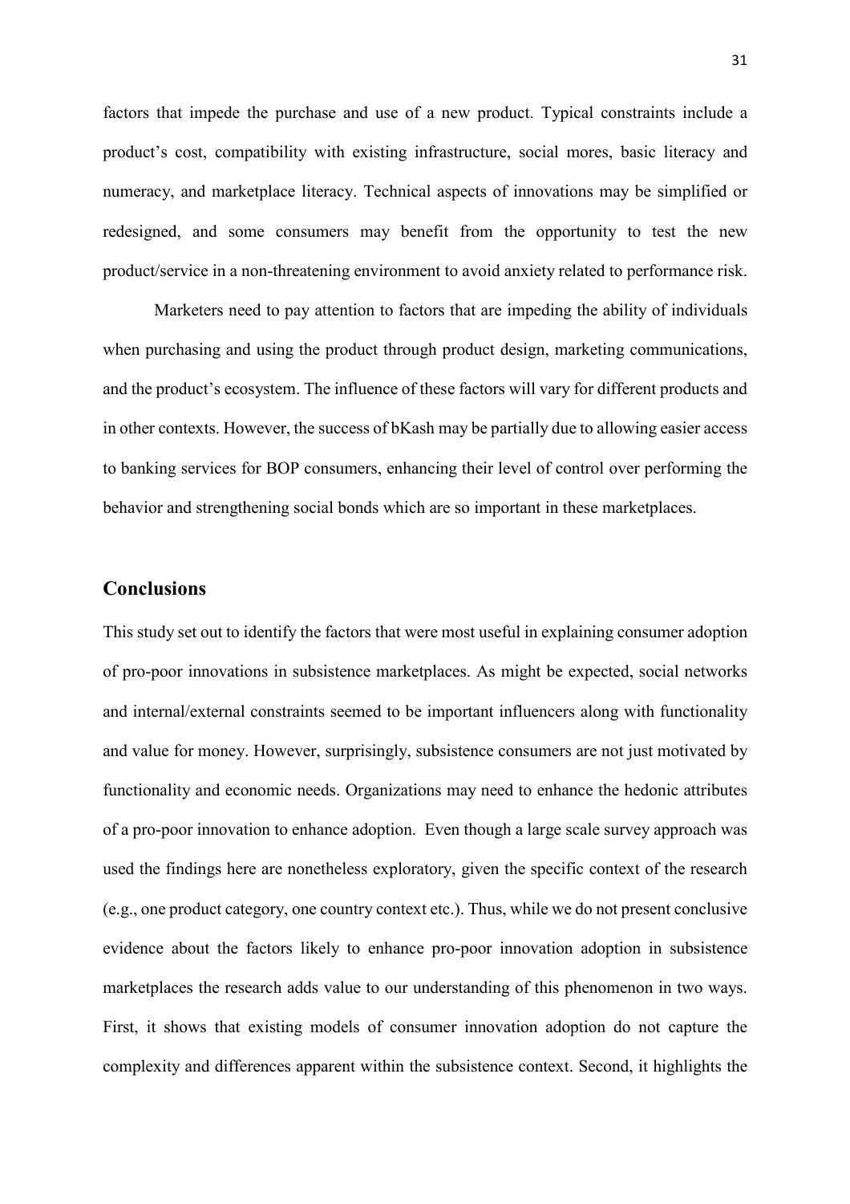factors that impede the purchase and use of a new product. Typical constraints include a product's cost, compatibility with existing infrastructure, social mores, basic literacy and numeracy, and marketplace literacy. Technical aspects of innovations may be simplified or redesigned, and some consumers may benefit from the opportunity to test the new product/service in a non-threatening environment to avoid anxiety related to performance risk.

Marketers need to pay attention to factors that are impeding the ability of individuals when purchasing and using the product through product design, marketing communications, and the product's ecosystem. The influence of these factors will vary for different products and in other contexts. However, the success of bKash may be partially due to allowing easier access to banking services for BOP consumers, enhancing their level of control over performing the behavior and strengthening social bonds which are so important in these marketplaces.

## Conclusions

This study set out to identify the factors that were most useful in explaining consumer adoption of pro-poor innovations in subsistence marketplaces. As might be expected, social networks and internal/external constraints seemed to be important influencers along with functionality and value for money. However, surprisingly, subsistence consumers are not just motivated by functionality and economic needs. Organizations may need to enhance the hedonic attributes of a pro-poor innovation to enhance adoption. Even though a large scale survey approach was used the findings here are nonetheless exploratory, given the specific context of the research (e.g., one product category, one country context etc.). Thus, while we do not present conclusive evidence about the factors likely to enhance pro-poor innovation adoption in subsistence marketplaces the research adds value to our understanding of this phenomenon in two ways. First, it shows that existing models of consumer innovation adoption do not capture the complexity and differences apparent within the subsistence context. Second, it highlights the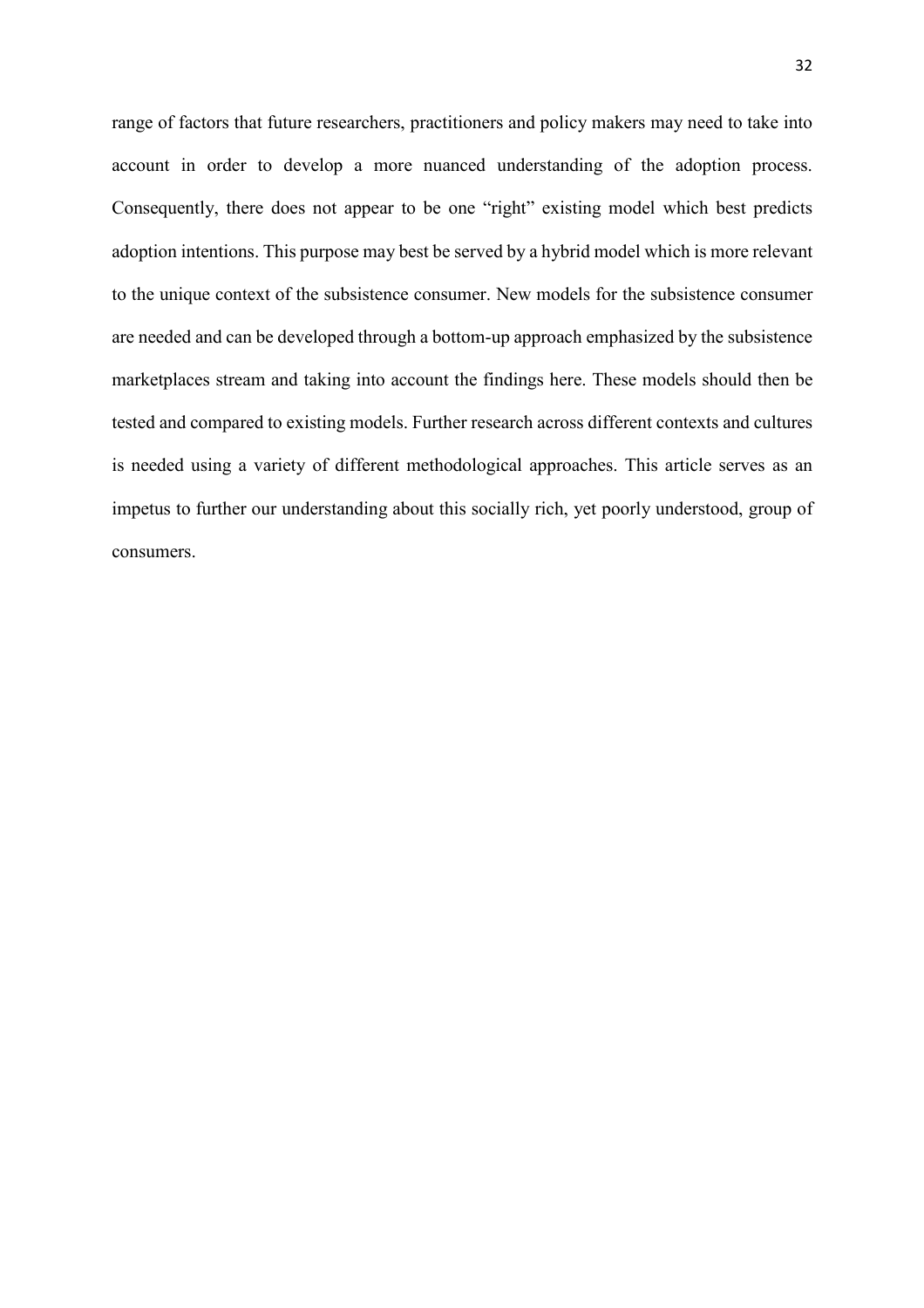range of factors that future researchers, practitioners and policy makers may need to take into account in order to develop a more nuanced understanding of the adoption process. Consequently, there does not appear to be one "right" existing model which best predicts adoption intentions. This purpose may best be served by a hybrid model which is more relevant to the unique context of the subsistence consumer. New models for the subsistence consumer are needed and can be developed through a bottom-up approach emphasized by the subsistence marketplaces stream and taking into account the findings here. These models should then be tested and compared to existing models. Further research across different contexts and cultures is needed using a variety of different methodological approaches. This article serves as an impetus to further our understanding about this socially rich, yet poorly understood, group of consumers.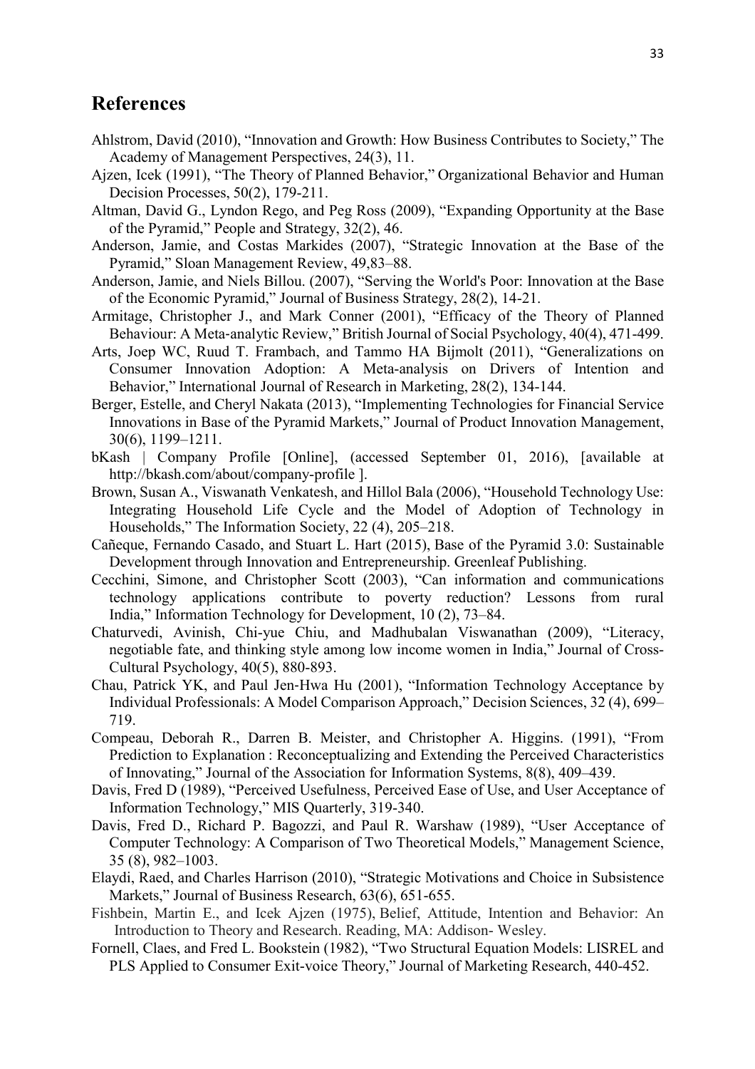## References

Ahlstrom, David (2010), "Innovation and Growth: How Business Contributes to Society," The Academy of Management Perspectives, 24(3), 11.

Ajzen, Icek (1991), "The Theory of Planned Behavior," Organizational Behavior and Human Decision Processes, 50(2), 179-211.

Altman, David G., Lyndon Rego, and Peg Ross (2009), "Expanding Opportunity at the Base of the Pyramid," People and Strategy, 32(2), 46.

Anderson, Jamie, and Costas Markides (2007), "Strategic Innovation at the Base of the Pyramid," Sloan Management Review, 49,83–88.

Anderson, Jamie, and Niels Billou. (2007), "Serving the World's Poor: Innovation at the Base of the Economic Pyramid," Journal of Business Strategy, 28(2), 14-21.

Armitage, Christopher J., and Mark Conner (2001), "Efficacy of the Theory of Planned Behaviour: A Meta-analytic Review," British Journal of Social Psychology, 40(4), 471-499.

Arts, Joep WC, Ruud T. Frambach, and Tammo HA Bijmolt (2011), "Generalizations on Consumer Innovation Adoption: A Meta-analysis on Drivers of Intention and Behavior," International Journal of Research in Marketing, 28(2), 134-144.

Berger, Estelle, and Cheryl Nakata (2013), "Implementing Technologies for Financial Service Innovations in Base of the Pyramid Markets," Journal of Product Innovation Management, 30(6), 1199–1211.

bKash | Company Profile [Online], (accessed September 01, 2016), [available at http://bkash.com/about/company-profile ].

Brown, Susan A., Viswanath Venkatesh, and Hillol Bala (2006), "Household Technology Use: Integrating Household Life Cycle and the Model of Adoption of Technology in Households," The Information Society, 22 (4), 205–218.

Cañeque, Fernando Casado, and Stuart L. Hart (2015), Base of the Pyramid 3.0: Sustainable Development through Innovation and Entrepreneurship. Greenleaf Publishing.

Cecchini, Simone, and Christopher Scott (2003), "Can information and communications technology applications contribute to poverty reduction? Lessons from rural India," Information Technology for Development, 10 (2), 73–84.

Chaturvedi, Avinish, Chi-yue Chiu, and Madhubalan Viswanathan (2009), "Literacy, negotiable fate, and thinking style among low income women in India," Journal of Cross-Cultural Psychology, 40(5), 880-893.

Chau, Patrick YK, and Paul Jen-Hwa Hu (2001), "Information Technology Acceptance by Individual Professionals: A Model Comparison Approach," Decision Sciences, 32 (4), 699–719.

Compeau, Deborah R., Darren B. Meister, and Christopher A. Higgins. (1991), "From Prediction to Explanation : Reconceptualizing and Extending the Perceived Characteristics of Innovating," Journal of the Association for Information Systems, 8(8), 409–439.

Davis, Fred D (1989), "Perceived Usefulness, Perceived Ease of Use, and User Acceptance of Information Technology," MIS Quarterly, 319-340.

Davis, Fred D., Richard P. Bagozzi, and Paul R. Warshaw (1989), "User Acceptance of Computer Technology: A Comparison of Two Theoretical Models," Management Science, 35 (8), 982–1003.

Elaydi, Raed, and Charles Harrison (2010), "Strategic Motivations and Choice in Subsistence Markets," Journal of Business Research, 63(6), 651-655.

Fishbein, Martin E., and Icek Ajzen (1975), Belief, Attitude, Intention and Behavior: An Introduction to Theory and Research. Reading, MA: Addison- Wesley.

Fornell, Claes, and Fred L. Bookstein (1982), "Two Structural Equation Models: LISREL and PLS Applied to Consumer Exit-voice Theory," Journal of Marketing Research, 440-452.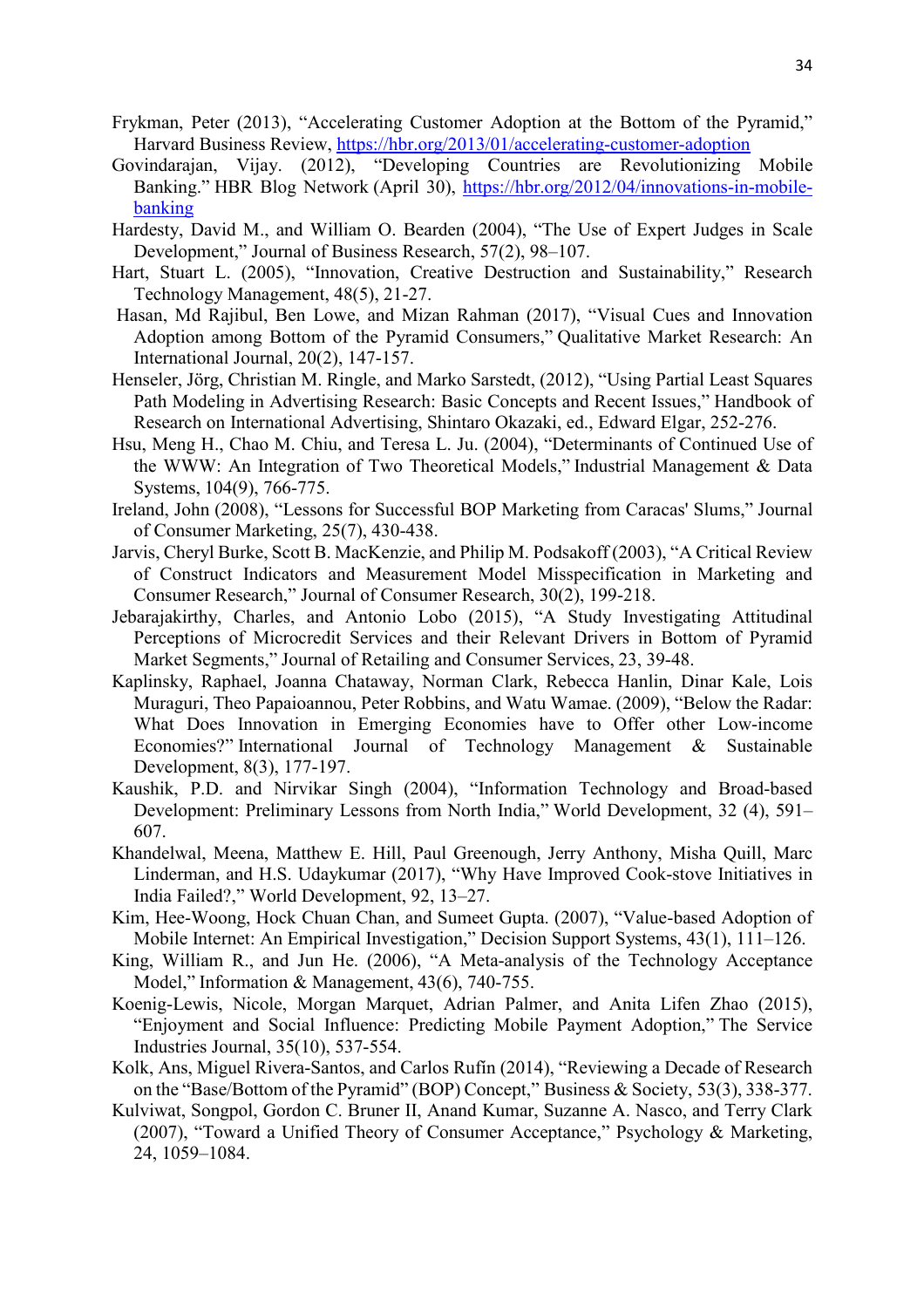Frykman, Peter (2013), "Accelerating Customer Adoption at the Bottom of the Pyramid," Harvard Business Review, https://hbr.org/2013/01/accelerating-customer-adoption

Govindarajan, Vijay. (2012), "Developing Countries are Revolutionizing Mobile Banking." HBR Blog Network (April 30), https://hbr.org/2012/04/innovations-in-mobile-banking

Hardesty, David M., and William O. Bearden (2004), "The Use of Expert Judges in Scale Development," Journal of Business Research, 57(2), 98–107.

Hart, Stuart L. (2005), "Innovation, Creative Destruction and Sustainability," Research Technology Management, 48(5), 21-27.

Hasan, Md Rajibul, Ben Lowe, and Mizan Rahman (2017), "Visual Cues and Innovation Adoption among Bottom of the Pyramid Consumers," Qualitative Market Research: An International Journal, 20(2), 147-157.

Henseler, Jörg, Christian M. Ringle, and Marko Sarstedt, (2012), "Using Partial Least Squares Path Modeling in Advertising Research: Basic Concepts and Recent Issues," Handbook of Research on International Advertising, Shintaro Okazaki, ed., Edward Elgar, 252-276.

Hsu, Meng H., Chao M. Chiu, and Teresa L. Ju. (2004), "Determinants of Continued Use of the WWW: An Integration of Two Theoretical Models," Industrial Management & Data Systems, 104(9), 766-775.

Ireland, John (2008), "Lessons for Successful BOP Marketing from Caracas' Slums," Journal of Consumer Marketing, 25(7), 430-438.

Jarvis, Cheryl Burke, Scott B. MacKenzie, and Philip M. Podsakoff (2003), "A Critical Review of Construct Indicators and Measurement Model Misspecification in Marketing and Consumer Research," Journal of Consumer Research, 30(2), 199-218.

Jebarajakirthy, Charles, and Antonio Lobo (2015), "A Study Investigating Attitudinal Perceptions of Microcredit Services and their Relevant Drivers in Bottom of Pyramid Market Segments," Journal of Retailing and Consumer Services, 23, 39-48.

Kaplinsky, Raphael, Joanna Chataway, Norman Clark, Rebecca Hanlin, Dinar Kale, Lois Muraguri, Theo Papaioannou, Peter Robbins, and Watu Wamae. (2009), "Below the Radar: What Does Innovation in Emerging Economies have to Offer other Low-income Economies?" International Journal of Technology Management & Sustainable Development, 8(3), 177-197.

Kaushik, P.D. and Nirvikar Singh (2004), "Information Technology and Broad-based Development: Preliminary Lessons from North India," World Development, 32 (4), 591–607.

Khandelwal, Meena, Matthew E. Hill, Paul Greenough, Jerry Anthony, Misha Quill, Marc Linderman, and H.S. Udaykumar (2017), "Why Have Improved Cook-stove Initiatives in India Failed?," World Development, 92, 13–27.

Kim, Hee-Woong, Hock Chuan Chan, and Sumeet Gupta. (2007), "Value-based Adoption of Mobile Internet: An Empirical Investigation," Decision Support Systems, 43(1), 111–126.

King, William R., and Jun He. (2006), "A Meta-analysis of the Technology Acceptance Model," Information & Management, 43(6), 740-755.

Koenig-Lewis, Nicole, Morgan Marquet, Adrian Palmer, and Anita Lifen Zhao (2015), "Enjoyment and Social Influence: Predicting Mobile Payment Adoption," The Service Industries Journal, 35(10), 537-554.

Kolk, Ans, Miguel Rivera-Santos, and Carlos Rufín (2014), "Reviewing a Decade of Research on the "Base/Bottom of the Pyramid" (BOP) Concept," Business & Society, 53(3), 338-377.

Kulviwat, Songpol, Gordon C. Bruner II, Anand Kumar, Suzanne A. Nasco, and Terry Clark (2007), "Toward a Unified Theory of Consumer Acceptance," Psychology & Marketing, 24, 1059–1084.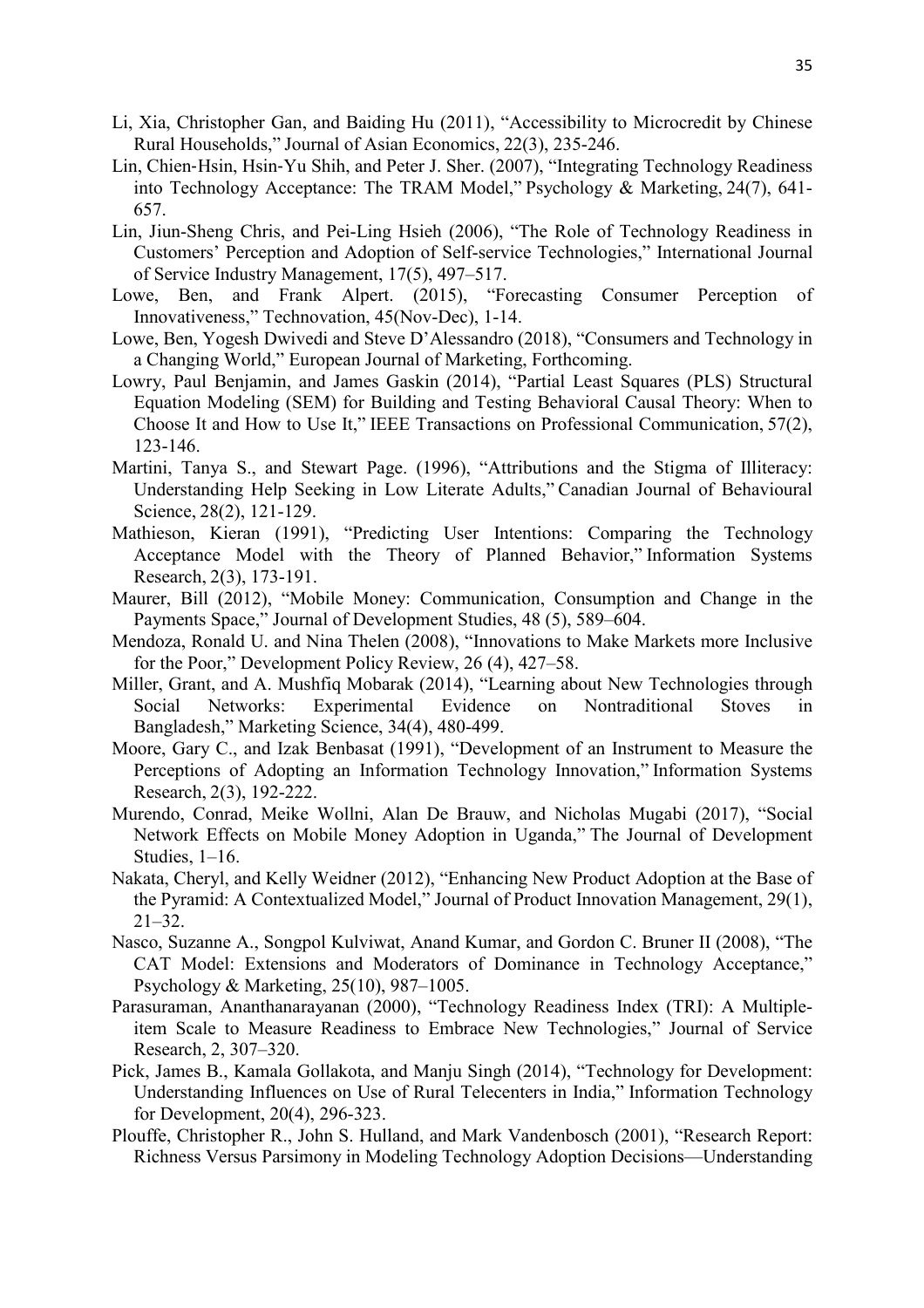Li, Xia, Christopher Gan, and Baiding Hu (2011), "Accessibility to Microcredit by Chinese Rural Households," Journal of Asian Economics, 22(3), 235-246.

Lin, Chien-Hsin, Hsin-Yu Shih, and Peter J. Sher. (2007), "Integrating Technology Readiness into Technology Acceptance: The TRAM Model," Psychology & Marketing, 24(7), 641-657.

Lin, Jiun-Sheng Chris, and Pei-Ling Hsieh (2006), "The Role of Technology Readiness in Customers' Perception and Adoption of Self-service Technologies," International Journal of Service Industry Management, 17(5), 497–517.

Lowe, Ben, and Frank Alpert. (2015), "Forecasting Consumer Perception of Innovativeness," Technovation, 45(Nov-Dec), 1-14.

Lowe, Ben, Yogesh Dwivedi and Steve D'Alessandro (2018), "Consumers and Technology in a Changing World," European Journal of Marketing, Forthcoming.

Lowry, Paul Benjamin, and James Gaskin (2014), "Partial Least Squares (PLS) Structural Equation Modeling (SEM) for Building and Testing Behavioral Causal Theory: When to Choose It and How to Use It," IEEE Transactions on Professional Communication, 57(2), 123-146.

Martini, Tanya S., and Stewart Page. (1996), "Attributions and the Stigma of Illiteracy: Understanding Help Seeking in Low Literate Adults," Canadian Journal of Behavioural Science, 28(2), 121-129.

Mathieson, Kieran (1991), "Predicting User Intentions: Comparing the Technology Acceptance Model with the Theory of Planned Behavior," Information Systems Research, 2(3), 173-191.

Maurer, Bill (2012), "Mobile Money: Communication, Consumption and Change in the Payments Space," Journal of Development Studies, 48 (5), 589–604.

Mendoza, Ronald U. and Nina Thelen (2008), "Innovations to Make Markets more Inclusive for the Poor," Development Policy Review, 26 (4), 427–58.

Miller, Grant, and A. Mushfiq Mobarak (2014), "Learning about New Technologies through Social Networks: Experimental Evidence on Nontraditional Stoves in Bangladesh," Marketing Science, 34(4), 480-499.

Moore, Gary C., and Izak Benbasat (1991), "Development of an Instrument to Measure the Perceptions of Adopting an Information Technology Innovation," Information Systems Research, 2(3), 192-222.

Murendo, Conrad, Meike Wollni, Alan De Brauw, and Nicholas Mugabi (2017), "Social Network Effects on Mobile Money Adoption in Uganda," The Journal of Development Studies, 1–16.

Nakata, Cheryl, and Kelly Weidner (2012), "Enhancing New Product Adoption at the Base of the Pyramid: A Contextualized Model," Journal of Product Innovation Management, 29(1), 21–32.

Nasco, Suzanne A., Songpol Kulviwat, Anand Kumar, and Gordon C. Bruner II (2008), "The CAT Model: Extensions and Moderators of Dominance in Technology Acceptance," Psychology & Marketing, 25(10), 987–1005.

Parasuraman, Ananthanarayanan (2000), "Technology Readiness Index (TRI): A Multiple-item Scale to Measure Readiness to Embrace New Technologies," Journal of Service Research, 2, 307–320.

Pick, James B., Kamala Gollakota, and Manju Singh (2014), "Technology for Development: Understanding Influences on Use of Rural Telecenters in India," Information Technology for Development, 20(4), 296-323.

Plouffe, Christopher R., John S. Hulland, and Mark Vandenbosch (2001), "Research Report: Richness Versus Parsimony in Modeling Technology Adoption Decisions—Understanding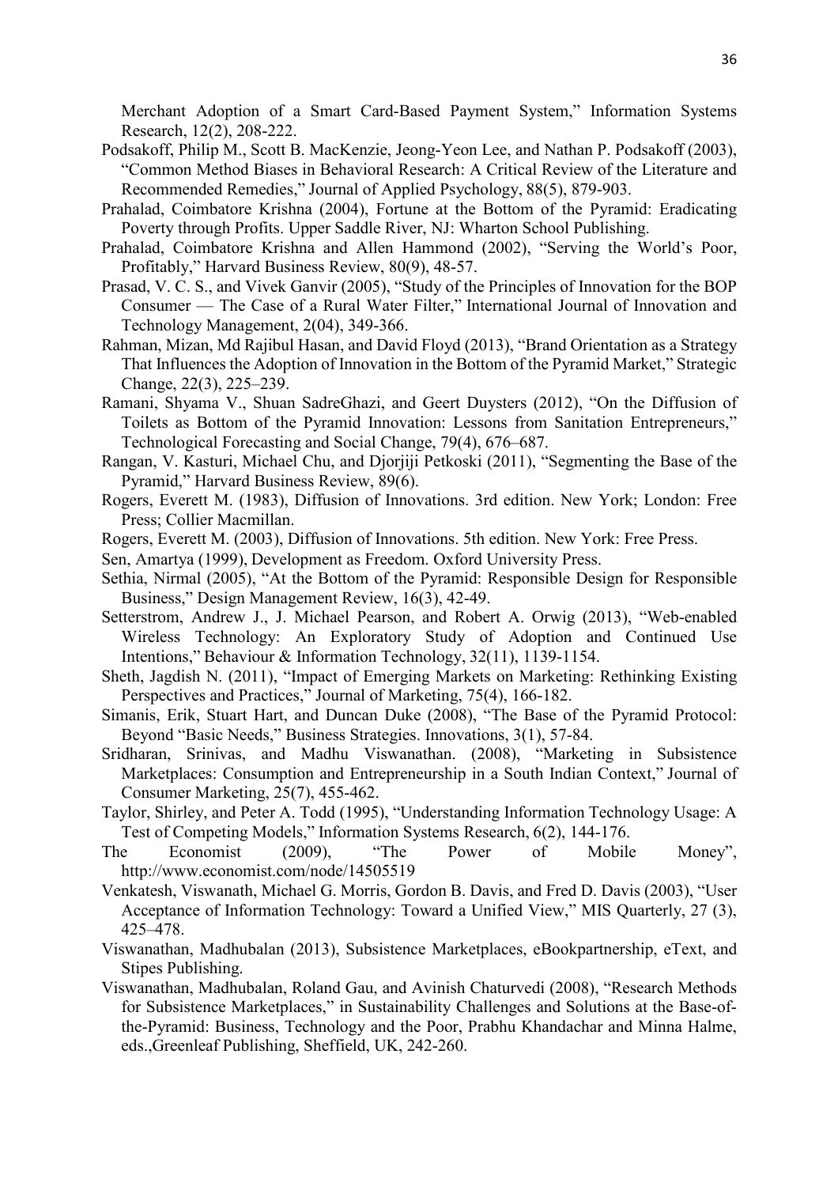Merchant Adoption of a Smart Card-Based Payment System," Information Systems Research, 12(2), 208-222.

Podsakoff, Philip M., Scott B. MacKenzie, Jeong-Yeon Lee, and Nathan P. Podsakoff (2003), "Common Method Biases in Behavioral Research: A Critical Review of the Literature and Recommended Remedies," Journal of Applied Psychology, 88(5), 879-903.

Prahalad, Coimbatore Krishna (2004), Fortune at the Bottom of the Pyramid: Eradicating Poverty through Profits. Upper Saddle River, NJ: Wharton School Publishing.

Prahalad, Coimbatore Krishna and Allen Hammond (2002), "Serving the World's Poor, Profitably," Harvard Business Review, 80(9), 48-57.

Prasad, V. C. S., and Vivek Ganvir (2005), "Study of the Principles of Innovation for the BOP Consumer — The Case of a Rural Water Filter," International Journal of Innovation and Technology Management, 2(04), 349-366.

Rahman, Mizan, Md Rajibul Hasan, and David Floyd (2013), "Brand Orientation as a Strategy That Influences the Adoption of Innovation in the Bottom of the Pyramid Market," Strategic Change, 22(3), 225–239.

Ramani, Shyama V., Shuan SadreGhazi, and Geert Duysters (2012), "On the Diffusion of Toilets as Bottom of the Pyramid Innovation: Lessons from Sanitation Entrepreneurs," Technological Forecasting and Social Change, 79(4), 676–687.

Rangan, V. Kasturi, Michael Chu, and Djorjiji Petkoski (2011), "Segmenting the Base of the Pyramid," Harvard Business Review, 89(6).

Rogers, Everett M. (1983), Diffusion of Innovations. 3rd edition. New York; London: Free Press; Collier Macmillan.

Rogers, Everett M. (2003), Diffusion of Innovations. 5th edition. New York: Free Press.

Sen, Amartya (1999), Development as Freedom. Oxford University Press.

Sethia, Nirmal (2005), "At the Bottom of the Pyramid: Responsible Design for Responsible Business," Design Management Review, 16(3), 42-49.

Setterstrom, Andrew J., J. Michael Pearson, and Robert A. Orwig (2013), "Web-enabled Wireless Technology: An Exploratory Study of Adoption and Continued Use Intentions," Behaviour & Information Technology, 32(11), 1139-1154.

Sheth, Jagdish N. (2011), "Impact of Emerging Markets on Marketing: Rethinking Existing Perspectives and Practices," Journal of Marketing, 75(4), 166-182.

Simanis, Erik, Stuart Hart, and Duncan Duke (2008), "The Base of the Pyramid Protocol: Beyond "Basic Needs," Business Strategies. Innovations, 3(1), 57-84.

Sridharan, Srinivas, and Madhu Viswanathan. (2008), "Marketing in Subsistence Marketplaces: Consumption and Entrepreneurship in a South Indian Context," Journal of Consumer Marketing, 25(7), 455-462.

Taylor, Shirley, and Peter A. Todd (1995), "Understanding Information Technology Usage: A Test of Competing Models," Information Systems Research, 6(2), 144-176.

The Economist (2009), "The Power of Mobile Money", http://www.economist.com/node/14505519

Venkatesh, Viswanath, Michael G. Morris, Gordon B. Davis, and Fred D. Davis (2003), "User Acceptance of Information Technology: Toward a Unified View," MIS Quarterly, 27 (3), 425–478.

Viswanathan, Madhubalan (2013), Subsistence Marketplaces, eBookpartnership, eText, and Stipes Publishing.

Viswanathan, Madhubalan, Roland Gau, and Avinish Chaturvedi (2008), "Research Methods for Subsistence Marketplaces," in Sustainability Challenges and Solutions at the Base-of-the-Pyramid: Business, Technology and the Poor, Prabhu Khandachar and Minna Halme, eds.,Greenleaf Publishing, Sheffield, UK, 242-260.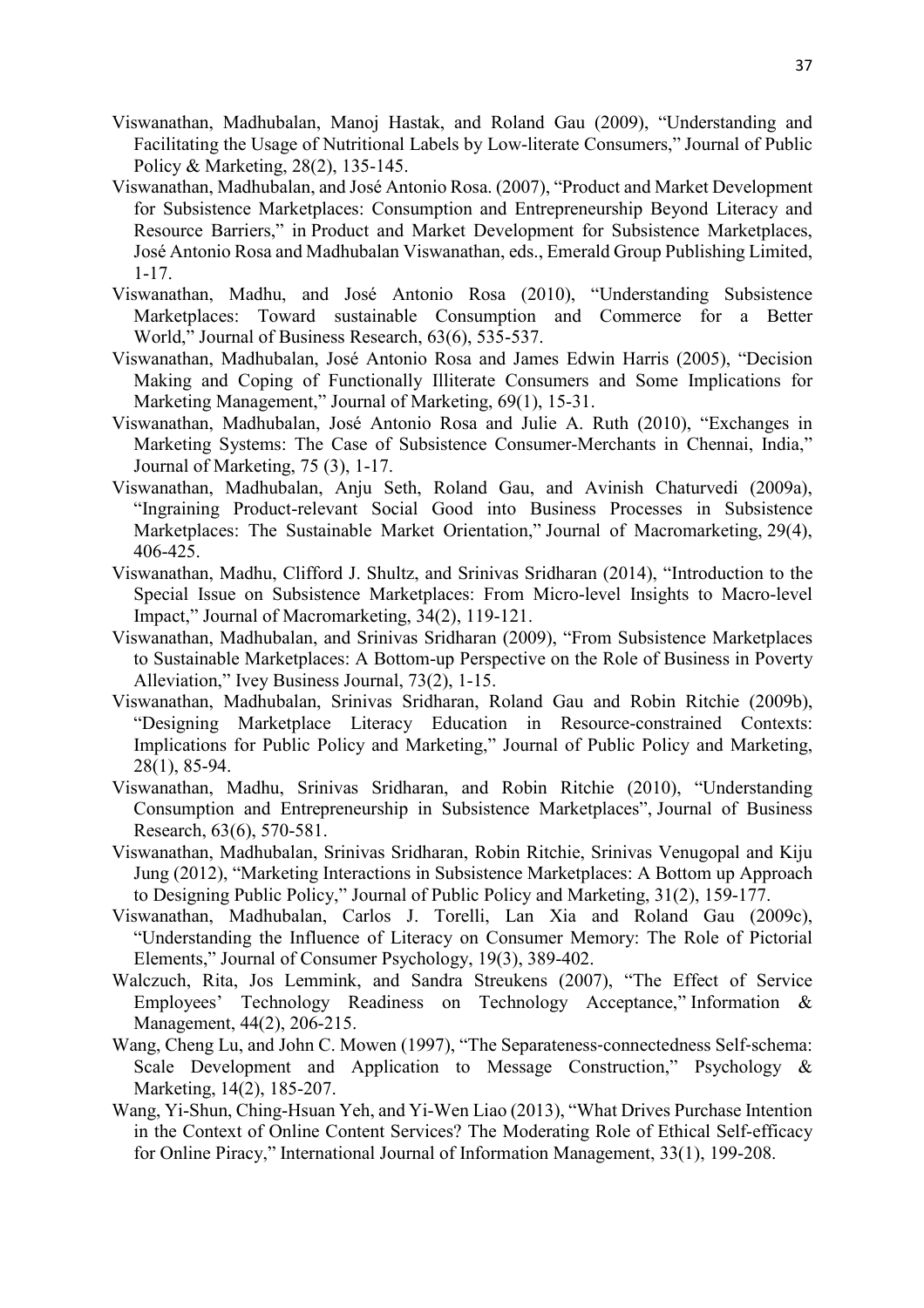Viswanathan, Madhubalan, Manoj Hastak, and Roland Gau (2009), "Understanding and Facilitating the Usage of Nutritional Labels by Low-literate Consumers," Journal of Public Policy & Marketing, 28(2), 135-145.

Viswanathan, Madhubalan, and José Antonio Rosa. (2007), "Product and Market Development for Subsistence Marketplaces: Consumption and Entrepreneurship Beyond Literacy and Resource Barriers," in Product and Market Development for Subsistence Marketplaces, José Antonio Rosa and Madhubalan Viswanathan, eds., Emerald Group Publishing Limited, 1-17.

Viswanathan, Madhu, and José Antonio Rosa (2010), "Understanding Subsistence Marketplaces: Toward sustainable Consumption and Commerce for a Better World," Journal of Business Research, 63(6), 535-537.

Viswanathan, Madhubalan, José Antonio Rosa and James Edwin Harris (2005), "Decision Making and Coping of Functionally Illiterate Consumers and Some Implications for Marketing Management," Journal of Marketing, 69(1), 15-31.

Viswanathan, Madhubalan, José Antonio Rosa and Julie A. Ruth (2010), "Exchanges in Marketing Systems: The Case of Subsistence Consumer-Merchants in Chennai, India," Journal of Marketing, 75 (3), 1-17.

Viswanathan, Madhubalan, Anju Seth, Roland Gau, and Avinish Chaturvedi (2009a), "Ingraining Product-relevant Social Good into Business Processes in Subsistence Marketplaces: The Sustainable Market Orientation," Journal of Macromarketing, 29(4), 406-425.

Viswanathan, Madhu, Clifford J. Shultz, and Srinivas Sridharan (2014), "Introduction to the Special Issue on Subsistence Marketplaces: From Micro-level Insights to Macro-level Impact," Journal of Macromarketing, 34(2), 119-121.

Viswanathan, Madhubalan, and Srinivas Sridharan (2009), "From Subsistence Marketplaces to Sustainable Marketplaces: A Bottom-up Perspective on the Role of Business in Poverty Alleviation," Ivey Business Journal, 73(2), 1-15.

Viswanathan, Madhubalan, Srinivas Sridharan, Roland Gau and Robin Ritchie (2009b), "Designing Marketplace Literacy Education in Resource-constrained Contexts: Implications for Public Policy and Marketing," Journal of Public Policy and Marketing, 28(1), 85-94.

Viswanathan, Madhu, Srinivas Sridharan, and Robin Ritchie (2010), "Understanding Consumption and Entrepreneurship in Subsistence Marketplaces", Journal of Business Research, 63(6), 570-581.

Viswanathan, Madhubalan, Srinivas Sridharan, Robin Ritchie, Srinivas Venugopal and Kiju Jung (2012), "Marketing Interactions in Subsistence Marketplaces: A Bottom up Approach to Designing Public Policy," Journal of Public Policy and Marketing, 31(2), 159-177.

Viswanathan, Madhubalan, Carlos J. Torelli, Lan Xia and Roland Gau (2009c), "Understanding the Influence of Literacy on Consumer Memory: The Role of Pictorial Elements," Journal of Consumer Psychology, 19(3), 389-402.

Walczuch, Rita, Jos Lemmink, and Sandra Streukens (2007), "The Effect of Service Employees' Technology Readiness on Technology Acceptance," Information & Management, 44(2), 206-215.

Wang, Cheng Lu, and John C. Mowen (1997), "The Separateness-connectedness Self-schema: Scale Development and Application to Message Construction," Psychology & Marketing, 14(2), 185-207.

Wang, Yi-Shun, Ching-Hsuan Yeh, and Yi-Wen Liao (2013), "What Drives Purchase Intention in the Context of Online Content Services? The Moderating Role of Ethical Self-efficacy for Online Piracy," International Journal of Information Management, 33(1), 199-208.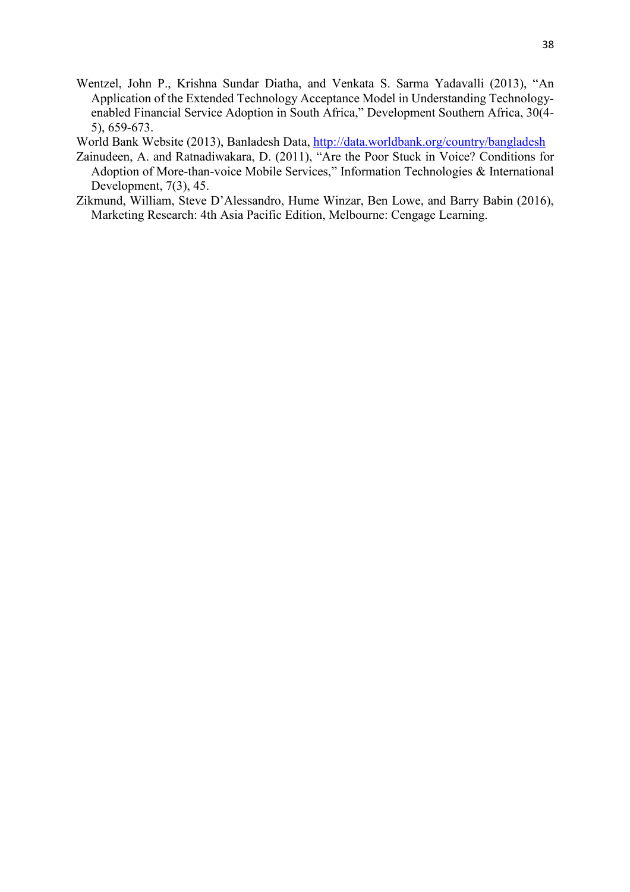Wentzel, John P., Krishna Sundar Diatha, and Venkata S. Sarma Yadavalli (2013), "An Application of the Extended Technology Acceptance Model in Understanding Technology-enabled Financial Service Adoption in South Africa," Development Southern Africa, 30(4-5), 659-673.

World Bank Website (2013), Banladesh Data, http://data.worldbank.org/country/bangladesh

Zainudeen, A. and Ratnadiwakara, D. (2011), "Are the Poor Stuck in Voice? Conditions for Adoption of More-than-voice Mobile Services," Information Technologies & International Development, 7(3), 45.

Zikmund, William, Steve D'Alessandro, Hume Winzar, Ben Lowe, and Barry Babin (2016), Marketing Research: 4th Asia Pacific Edition, Melbourne: Cengage Learning.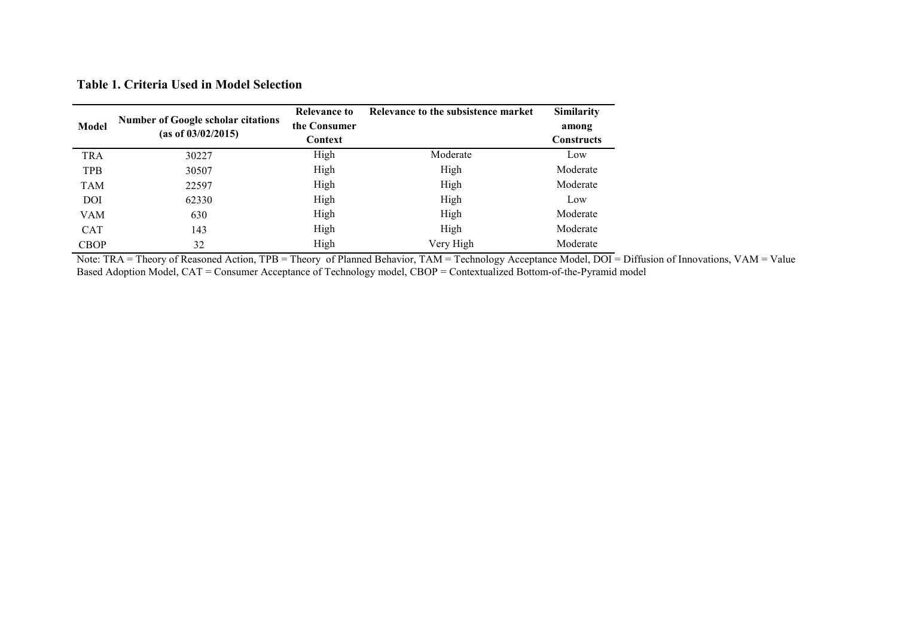**Table 1. Criteria Used in Model Selection**

| Model | Number of Google scholar citations (as of 03/02/2015) | Relevance to the Consumer Context | Relevance to the subsistence market | Similarity among Constructs |
|---|---|---|---|---|
| TRA | 30227 | High | Moderate | Low |
| TPB | 30507 | High | High | Moderate |
| TAM | 22597 | High | High | Moderate |
| DOI | 62330 | High | High | Low |
| VAM | 630 | High | High | Moderate |
| CAT | 143 | High | High | Moderate |
| CBOP | 32 | High | Very High | Moderate |

Note: TRA = Theory of Reasoned Action, TPB = Theory of Planned Behavior, TAM = Technology Acceptance Model, DOI = Diffusion of Innovations, VAM = Value Based Adoption Model, CAT = Consumer Acceptance of Technology model, CBOP = Contextualized Bottom-of-the-Pyramid model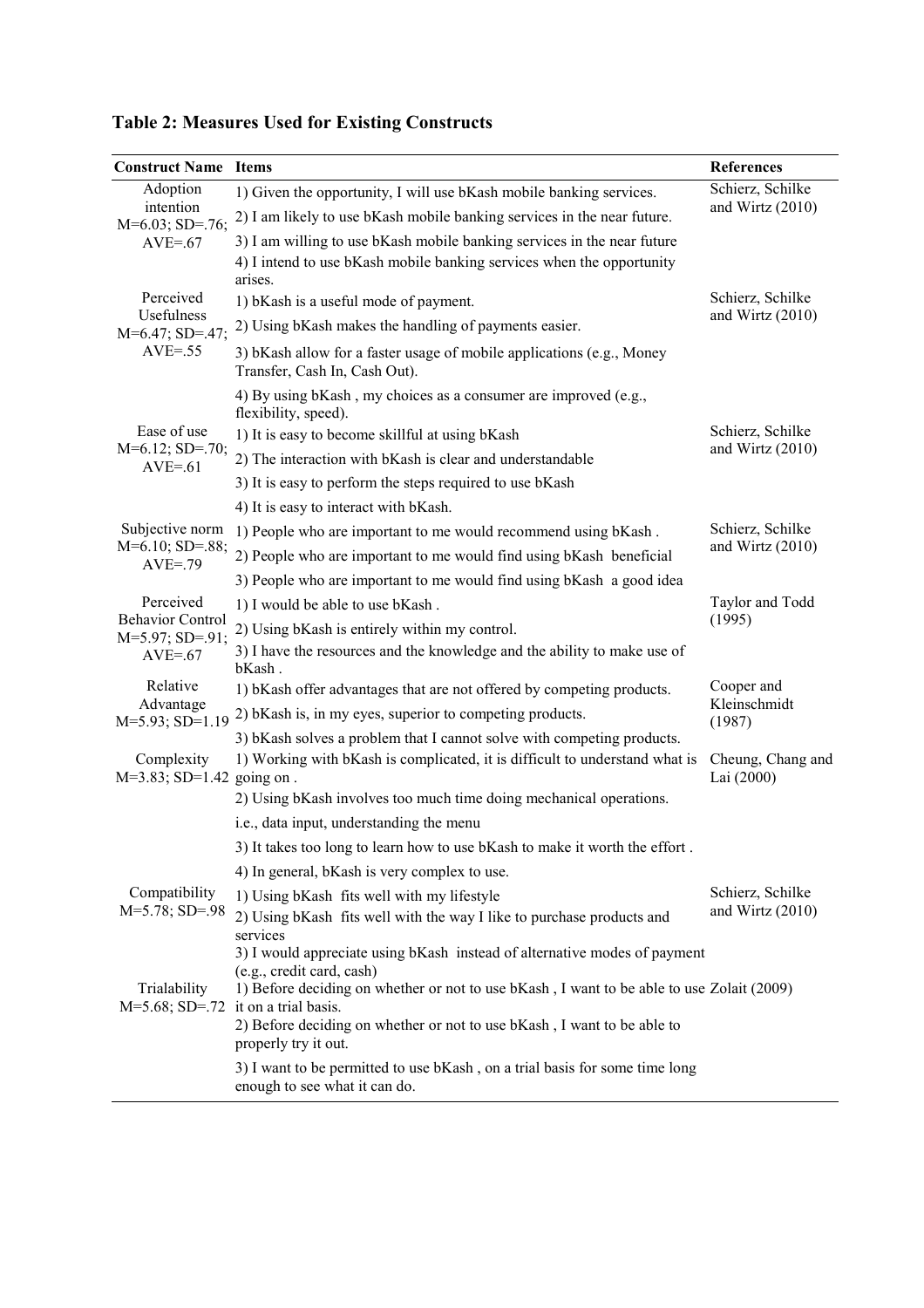**Table 2: Measures Used for Existing Constructs**

| Construct Name | Items | References |
|---|---|---|
| Adoption intention M=6.03; SD=.76; AVE=.67 | 1) Given the opportunity, I will use bKash mobile banking services. | Schierz, Schilke and Wirtz (2010) |
| | 2) I am likely to use bKash mobile banking services in the near future. | |
| | 3) I am willing to use bKash mobile banking services in the near future | |
| | 4) I intend to use bKash mobile banking services when the opportunity arises. | |
| Perceived Usefulness M=6.47; SD=.47; AVE=.55 | 1) bKash is a useful mode of payment. | Schierz, Schilke and Wirtz (2010) |
| | 2) Using bKash makes the handling of payments easier. | |
| | 3) bKash allow for a faster usage of mobile applications (e.g., Money Transfer, Cash In, Cash Out). | |
| | 4) By using bKash , my choices as a consumer are improved (e.g., flexibility, speed). | |
| Ease of use M=6.12; SD=.70; AVE=.61 | 1) It is easy to become skillful at using bKash | Schierz, Schilke and Wirtz (2010) |
| | 2) The interaction with bKash is clear and understandable | |
| | 3) It is easy to perform the steps required to use bKash | |
| | 4) It is easy to interact with bKash. | |
| Subjective norm M=6.10; SD=.88; AVE=.79 | 1) People who are important to me would recommend using bKash . | Schierz, Schilke and Wirtz (2010) |
| | 2) People who are important to me would find using bKash beneficial | |
| | 3) People who are important to me would find using bKash a good idea | |
| Perceived Behavior Control M=5.97; SD=.91; AVE=.67 | 1) I would be able to use bKash . | Taylor and Todd (1995) |
| | 2) Using bKash is entirely within my control. | |
| | 3) I have the resources and the knowledge and the ability to make use of bKash . | |
| Relative Advantage M=5.93; SD=1.19 | 1) bKash offer advantages that are not offered by competing products. | Cooper and Kleinschmidt (1987) |
| | 2) bKash is, in my eyes, superior to competing products. | |
| | 3) bKash solves a problem that I cannot solve with competing products. | |
| Complexity M=3.83; SD=1.42 | 1) Working with bKash is complicated, it is difficult to understand what is going on . | Cheung, Chang and Lai (2000) |
| | 2) Using bKash involves too much time doing mechanical operations. i.e., data input, understanding the menu | |
| | 3) It takes too long to learn how to use bKash to make it worth the effort . | |
| | 4) In general, bKash is very complex to use. | |
| Compatibility M=5.78; SD=.98 | 1) Using bKash fits well with my lifestyle | Schierz, Schilke and Wirtz (2010) |
| | 2) Using bKash fits well with the way I like to purchase products and services | |
| | 3) I would appreciate using bKash instead of alternative modes of payment (e.g., credit card, cash) | |
| Trialability M=5.68; SD=.72 | 1) Before deciding on whether or not to use bKash , I want to be able to use it on a trial basis. | Zolait (2009) |
| | 2) Before deciding on whether or not to use bKash , I want to be able to properly try it out. | |
| | 3) I want to be permitted to use bKash , on a trial basis for some time long enough to see what it can do. | |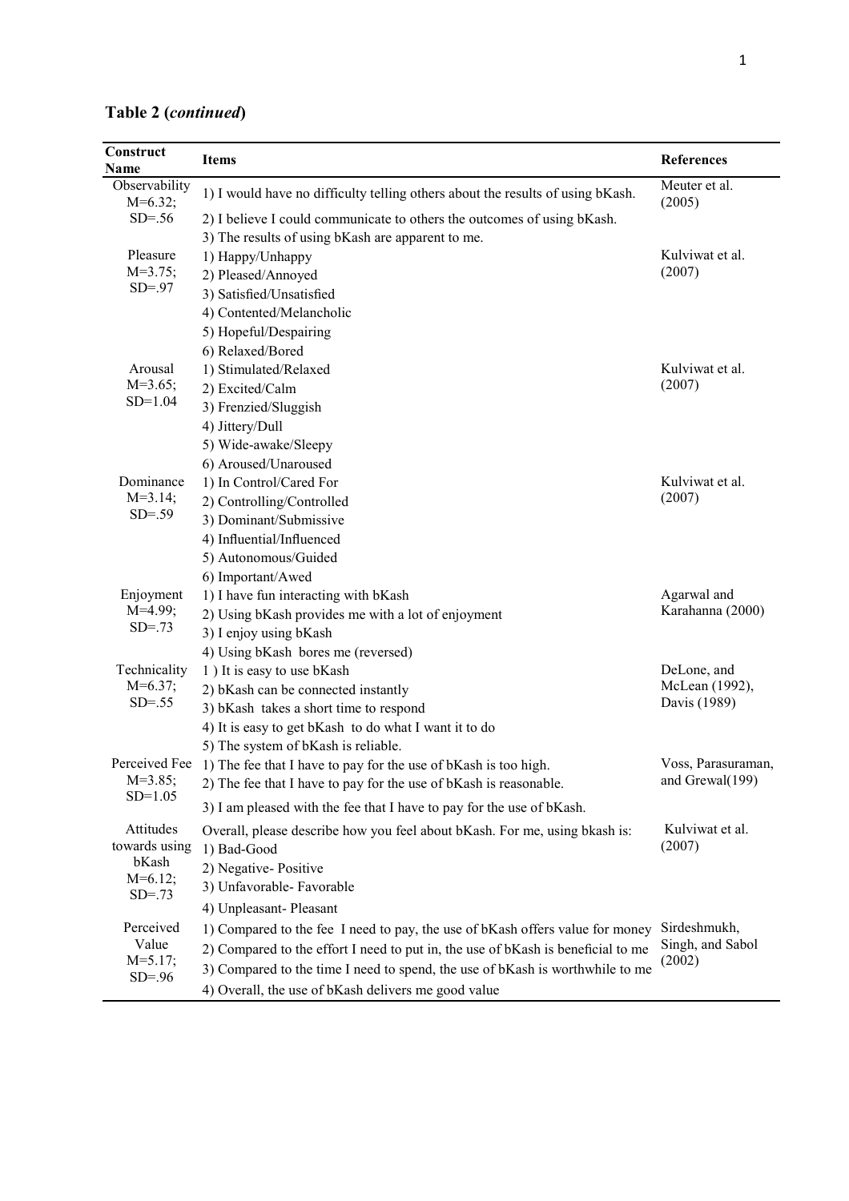**Table 2 (*continued*)**

| Construct Name | Items | References |
|---|---|---|
| Observability M=6.32; SD=.56 | 1) I would have no difficulty telling others about the results of using bKash.<br>2) I believe I could communicate to others the outcomes of using bKash.<br>3) The results of using bKash are apparent to me. | Meuter et al. (2005) |
| Pleasure M=3.75; SD=.97 | 1) Happy/Unhappy<br>2) Pleased/Annoyed<br>3) Satisfied/Unsatisfied<br>4) Contented/Melancholic<br>5) Hopeful/Despairing<br>6) Relaxed/Bored | Kulviwat et al. (2007) |
| Arousal M=3.65; SD=1.04 | 1) Stimulated/Relaxed<br>2) Excited/Calm<br>3) Frenzied/Sluggish<br>4) Jittery/Dull<br>5) Wide-awake/Sleepy<br>6) Aroused/Unaroused | Kulviwat et al. (2007) |
| Dominance M=3.14; SD=.59 | 1) In Control/Cared For<br>2) Controlling/Controlled<br>3) Dominant/Submissive<br>4) Influential/Influenced<br>5) Autonomous/Guided<br>6) Important/Awed | Kulviwat et al. (2007) |
| Enjoyment M=4.99; SD=.73 | 1) I have fun interacting with bKash<br>2) Using bKash provides me with a lot of enjoyment<br>3) I enjoy using bKash<br>4) Using bKash bores me (reversed) | Agarwal and Karahanna (2000) |
| Technicality M=6.37; SD=.55 | 1 ) It is easy to use bKash<br>2) bKash can be connected instantly<br>3) bKash takes a short time to respond<br>4) It is easy to get bKash to do what I want it to do<br>5) The system of bKash is reliable. | DeLone, and McLean (1992), Davis (1989) |
| Perceived Fee M=3.85; SD=1.05 | 1) The fee that I have to pay for the use of bKash is too high.<br>2) The fee that I have to pay for the use of bKash is reasonable.<br>3) I am pleased with the fee that I have to pay for the use of bKash. | Voss, Parasuraman, and Grewal(199) |
| Attitudes towards using bKash M=6.12; SD=.73 | Overall, please describe how you feel about bKash. For me, using bkash is:<br>1) Bad-Good<br>2) Negative- Positive<br>3) Unfavorable- Favorable<br>4) Unpleasant- Pleasant | Kulviwat et al. (2007) |
| Perceived Value M=5.17; SD=.96 | 1) Compared to the fee I need to pay, the use of bKash offers value for money<br>2) Compared to the effort I need to put in, the use of bKash is beneficial to me<br>3) Compared to the time I need to spend, the use of bKash is worthwhile to me<br>4) Overall, the use of bKash delivers me good value | Sirdeshmukh, Singh, and Sabol (2002) |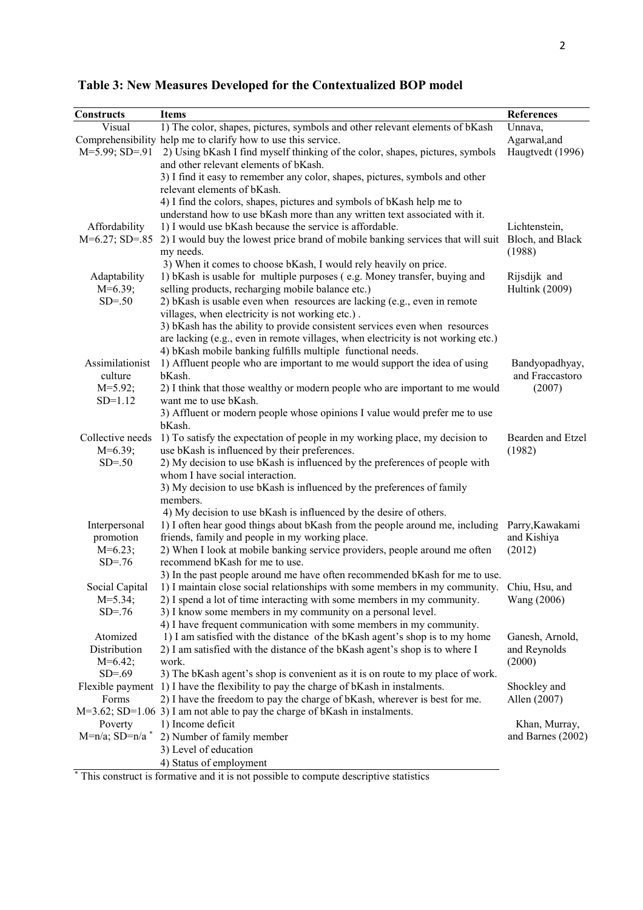**Table 3: New Measures Developed for the Contextualized BOP model**

| Constructs | Items | References |
|---|---|---|
| Visual Comprehensibility M=5.99; SD=.91 | 1) The color, shapes, pictures, symbols and other relevant elements of bKash help me to clarify how to use this service.<br>2) Using bKash I find myself thinking of the color, shapes, pictures, symbols and other relevant elements of bKash.<br>3) I find it easy to remember any color, shapes, pictures, symbols and other relevant elements of bKash.<br>4) I find the colors, shapes, pictures and symbols of bKash help me to understand how to use bKash more than any written text associated with it. | Unnava, Agarwal,and Haugtvedt (1996) |
| Affordability M=6.27; SD=.85 | 1) I would use bKash because the service is affordable.<br>2) I would buy the lowest price brand of mobile banking services that will suit my needs.<br>3) When it comes to choose bKash, I would rely heavily on price. | Lichtenstein, Bloch, and Black (1988) |
| Adaptability M=6.39; SD=.50 | 1) bKash is usable for multiple purposes ( e.g. Money transfer, buying and selling products, recharging mobile balance etc.)<br>2) bKash is usable even when resources are lacking (e.g., even in remote villages, when electricity is not working etc.) .<br>3) bKash has the ability to provide consistent services even when resources are lacking (e.g., even in remote villages, when electricity is not working etc.)<br>4) bKash mobile banking fulfills multiple functional needs. | Rijsdijk and Hultink (2009) |
| Assimilationist culture M=5.92; SD=1.12 | 1) Affluent people who are important to me would support the idea of using bKash.<br>2) I think that those wealthy or modern people who are important to me would want me to use bKash.<br>3) Affluent or modern people whose opinions I value would prefer me to use bKash. | Bandyopadhyay, and Fraccastoro (2007) |
| Collective needs M=6.39; SD=.50 | 1) To satisfy the expectation of people in my working place, my decision to use bKash is influenced by their preferences.<br>2) My decision to use bKash is influenced by the preferences of people with whom I have social interaction.<br>3) My decision to use bKash is influenced by the preferences of family members.<br>4) My decision to use bKash is influenced by the desire of others. | Bearden and Etzel (1982) |
| Interpersonal promotion M=6.23; SD=.76 | 1) I often hear good things about bKash from the people around me, including friends, family and people in my working place.<br>2) When I look at mobile banking service providers, people around me often recommend bKash for me to use.<br>3) In the past people around me have often recommended bKash for me to use. | Parry,Kawakami and Kishiya (2012) |
| Social Capital M=5.34; SD=.76 | 1) I maintain close social relationships with some members in my community.<br>2) I spend a lot of time interacting with some members in my community.<br>3) I know some members in my community on a personal level.<br>4) I have frequent communication with some members in my community. | Chiu, Hsu, and Wang (2006) |
| Atomized Distribution M=6.42; SD=.69 | 1) I am satisfied with the distance of the bKash agent's shop is to my home<br>2) I am satisfied with the distance of the bKash agent's shop is to where I work.<br>3) The bKash agent's shop is convenient as it is on route to my place of work. | Ganesh, Arnold, and Reynolds (2000) |
| Flexible payment Forms M=3.62; SD=1.06 | 1) I have the flexibility to pay the charge of bKash in instalments.<br>2) I have the freedom to pay the charge of bKash, wherever is best for me.<br>3) I am not able to pay the charge of bKash in instalments. | Shockley and Allen (2007) |
| Poverty M=n/a; SD=n/a * | 1) Income deficit<br>2) Number of family member<br>3) Level of education<br>4) Status of employment | Khan, Murray, and Barnes (2002) |

* This construct is formative and it is not possible to compute descriptive statistics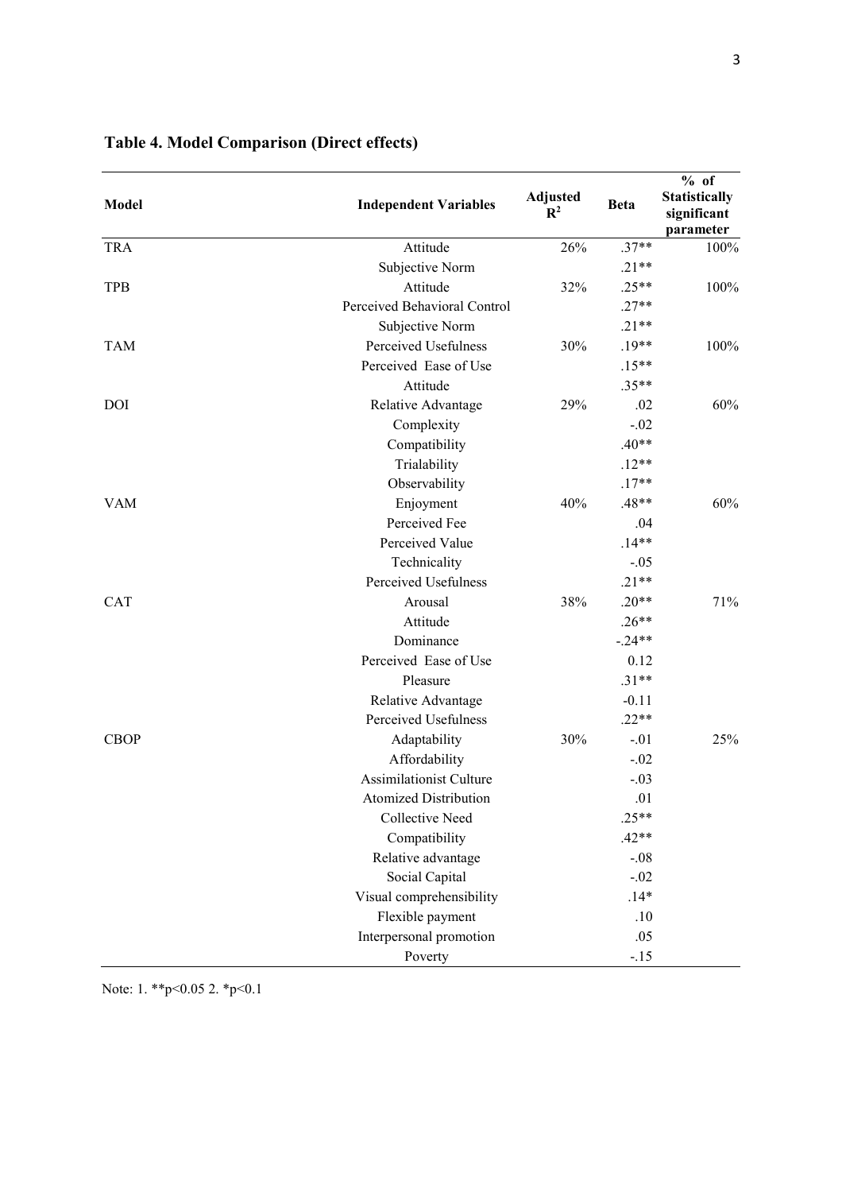**Table 4. Model Comparison (Direct effects)**

| Model | Independent Variables | Adjusted $R^2$ | Beta | % of Statistically significant parameter |
|---|---|---|---|---|
| TRA | Attitude | 26% | .37** | 100% |
| | Subjective Norm | | .21** | |
| TPB | Attitude | 32% | .25** | 100% |
| | Perceived Behavioral Control | | .27** | |
| | Subjective Norm | | .21** | |
| TAM | Perceived Usefulness | 30% | .19** | 100% |
| | Perceived Ease of Use | | .15** | |
| | Attitude | | .35** | |
| DOI | Relative Advantage | 29% | .02 | 60% |
| | Complexity | | -.02 | |
| | Compatibility | | .40** | |
| | Trialability | | .12** | |
| | Observability | | .17** | |
| VAM | Enjoyment | 40% | .48** | 60% |
| | Perceived Fee | | .04 | |
| | Perceived Value | | .14** | |
| | Technicality | | -.05 | |
| | Perceived Usefulness | | .21** | |
| CAT | Arousal | 38% | .20** | 71% |
| | Attitude | | .26** | |
| | Dominance | | -.24** | |
| | Perceived Ease of Use | | 0.12 | |
| | Pleasure | | .31** | |
| | Relative Advantage | | -0.11 | |
| | Perceived Usefulness | | .22** | |
| CBOP | Adaptability | 30% | -.01 | 25% |
| | Affordability | | -.02 | |
| | Assimilationist Culture | | -.03 | |
| | Atomized Distribution | | .01 | |
| | Collective Need | | .25** | |
| | Compatibility | | .42** | |
| | Relative advantage | | -.08 | |
| | Social Capital | | -.02 | |
| | Visual comprehensibility | | .14* | |
| | Flexible payment | | .10 | |
| | Interpersonal promotion | | .05 | |
| | Poverty | | -.15 | |

Note: 1. **$p<0.05$ 2. *$p<0.1$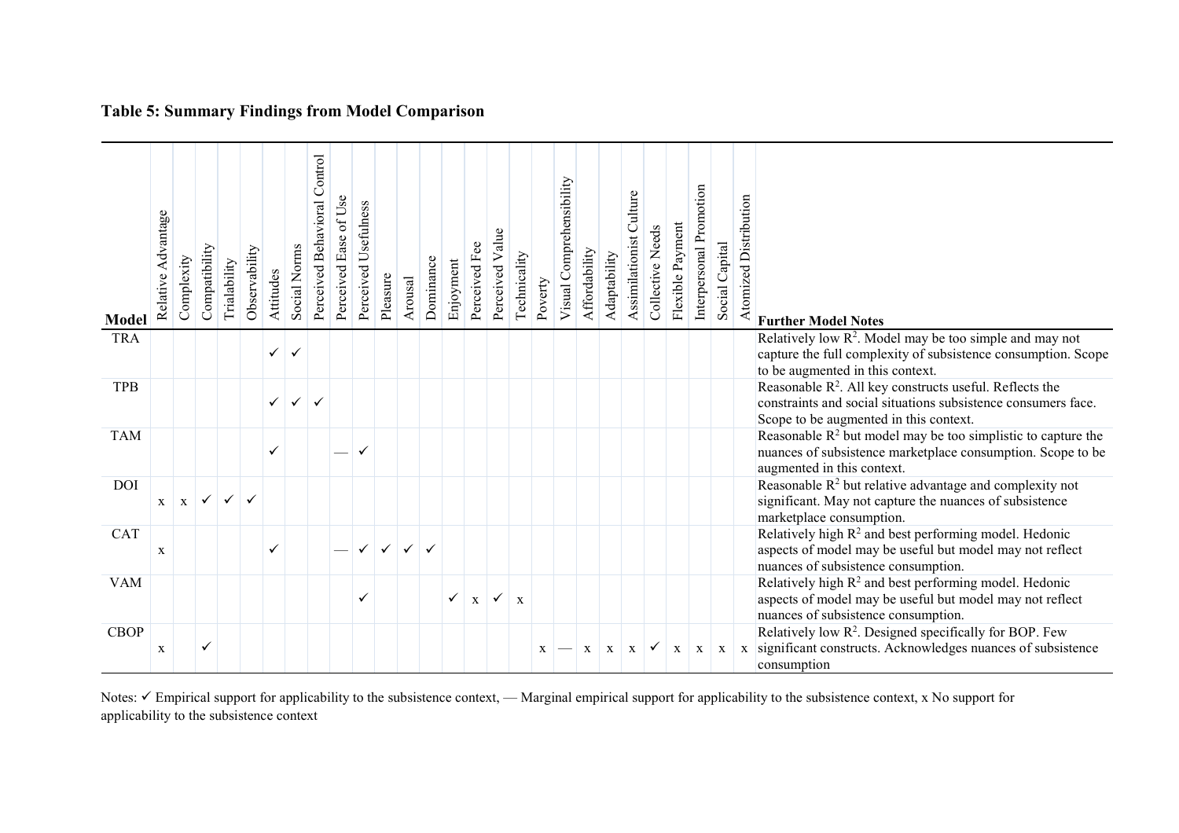**Table 5: Summary Findings from Model Comparison**

| Model | Relative Advantage | Complexity | Compatibility | Trialability | Observability | Attitudes | Social Norms | Perceived Behavioral Control | Perceived Ease of Use | Perceived Usefulness | Pleasure | Arousal | Dominance | Enjoyment | Perceived Fee | Perceived Value | Technicality | Poverty | Visual Comprehensibility | Affordability | Adaptability | Assimilationist Culture | Collective Needs | Flexible Payment | Interpersonal Promotion | Social Capital | Atomized Distribution | Further Model Notes |
|---|---|---|---|---|---|---|---|---|---|---|---|---|---|---|---|---|---|---|---|---|---|---|---|---|---|---|---|---|
| TRA | | | | | | ✓ | ✓ | | | | | | | | | | | | | | | | | | | | | Relatively low $R^2$. Model may be too simple and may not capture the full complexity of subsistence consumption. Scope to be augmented in this context. |
| TPB | | | | | | ✓ | ✓ | ✓ | | | | | | | | | | | | | | | | | | | | Reasonable $R^2$. All key constructs useful. Reflects the constraints and social situations subsistence consumers face. Scope to be augmented in this context. |
| TAM | | | | | | ✓ | | | — | ✓ | | | | | | | | | | | | | | | | | | Reasonable $R^2$ but model may be too simplistic to capture the nuances of subsistence marketplace consumption. Scope to be augmented in this context. |
| DOI | x | x | ✓ | ✓ | ✓ | | | | | | | | | | | | | | | | | | | | | | | Reasonable $R^2$ but relative advantage and complexity not significant. May not capture the nuances of subsistence marketplace consumption. |
| CAT | x | | | | | ✓ | | | — | ✓ | ✓ | ✓ | ✓ | | | | | | | | | | | | | | | Relatively high $R^2$ and best performing model. Hedonic aspects of model may be useful but model may not reflect nuances of subsistence consumption. |
| VAM | | | | | | | | | | ✓ | | | | ✓ | x | ✓ | x | | | | | | | | | | | Relatively high $R^2$ and best performing model. Hedonic aspects of model may be useful but model may not reflect nuances of subsistence consumption. |
| CBOP | x | | ✓ | | | | | | | | | | | | | | | x | — | x | x | x | ✓ | x | x | x | x | Relatively low $R^2$. Designed specifically for BOP. Few significant constructs. Acknowledges nuances of subsistence consumption |

Notes: ✓ Empirical support for applicability to the subsistence context, — Marginal empirical support for applicability to the subsistence context, x No support for applicability to the subsistence context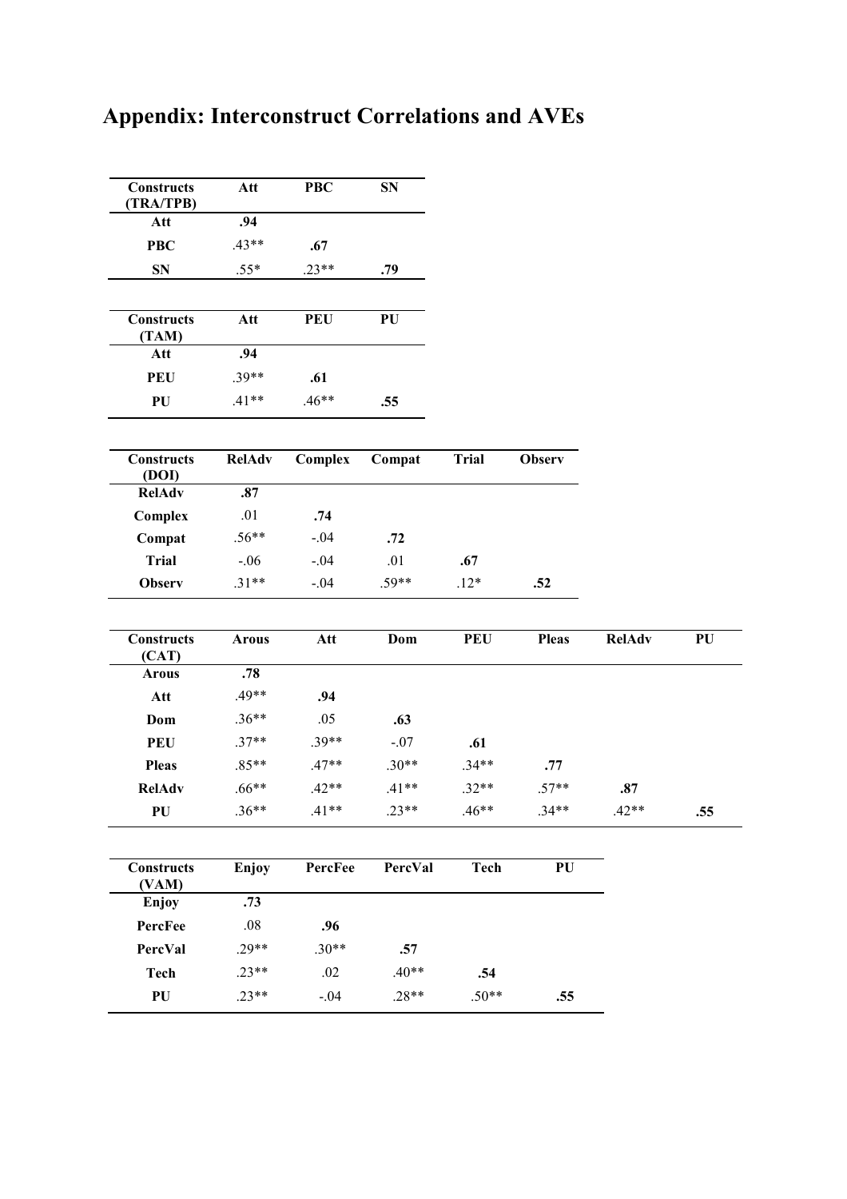# Appendix: Interconstruct Correlations and AVEs

| Constructs (TRA/TPB) | Att | PBC | SN |
|---|---|---|---|
| **Att** | **.94** | | |
| **PBC** | .43** | **.67** | |
| **SN** | .55* | .23** | **.79** |

| Constructs (TAM) | Att | PEU | PU |
|---|---|---|---|
| **Att** | **.94** | | |
| **PEU** | .39** | **.61** | |
| **PU** | .41** | .46** | **.55** |

| Constructs (DOI) | RelAdv | Complex | Compat | Trial | Observ |
|---|---|---|---|---|---|
| **RelAdv** | **.87** | | | | |
| **Complex** | .01 | **.74** | | | |
| **Compat** | .56** | -.04 | **.72** | | |
| **Trial** | -.06 | -.04 | .01 | **.67** | |
| **Observ** | .31** | -.04 | .59** | .12* | **.52** |

| Constructs (CAT) | Arous | Att | Dom | PEU | Pleas | RelAdv | PU |
|---|---|---|---|---|---|---|---|
| **Arous** | **.78** | | | | | | |
| **Att** | .49** | **.94** | | | | | |
| **Dom** | .36** | .05 | **.63** | | | | |
| **PEU** | .37** | .39** | -.07 | **.61** | | | |
| **Pleas** | .85** | .47** | .30** | .34** | **.77** | | |
| **RelAdv** | .66** | .42** | .41** | .32** | .57** | **.87** | |
| **PU** | .36** | .41** | .23** | .46** | .34** | .42** | **.55** |

| Constructs (VAM) | Enjoy | PercFee | PercVal | Tech | PU |
|---|---|---|---|---|---|
| **Enjoy** | **.73** | | | | |
| **PercFee** | .08 | **.96** | | | |
| **PercVal** | .29** | .30** | **.57** | | |
| **Tech** | .23** | .02 | .40** | **.54** | |
| **PU** | .23** | -.04 | .28** | .50** | **.55** |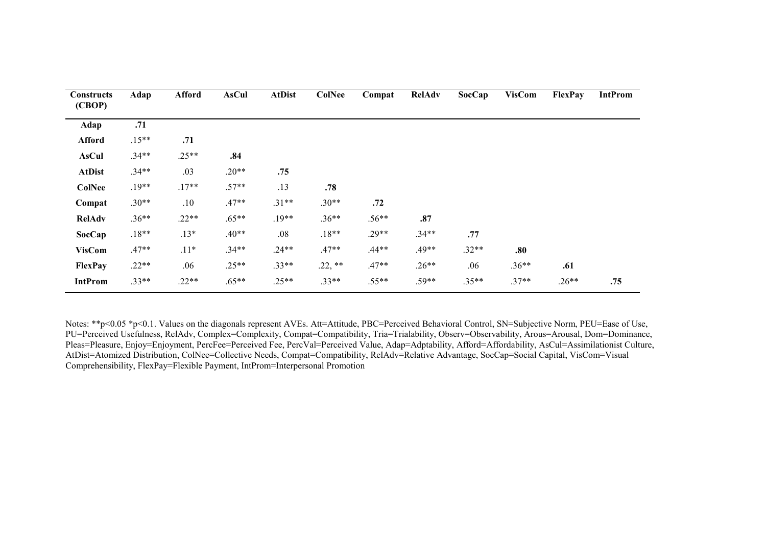| Constructs (CBOP) | Adap | Afford | AsCul | AtDist | ColNee | Compat | RelAdv | SocCap | VisCom | FlexPay | IntProm |
|---|---|---|---|---|---|---|---|---|---|---|---|
| **Adap** | **.71** | | | | | | | | | | |
| **Afford** | .15** | **.71** | | | | | | | | | |
| **AsCul** | .34** | .25** | **.84** | | | | | | | | |
| **AtDist** | .34** | .03 | .20** | **.75** | | | | | | | |
| **ColNee** | .19** | .17** | .57** | .13 | **.78** | | | | | | |
| **Compat** | .30** | .10 | .47** | .31** | .30** | **.72** | | | | | |
| **RelAdv** | .36** | .22** | .65** | .19** | .36** | .56** | **.87** | | | | |
| **SocCap** | .18** | .13* | .40** | .08 | .18** | .29** | .34** | **.77** | | | |
| **VisCom** | .47** | .11* | .34** | .24** | .47** | .44** | .49** | .32** | **.80** | | |
| **FlexPay** | .22** | .06 | .25** | .33** | .22, ** | .47** | .26** | .06 | .36** | **.61** | |
| **IntProm** | .33** | .22** | .65** | .25** | .33** | .55** | .59** | .35** | .37** | .26** | **.75** |

Notes: **p<0.05 *p<0.1. Values on the diagonals represent AVEs. Att=Attitude, PBC=Perceived Behavioral Control, SN=Subjective Norm, PEU=Ease of Use, PU=Perceived Usefulness, RelAdv, Complex=Complexity, Compat=Compatibility, Tria=Trialability, Observ=Observability, Arous=Arousal, Dom=Dominance, Pleas=Pleasure, Enjoy=Enjoyment, PercFee=Perceived Fee, PercVal=Perceived Value, Adap=Adptability, Afford=Affordability, AsCul=Assimilationist Culture, AtDist=Atomized Distribution, ColNee=Collective Needs, Compat=Compatibility, RelAdv=Relative Advantage, SocCap=Social Capital, VisCom=Visual Comprehensibility, FlexPay=Flexible Payment, IntProm=Interpersonal Promotion